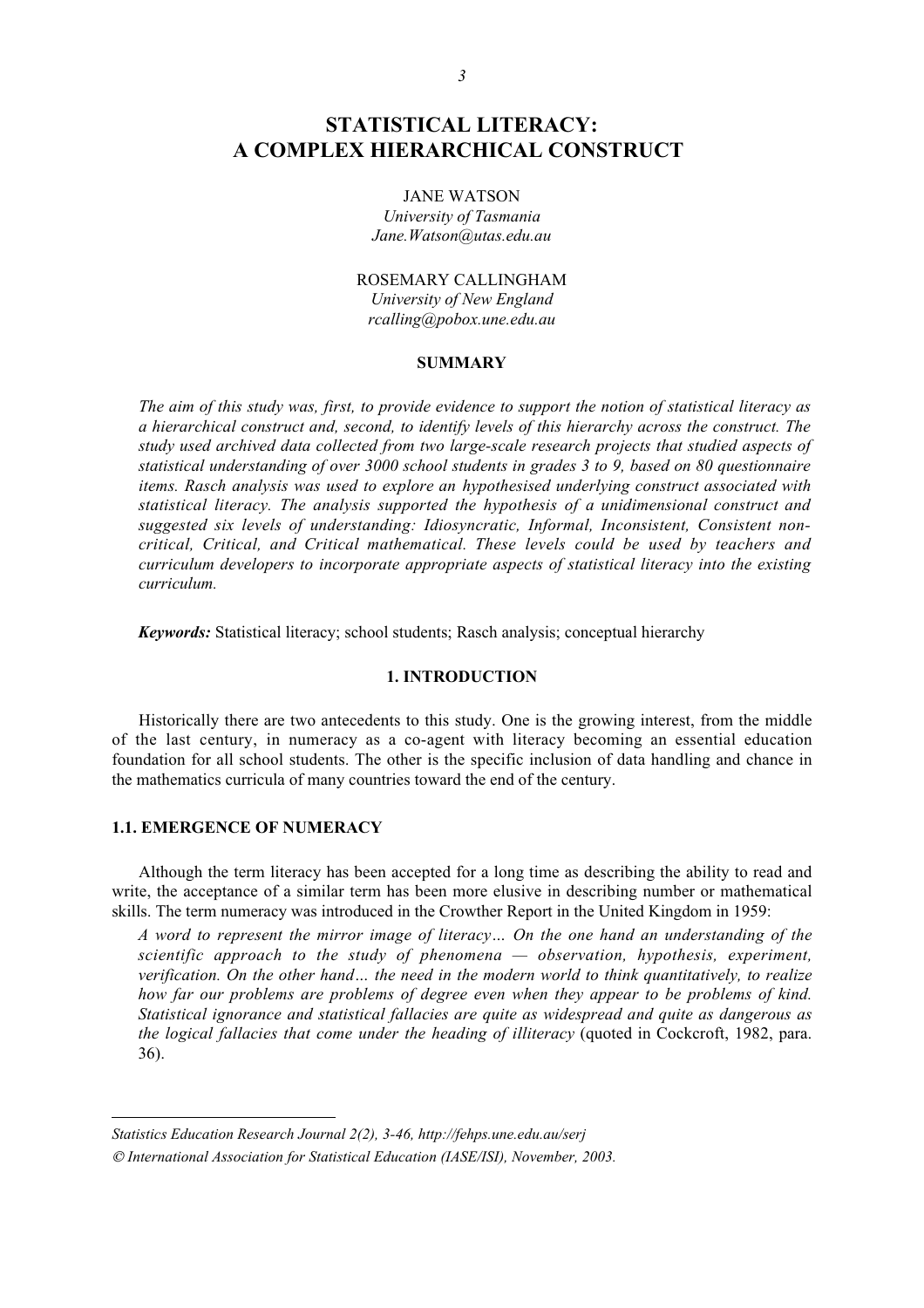# STATISTICAL LITERACY: A COMPLEX HIERARCHICAL CONSTRUCT

JANE WATSON
*University of Tasmania*
*Jane.Watson@utas.edu.au*

ROSEMARY CALLINGHAM
*University of New England*
*rcalling@pobox.une.edu.au*

## SUMMARY

*The aim of this study was, first, to provide evidence to support the notion of statistical literacy as a hierarchical construct and, second, to identify levels of this hierarchy across the construct. The study used archived data collected from two large-scale research projects that studied aspects of statistical understanding of over 3000 school students in grades 3 to 9, based on 80 questionnaire items. Rasch analysis was used to explore an hypothesised underlying construct associated with statistical literacy. The analysis supported the hypothesis of a unidimensional construct and suggested six levels of understanding: Idiosyncratic, Informal, Inconsistent, Consistent non-critical, Critical, and Critical mathematical. These levels could be used by teachers and curriculum developers to incorporate appropriate aspects of statistical literacy into the existing curriculum.*

***Keywords:*** Statistical literacy; school students; Rasch analysis; conceptual hierarchy

## 1. INTRODUCTION

Historically there are two antecedents to this study. One is the growing interest, from the middle of the last century, in numeracy as a co-agent with literacy becoming an essential education foundation for all school students. The other is the specific inclusion of data handling and chance in the mathematics curricula of many countries toward the end of the century.

### 1.1. EMERGENCE OF NUMERACY

Although the term literacy has been accepted for a long time as describing the ability to read and write, the acceptance of a similar term has been more elusive in describing number or mathematical skills. The term numeracy was introduced in the Crowther Report in the United Kingdom in 1959:

> *A word to represent the mirror image of literacy… On the one hand an understanding of the scientific approach to the study of phenomena — observation, hypothesis, experiment, verification. On the other hand… the need in the modern world to think quantitatively, to realize how far our problems are problems of degree even when they appear to be problems of kind. Statistical ignorance and statistical fallacies are quite as widespread and quite as dangerous as the logical fallacies that come under the heading of illiteracy* (quoted in Cockcroft, 1982, para. 36).

---

*Statistics Education Research Journal 2(2), 3-46, http://fehps.une.edu.au/serj*

*© International Association for Statistical Education (IASE/ISI), November, 2003.*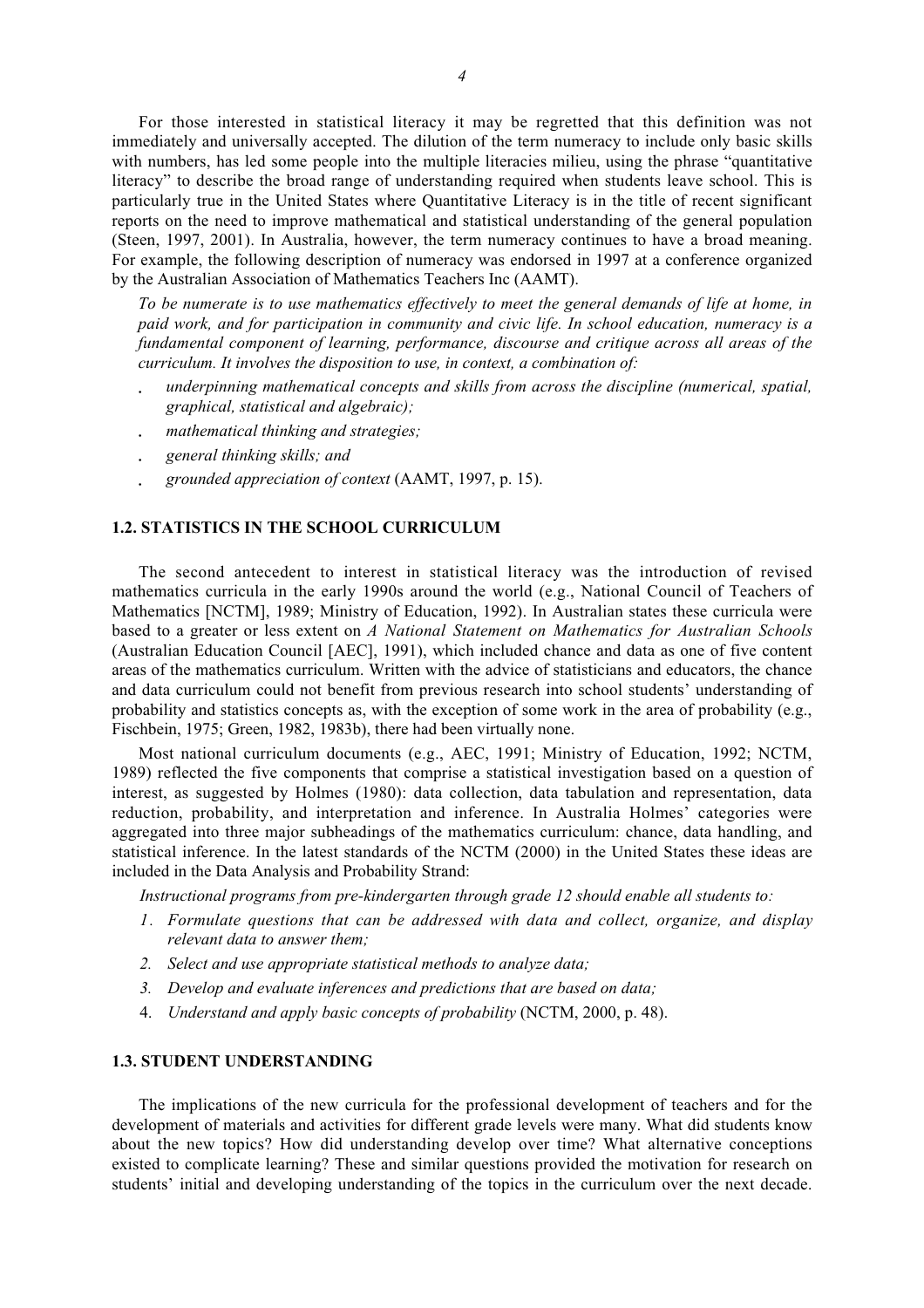For those interested in statistical literacy it may be regretted that this definition was not immediately and universally accepted. The dilution of the term numeracy to include only basic skills with numbers, has led some people into the multiple literacies milieu, using the phrase "quantitative literacy" to describe the broad range of understanding required when students leave school. This is particularly true in the United States where Quantitative Literacy is in the title of recent significant reports on the need to improve mathematical and statistical understanding of the general population (Steen, 1997, 2001). In Australia, however, the term numeracy continues to have a broad meaning. For example, the following description of numeracy was endorsed in 1997 at a conference organized by the Australian Association of Mathematics Teachers Inc (AAMT).

> *To be numerate is to use mathematics effectively to meet the general demands of life at home, in paid work, and for participation in community and civic life. In school education, numeracy is a fundamental component of learning, performance, discourse and critique across all areas of the curriculum. It involves the disposition to use, in context, a combination of:*
>
> - *underpinning mathematical concepts and skills from across the discipline (numerical, spatial, graphical, statistical and algebraic);*
> - *mathematical thinking and strategies;*
> - *general thinking skills; and*
> - *grounded appreciation of context* (AAMT, 1997, p. 15).

### 1.2. STATISTICS IN THE SCHOOL CURRICULUM

The second antecedent to interest in statistical literacy was the introduction of revised mathematics curricula in the early 1990s around the world (e.g., National Council of Teachers of Mathematics [NCTM], 1989; Ministry of Education, 1992). In Australian states these curricula were based to a greater or less extent on *A National Statement on Mathematics for Australian Schools* (Australian Education Council [AEC], 1991), which included chance and data as one of five content areas of the mathematics curriculum. Written with the advice of statisticians and educators, the chance and data curriculum could not benefit from previous research into school students' understanding of probability and statistics concepts as, with the exception of some work in the area of probability (e.g., Fischbein, 1975; Green, 1982, 1983b), there had been virtually none.

Most national curriculum documents (e.g., AEC, 1991; Ministry of Education, 1992; NCTM, 1989) reflected the five components that comprise a statistical investigation based on a question of interest, as suggested by Holmes (1980): data collection, data tabulation and representation, data reduction, probability, and interpretation and inference. In Australia Holmes' categories were aggregated into three major subheadings of the mathematics curriculum: chance, data handling, and statistical inference. In the latest standards of the NCTM (2000) in the United States these ideas are included in the Data Analysis and Probability Strand:

> *Instructional programs from pre-kindergarten through grade 12 should enable all students to:*
>
> 1. *Formulate questions that can be addressed with data and collect, organize, and display relevant data to answer them;*
> 2. *Select and use appropriate statistical methods to analyze data;*
> 3. *Develop and evaluate inferences and predictions that are based on data;*
> 4. *Understand and apply basic concepts of probability* (NCTM, 2000, p. 48).

### 1.3. STUDENT UNDERSTANDING

The implications of the new curricula for the professional development of teachers and for the development of materials and activities for different grade levels were many. What did students know about the new topics? How did understanding develop over time? What alternative conceptions existed to complicate learning? These and similar questions provided the motivation for research on students' initial and developing understanding of the topics in the curriculum over the next decade.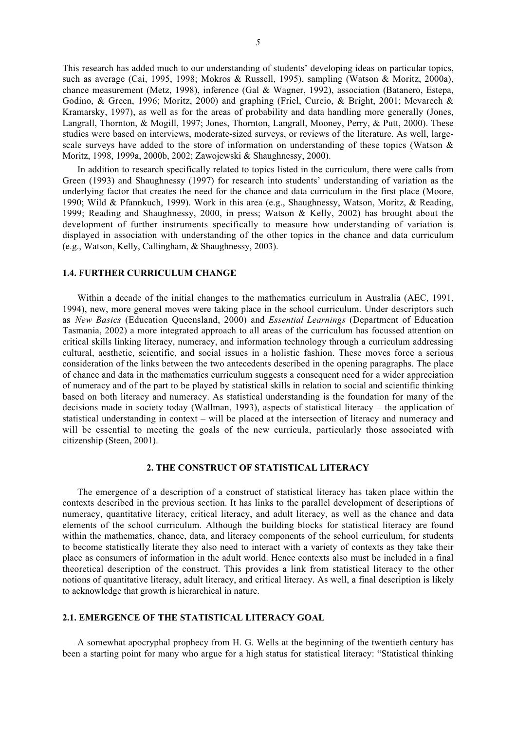This research has added much to our understanding of students' developing ideas on particular topics, such as average (Cai, 1995, 1998; Mokros & Russell, 1995), sampling (Watson & Moritz, 2000a), chance measurement (Metz, 1998), inference (Gal & Wagner, 1992), association (Batanero, Estepa, Godino, & Green, 1996; Moritz, 2000) and graphing (Friel, Curcio, & Bright, 2001; Mevarech & Kramarsky, 1997), as well as for the areas of probability and data handling more generally (Jones, Langrall, Thornton, & Mogill, 1997; Jones, Thornton, Langrall, Mooney, Perry, & Putt, 2000). These studies were based on interviews, moderate-sized surveys, or reviews of the literature. As well, large-scale surveys have added to the store of information on understanding of these topics (Watson & Moritz, 1998, 1999a, 2000b, 2002; Zawojewski & Shaughnessy, 2000).

In addition to research specifically related to topics listed in the curriculum, there were calls from Green (1993) and Shaughnessy (1997) for research into students' understanding of variation as the underlying factor that creates the need for the chance and data curriculum in the first place (Moore, 1990; Wild & Pfannkuch, 1999). Work in this area (e.g., Shaughnessy, Watson, Moritz, & Reading, 1999; Reading and Shaughnessy, 2000, in press; Watson & Kelly, 2002) has brought about the development of further instruments specifically to measure how understanding of variation is displayed in association with understanding of the other topics in the chance and data curriculum (e.g., Watson, Kelly, Callingham, & Shaughnessy, 2003).

### 1.4. FURTHER CURRICULUM CHANGE

Within a decade of the initial changes to the mathematics curriculum in Australia (AEC, 1991, 1994), new, more general moves were taking place in the school curriculum. Under descriptors such as *New Basics* (Education Queensland, 2000) and *Essential Learnings* (Department of Education Tasmania, 2002) a more integrated approach to all areas of the curriculum has focussed attention on critical skills linking literacy, numeracy, and information technology through a curriculum addressing cultural, aesthetic, scientific, and social issues in a holistic fashion. These moves force a serious consideration of the links between the two antecedents described in the opening paragraphs. The place of chance and data in the mathematics curriculum suggests a consequent need for a wider appreciation of numeracy and of the part to be played by statistical skills in relation to social and scientific thinking based on both literacy and numeracy. As statistical understanding is the foundation for many of the decisions made in society today (Wallman, 1993), aspects of statistical literacy – the application of statistical understanding in context – will be placed at the intersection of literacy and numeracy and will be essential to meeting the goals of the new curricula, particularly those associated with citizenship (Steen, 2001).

## 2. THE CONSTRUCT OF STATISTICAL LITERACY

The emergence of a description of a construct of statistical literacy has taken place within the contexts described in the previous section. It has links to the parallel development of descriptions of numeracy, quantitative literacy, critical literacy, and adult literacy, as well as the chance and data elements of the school curriculum. Although the building blocks for statistical literacy are found within the mathematics, chance, data, and literacy components of the school curriculum, for students to become statistically literate they also need to interact with a variety of contexts as they take their place as consumers of information in the adult world. Hence contexts also must be included in a final theoretical description of the construct. This provides a link from statistical literacy to the other notions of quantitative literacy, adult literacy, and critical literacy. As well, a final description is likely to acknowledge that growth is hierarchical in nature.

### 2.1. EMERGENCE OF THE STATISTICAL LITERACY GOAL

A somewhat apocryphal prophecy from H. G. Wells at the beginning of the twentieth century has been a starting point for many who argue for a high status for statistical literacy: "Statistical thinking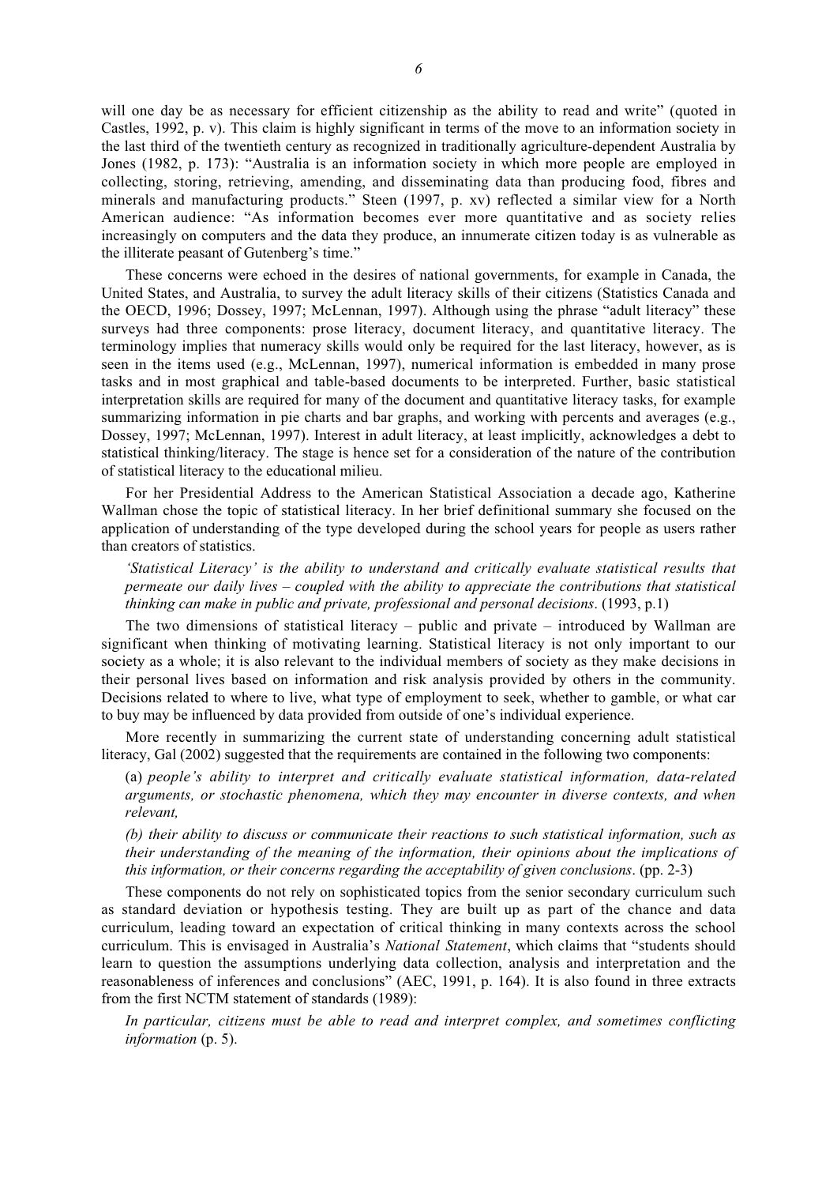will one day be as necessary for efficient citizenship as the ability to read and write" (quoted in Castles, 1992, p. v). This claim is highly significant in terms of the move to an information society in the last third of the twentieth century as recognized in traditionally agriculture-dependent Australia by Jones (1982, p. 173): "Australia is an information society in which more people are employed in collecting, storing, retrieving, amending, and disseminating data than producing food, fibres and minerals and manufacturing products." Steen (1997, p. xv) reflected a similar view for a North American audience: "As information becomes ever more quantitative and as society relies increasingly on computers and the data they produce, an innumerate citizen today is as vulnerable as the illiterate peasant of Gutenberg's time."

These concerns were echoed in the desires of national governments, for example in Canada, the United States, and Australia, to survey the adult literacy skills of their citizens (Statistics Canada and the OECD, 1996; Dossey, 1997; McLennan, 1997). Although using the phrase "adult literacy" these surveys had three components: prose literacy, document literacy, and quantitative literacy. The terminology implies that numeracy skills would only be required for the last literacy, however, as is seen in the items used (e.g., McLennan, 1997), numerical information is embedded in many prose tasks and in most graphical and table-based documents to be interpreted. Further, basic statistical interpretation skills are required for many of the document and quantitative literacy tasks, for example summarizing information in pie charts and bar graphs, and working with percents and averages (e.g., Dossey, 1997; McLennan, 1997). Interest in adult literacy, at least implicitly, acknowledges a debt to statistical thinking/literacy. The stage is hence set for a consideration of the nature of the contribution of statistical literacy to the educational milieu.

For her Presidential Address to the American Statistical Association a decade ago, Katherine Wallman chose the topic of statistical literacy. In her brief definitional summary she focused on the application of understanding of the type developed during the school years for people as users rather than creators of statistics.

> *'Statistical Literacy' is the ability to understand and critically evaluate statistical results that permeate our daily lives – coupled with the ability to appreciate the contributions that statistical thinking can make in public and private, professional and personal decisions*. (1993, p.1)

The two dimensions of statistical literacy – public and private – introduced by Wallman are significant when thinking of motivating learning. Statistical literacy is not only important to our society as a whole; it is also relevant to the individual members of society as they make decisions in their personal lives based on information and risk analysis provided by others in the community. Decisions related to where to live, what type of employment to seek, whether to gamble, or what car to buy may be influenced by data provided from outside of one's individual experience.

More recently in summarizing the current state of understanding concerning adult statistical literacy, Gal (2002) suggested that the requirements are contained in the following two components:

> (a) *people's ability to interpret and critically evaluate statistical information, data-related arguments, or stochastic phenomena, which they may encounter in diverse contexts, and when relevant,*
>
> *(b) their ability to discuss or communicate their reactions to such statistical information, such as their understanding of the meaning of the information, their opinions about the implications of this information, or their concerns regarding the acceptability of given conclusions*. (pp. 2-3)

These components do not rely on sophisticated topics from the senior secondary curriculum such as standard deviation or hypothesis testing. They are built up as part of the chance and data curriculum, leading toward an expectation of critical thinking in many contexts across the school curriculum. This is envisaged in Australia's *National Statement*, which claims that "students should learn to question the assumptions underlying data collection, analysis and interpretation and the reasonableness of inferences and conclusions" (AEC, 1991, p. 164). It is also found in three extracts from the first NCTM statement of standards (1989):

> *In particular, citizens must be able to read and interpret complex, and sometimes conflicting information* (p. 5).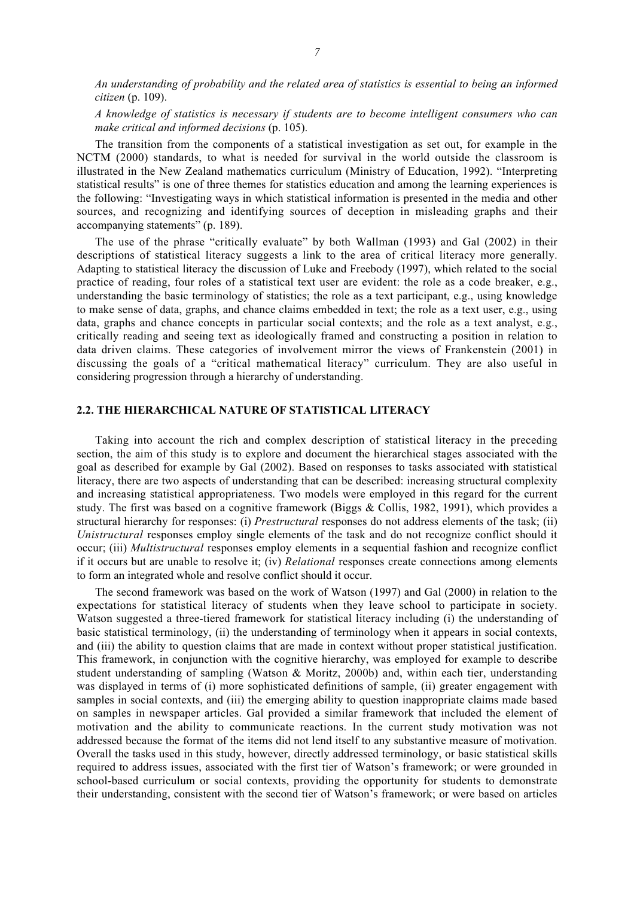*An understanding of probability and the related area of statistics is essential to being an informed citizen* (p. 109).

*A knowledge of statistics is necessary if students are to become intelligent consumers who can make critical and informed decisions* (p. 105).

The transition from the components of a statistical investigation as set out, for example in the NCTM (2000) standards, to what is needed for survival in the world outside the classroom is illustrated in the New Zealand mathematics curriculum (Ministry of Education, 1992). "Interpreting statistical results" is one of three themes for statistics education and among the learning experiences is the following: "Investigating ways in which statistical information is presented in the media and other sources, and recognizing and identifying sources of deception in misleading graphs and their accompanying statements" (p. 189).

The use of the phrase "critically evaluate" by both Wallman (1993) and Gal (2002) in their descriptions of statistical literacy suggests a link to the area of critical literacy more generally. Adapting to statistical literacy the discussion of Luke and Freebody (1997), which related to the social practice of reading, four roles of a statistical text user are evident: the role as a code breaker, e.g., understanding the basic terminology of statistics; the role as a text participant, e.g., using knowledge to make sense of data, graphs, and chance claims embedded in text; the role as a text user, e.g., using data, graphs and chance concepts in particular social contexts; and the role as a text analyst, e.g., critically reading and seeing text as ideologically framed and constructing a position in relation to data driven claims. These categories of involvement mirror the views of Frankenstein (2001) in discussing the goals of a "critical mathematical literacy" curriculum. They are also useful in considering progression through a hierarchy of understanding.

## 2.2. THE HIERARCHICAL NATURE OF STATISTICAL LITERACY

Taking into account the rich and complex description of statistical literacy in the preceding section, the aim of this study is to explore and document the hierarchical stages associated with the goal as described for example by Gal (2002). Based on responses to tasks associated with statistical literacy, there are two aspects of understanding that can be described: increasing structural complexity and increasing statistical appropriateness. Two models were employed in this regard for the current study. The first was based on a cognitive framework (Biggs & Collis, 1982, 1991), which provides a structural hierarchy for responses: (i) *Prestructural* responses do not address elements of the task; (ii) *Unistructural* responses employ single elements of the task and do not recognize conflict should it occur; (iii) *Multistructural* responses employ elements in a sequential fashion and recognize conflict if it occurs but are unable to resolve it; (iv) *Relational* responses create connections among elements to form an integrated whole and resolve conflict should it occur.

The second framework was based on the work of Watson (1997) and Gal (2000) in relation to the expectations for statistical literacy of students when they leave school to participate in society. Watson suggested a three-tiered framework for statistical literacy including (i) the understanding of basic statistical terminology, (ii) the understanding of terminology when it appears in social contexts, and (iii) the ability to question claims that are made in context without proper statistical justification. This framework, in conjunction with the cognitive hierarchy, was employed for example to describe student understanding of sampling (Watson & Moritz, 2000b) and, within each tier, understanding was displayed in terms of (i) more sophisticated definitions of sample, (ii) greater engagement with samples in social contexts, and (iii) the emerging ability to question inappropriate claims made based on samples in newspaper articles. Gal provided a similar framework that included the element of motivation and the ability to communicate reactions. In the current study motivation was not addressed because the format of the items did not lend itself to any substantive measure of motivation. Overall the tasks used in this study, however, directly addressed terminology, or basic statistical skills required to address issues, associated with the first tier of Watson's framework; or were grounded in school-based curriculum or social contexts, providing the opportunity for students to demonstrate their understanding, consistent with the second tier of Watson's framework; or were based on articles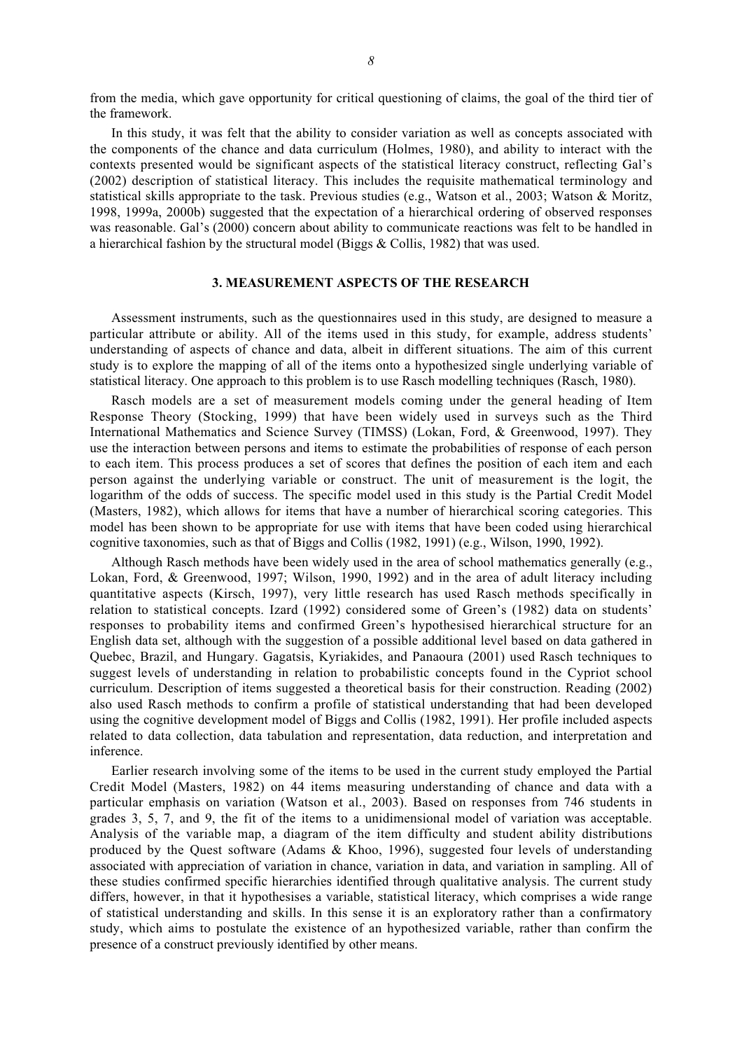from the media, which gave opportunity for critical questioning of claims, the goal of the third tier of the framework.

In this study, it was felt that the ability to consider variation as well as concepts associated with the components of the chance and data curriculum (Holmes, 1980), and ability to interact with the contexts presented would be significant aspects of the statistical literacy construct, reflecting Gal's (2002) description of statistical literacy. This includes the requisite mathematical terminology and statistical skills appropriate to the task. Previous studies (e.g., Watson et al., 2003; Watson & Moritz, 1998, 1999a, 2000b) suggested that the expectation of a hierarchical ordering of observed responses was reasonable. Gal's (2000) concern about ability to communicate reactions was felt to be handled in a hierarchical fashion by the structural model (Biggs & Collis, 1982) that was used.

## 3. MEASUREMENT ASPECTS OF THE RESEARCH

Assessment instruments, such as the questionnaires used in this study, are designed to measure a particular attribute or ability. All of the items used in this study, for example, address students' understanding of aspects of chance and data, albeit in different situations. The aim of this current study is to explore the mapping of all of the items onto a hypothesized single underlying variable of statistical literacy. One approach to this problem is to use Rasch modelling techniques (Rasch, 1980).

Rasch models are a set of measurement models coming under the general heading of Item Response Theory (Stocking, 1999) that have been widely used in surveys such as the Third International Mathematics and Science Survey (TIMSS) (Lokan, Ford, & Greenwood, 1997). They use the interaction between persons and items to estimate the probabilities of response of each person to each item. This process produces a set of scores that defines the position of each item and each person against the underlying variable or construct. The unit of measurement is the logit, the logarithm of the odds of success. The specific model used in this study is the Partial Credit Model (Masters, 1982), which allows for items that have a number of hierarchical scoring categories. This model has been shown to be appropriate for use with items that have been coded using hierarchical cognitive taxonomies, such as that of Biggs and Collis (1982, 1991) (e.g., Wilson, 1990, 1992).

Although Rasch methods have been widely used in the area of school mathematics generally (e.g., Lokan, Ford, & Greenwood, 1997; Wilson, 1990, 1992) and in the area of adult literacy including quantitative aspects (Kirsch, 1997), very little research has used Rasch methods specifically in relation to statistical concepts. Izard (1992) considered some of Green's (1982) data on students' responses to probability items and confirmed Green's hypothesised hierarchical structure for an English data set, although with the suggestion of a possible additional level based on data gathered in Quebec, Brazil, and Hungary. Gagatsis, Kyriakides, and Panaoura (2001) used Rasch techniques to suggest levels of understanding in relation to probabilistic concepts found in the Cypriot school curriculum. Description of items suggested a theoretical basis for their construction. Reading (2002) also used Rasch methods to confirm a profile of statistical understanding that had been developed using the cognitive development model of Biggs and Collis (1982, 1991). Her profile included aspects related to data collection, data tabulation and representation, data reduction, and interpretation and inference.

Earlier research involving some of the items to be used in the current study employed the Partial Credit Model (Masters, 1982) on 44 items measuring understanding of chance and data with a particular emphasis on variation (Watson et al., 2003). Based on responses from 746 students in grades 3, 5, 7, and 9, the fit of the items to a unidimensional model of variation was acceptable. Analysis of the variable map, a diagram of the item difficulty and student ability distributions produced by the Quest software (Adams & Khoo, 1996), suggested four levels of understanding associated with appreciation of variation in chance, variation in data, and variation in sampling. All of these studies confirmed specific hierarchies identified through qualitative analysis. The current study differs, however, in that it hypothesises a variable, statistical literacy, which comprises a wide range of statistical understanding and skills. In this sense it is an exploratory rather than a confirmatory study, which aims to postulate the existence of an hypothesized variable, rather than confirm the presence of a construct previously identified by other means.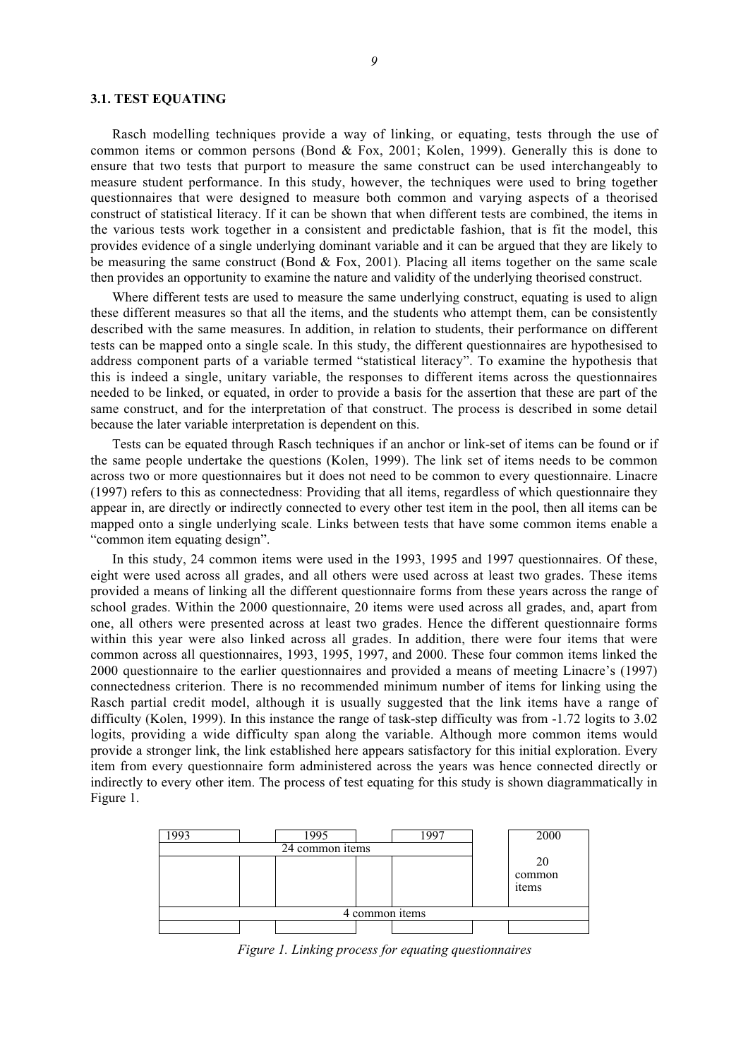### 3.1. TEST EQUATING

Rasch modelling techniques provide a way of linking, or equating, tests through the use of common items or common persons (Bond & Fox, 2001; Kolen, 1999). Generally this is done to ensure that two tests that purport to measure the same construct can be used interchangeably to measure student performance. In this study, however, the techniques were used to bring together questionnaires that were designed to measure both common and varying aspects of a theorised construct of statistical literacy. If it can be shown that when different tests are combined, the items in the various tests work together in a consistent and predictable fashion, that is fit the model, this provides evidence of a single underlying dominant variable and it can be argued that they are likely to be measuring the same construct (Bond & Fox, 2001). Placing all items together on the same scale then provides an opportunity to examine the nature and validity of the underlying theorised construct.

Where different tests are used to measure the same underlying construct, equating is used to align these different measures so that all the items, and the students who attempt them, can be consistently described with the same measures. In addition, in relation to students, their performance on different tests can be mapped onto a single scale. In this study, the different questionnaires are hypothesised to address component parts of a variable termed "statistical literacy". To examine the hypothesis that this is indeed a single, unitary variable, the responses to different items across the questionnaires needed to be linked, or equated, in order to provide a basis for the assertion that these are part of the same construct, and for the interpretation of that construct. The process is described in some detail because the later variable interpretation is dependent on this.

Tests can be equated through Rasch techniques if an anchor or link-set of items can be found or if the same people undertake the questions (Kolen, 1999). The link set of items needs to be common across two or more questionnaires but it does not need to be common to every questionnaire. Linacre (1997) refers to this as connectedness: Providing that all items, regardless of which questionnaire they appear in, are directly or indirectly connected to every other test item in the pool, then all items can be mapped onto a single underlying scale. Links between tests that have some common items enable a "common item equating design".

In this study, 24 common items were used in the 1993, 1995 and 1997 questionnaires. Of these, eight were used across all grades, and all others were used across at least two grades. These items provided a means of linking all the different questionnaire forms from these years across the range of school grades. Within the 2000 questionnaire, 20 items were used across all grades, and, apart from one, all others were presented across at least two grades. Hence the different questionnaire forms within this year were also linked across all grades. In addition, there were four items that were common across all questionnaires, 1993, 1995, 1997, and 2000. These four common items linked the 2000 questionnaire to the earlier questionnaires and provided a means of meeting Linacre's (1997) connectedness criterion. There is no recommended minimum number of items for linking using the Rasch partial credit model, although it is usually suggested that the link items have a range of difficulty (Kolen, 1999). In this instance the range of task-step difficulty was from -1.72 logits to 3.02 logits, providing a wide difficulty span along the variable. Although more common items would provide a stronger link, the link established here appears satisfactory for this initial exploration. Every item from every questionnaire form administered across the years was hence connected directly or indirectly to every other item. The process of test equating for this study is shown diagrammatically in Figure 1.

| 1993 | | 1995 | | 1997 | | 2000 |
|---|---|---|---|---|---|---|
| 24 common items | | | | | | |
| | | | | | | 20 common items |
| 4 common items | | | | | | |
| | | | | | | |

*Figure 1. Linking process for equating questionnaires*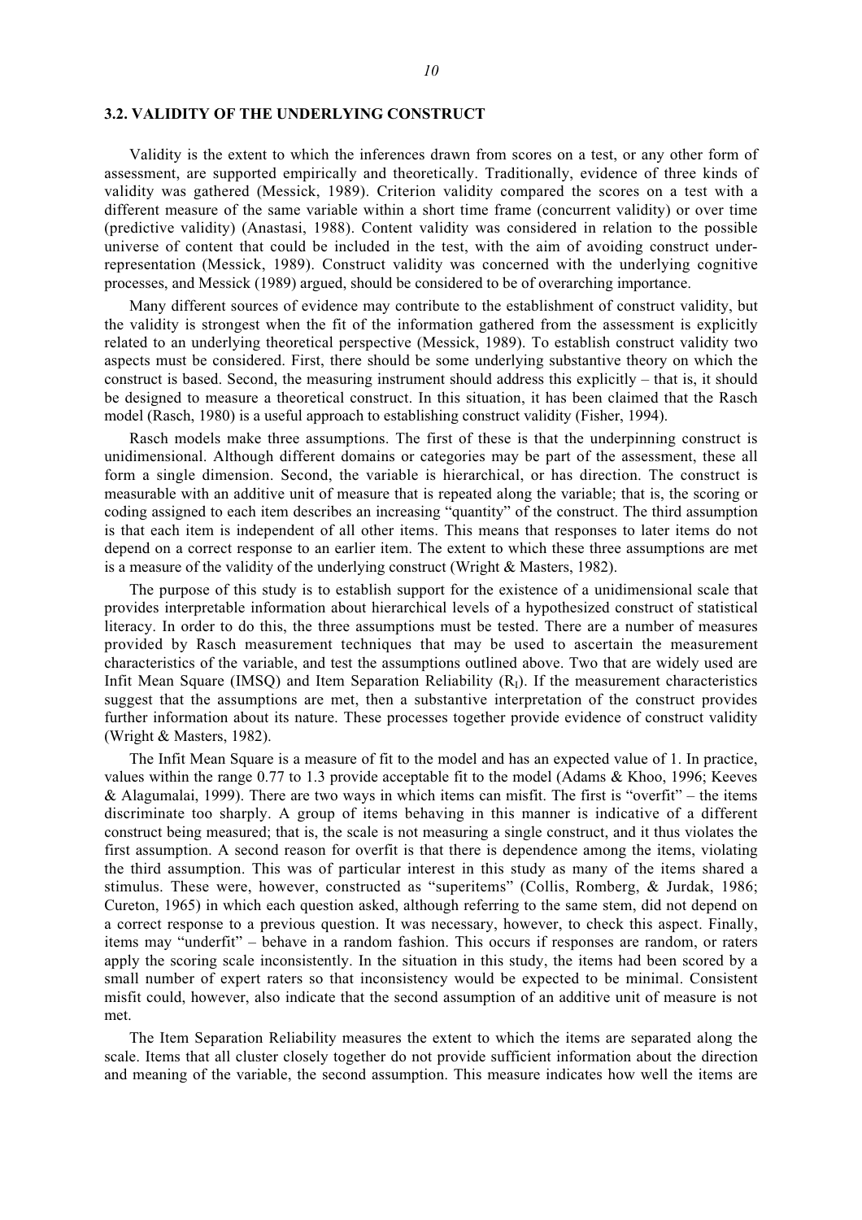### 3.2. VALIDITY OF THE UNDERLYING CONSTRUCT

Validity is the extent to which the inferences drawn from scores on a test, or any other form of assessment, are supported empirically and theoretically. Traditionally, evidence of three kinds of validity was gathered (Messick, 1989). Criterion validity compared the scores on a test with a different measure of the same variable within a short time frame (concurrent validity) or over time (predictive validity) (Anastasi, 1988). Content validity was considered in relation to the possible universe of content that could be included in the test, with the aim of avoiding construct under-representation (Messick, 1989). Construct validity was concerned with the underlying cognitive processes, and Messick (1989) argued, should be considered to be of overarching importance.

Many different sources of evidence may contribute to the establishment of construct validity, but the validity is strongest when the fit of the information gathered from the assessment is explicitly related to an underlying theoretical perspective (Messick, 1989). To establish construct validity two aspects must be considered. First, there should be some underlying substantive theory on which the construct is based. Second, the measuring instrument should address this explicitly – that is, it should be designed to measure a theoretical construct. In this situation, it has been claimed that the Rasch model (Rasch, 1980) is a useful approach to establishing construct validity (Fisher, 1994).

Rasch models make three assumptions. The first of these is that the underpinning construct is unidimensional. Although different domains or categories may be part of the assessment, these all form a single dimension. Second, the variable is hierarchical, or has direction. The construct is measurable with an additive unit of measure that is repeated along the variable; that is, the scoring or coding assigned to each item describes an increasing "quantity" of the construct. The third assumption is that each item is independent of all other items. This means that responses to later items do not depend on a correct response to an earlier item. The extent to which these three assumptions are met is a measure of the validity of the underlying construct (Wright & Masters, 1982).

The purpose of this study is to establish support for the existence of a unidimensional scale that provides interpretable information about hierarchical levels of a hypothesized construct of statistical literacy. In order to do this, the three assumptions must be tested. There are a number of measures provided by Rasch measurement techniques that may be used to ascertain the measurement characteristics of the variable, and test the assumptions outlined above. Two that are widely used are Infit Mean Square (IMSQ) and Item Separation Reliability ($R_I$). If the measurement characteristics suggest that the assumptions are met, then a substantive interpretation of the construct provides further information about its nature. These processes together provide evidence of construct validity (Wright & Masters, 1982).

The Infit Mean Square is a measure of fit to the model and has an expected value of 1. In practice, values within the range 0.77 to 1.3 provide acceptable fit to the model (Adams & Khoo, 1996; Keeves & Alagumalai, 1999). There are two ways in which items can misfit. The first is "overfit" – the items discriminate too sharply. A group of items behaving in this manner is indicative of a different construct being measured; that is, the scale is not measuring a single construct, and it thus violates the first assumption. A second reason for overfit is that there is dependence among the items, violating the third assumption. This was of particular interest in this study as many of the items shared a stimulus. These were, however, constructed as "superitems" (Collis, Romberg, & Jurdak, 1986; Cureton, 1965) in which each question asked, although referring to the same stem, did not depend on a correct response to a previous question. It was necessary, however, to check this aspect. Finally, items may "underfit" – behave in a random fashion. This occurs if responses are random, or raters apply the scoring scale inconsistently. In the situation in this study, the items had been scored by a small number of expert raters so that inconsistency would be expected to be minimal. Consistent misfit could, however, also indicate that the second assumption of an additive unit of measure is not met.

The Item Separation Reliability measures the extent to which the items are separated along the scale. Items that all cluster closely together do not provide sufficient information about the direction and meaning of the variable, the second assumption. This measure indicates how well the items are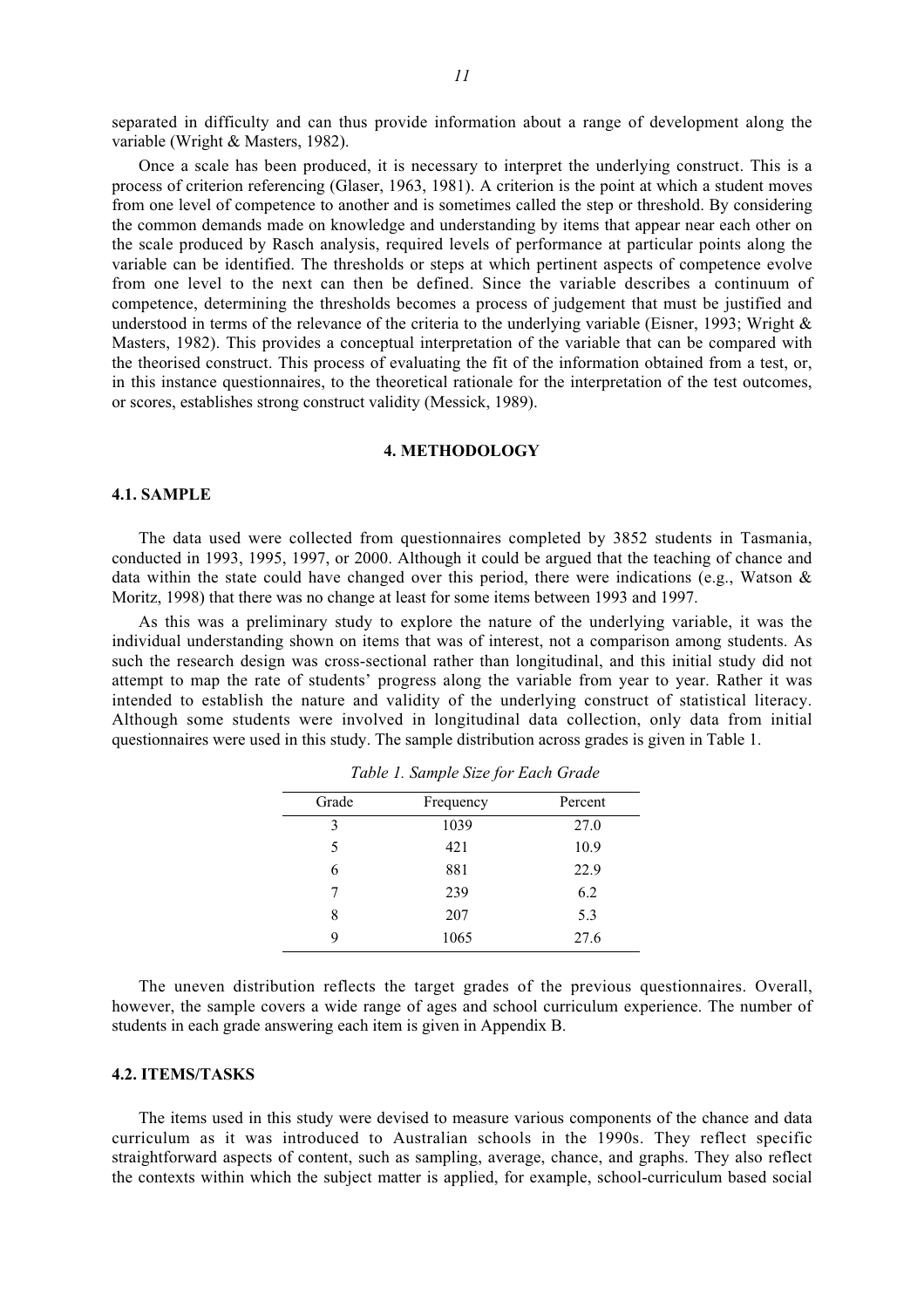separated in difficulty and can thus provide information about a range of development along the variable (Wright & Masters, 1982).

Once a scale has been produced, it is necessary to interpret the underlying construct. This is a process of criterion referencing (Glaser, 1963, 1981). A criterion is the point at which a student moves from one level of competence to another and is sometimes called the step or threshold. By considering the common demands made on knowledge and understanding by items that appear near each other on the scale produced by Rasch analysis, required levels of performance at particular points along the variable can be identified. The thresholds or steps at which pertinent aspects of competence evolve from one level to the next can then be defined. Since the variable describes a continuum of competence, determining the thresholds becomes a process of judgement that must be justified and understood in terms of the relevance of the criteria to the underlying variable (Eisner, 1993; Wright & Masters, 1982). This provides a conceptual interpretation of the variable that can be compared with the theorised construct. This process of evaluating the fit of the information obtained from a test, or, in this instance questionnaires, to the theoretical rationale for the interpretation of the test outcomes, or scores, establishes strong construct validity (Messick, 1989).

## 4. METHODOLOGY

### 4.1. SAMPLE

The data used were collected from questionnaires completed by 3852 students in Tasmania, conducted in 1993, 1995, 1997, or 2000. Although it could be argued that the teaching of chance and data within the state could have changed over this period, there were indications (e.g., Watson & Moritz, 1998) that there was no change at least for some items between 1993 and 1997.

As this was a preliminary study to explore the nature of the underlying variable, it was the individual understanding shown on items that was of interest, not a comparison among students. As such the research design was cross-sectional rather than longitudinal, and this initial study did not attempt to map the rate of students' progress along the variable from year to year. Rather it was intended to establish the nature and validity of the underlying construct of statistical literacy. Although some students were involved in longitudinal data collection, only data from initial questionnaires were used in this study. The sample distribution across grades is given in Table 1.

*Table 1. Sample Size for Each Grade*

| Grade | Frequency | Percent |
|---|---|---|
| 3 | 1039 | 27.0 |
| 5 | 421 | 10.9 |
| 6 | 881 | 22.9 |
| 7 | 239 | 6.2 |
| 8 | 207 | 5.3 |
| 9 | 1065 | 27.6 |

The uneven distribution reflects the target grades of the previous questionnaires. Overall, however, the sample covers a wide range of ages and school curriculum experience. The number of students in each grade answering each item is given in Appendix B.

### 4.2. ITEMS/TASKS

The items used in this study were devised to measure various components of the chance and data curriculum as it was introduced to Australian schools in the 1990s. They reflect specific straightforward aspects of content, such as sampling, average, chance, and graphs. They also reflect the contexts within which the subject matter is applied, for example, school-curriculum based social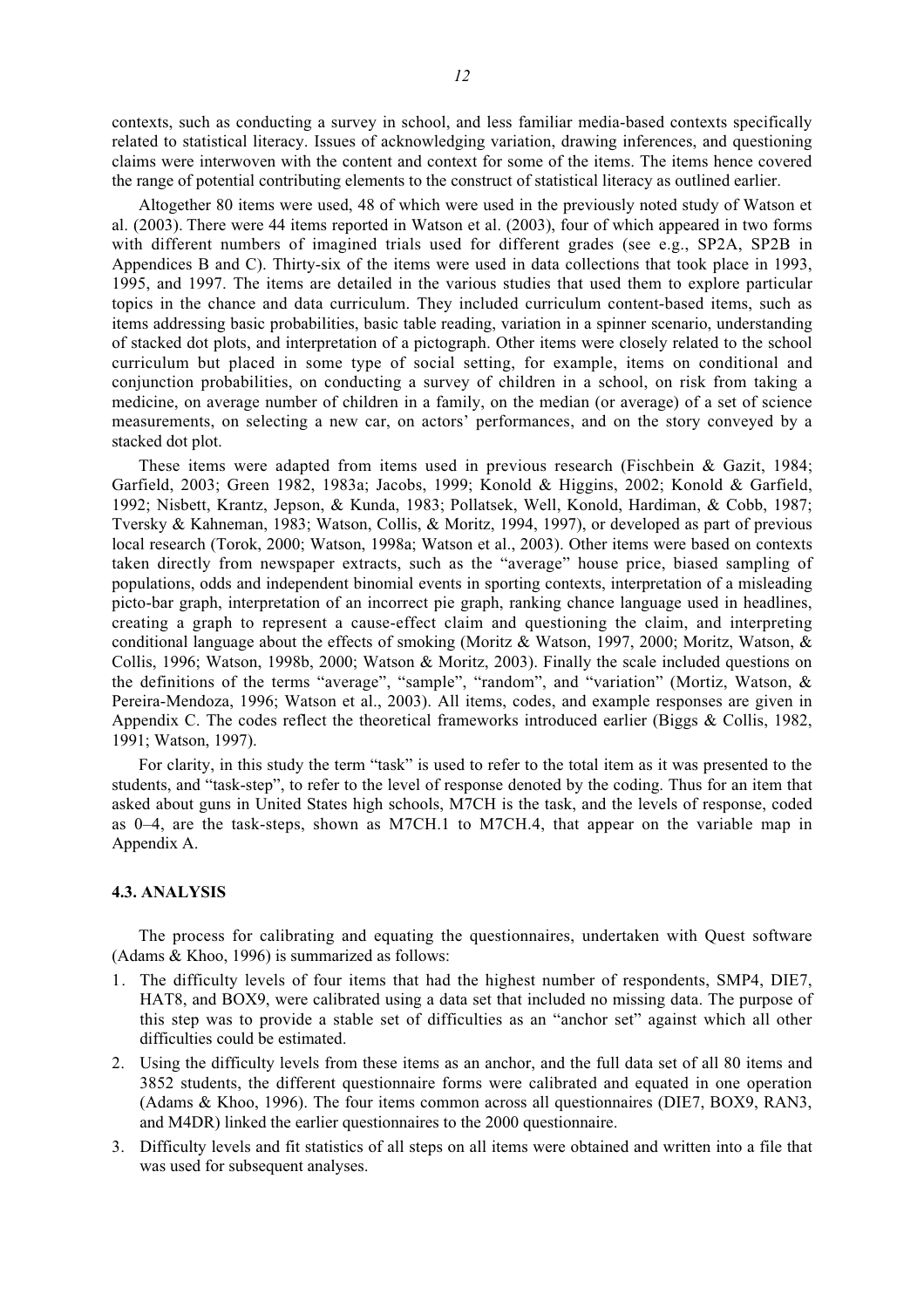contexts, such as conducting a survey in school, and less familiar media-based contexts specifically related to statistical literacy. Issues of acknowledging variation, drawing inferences, and questioning claims were interwoven with the content and context for some of the items. The items hence covered the range of potential contributing elements to the construct of statistical literacy as outlined earlier.

Altogether 80 items were used, 48 of which were used in the previously noted study of Watson et al. (2003). There were 44 items reported in Watson et al. (2003), four of which appeared in two forms with different numbers of imagined trials used for different grades (see e.g., SP2A, SP2B in Appendices B and C). Thirty-six of the items were used in data collections that took place in 1993, 1995, and 1997. The items are detailed in the various studies that used them to explore particular topics in the chance and data curriculum. They included curriculum content-based items, such as items addressing basic probabilities, basic table reading, variation in a spinner scenario, understanding of stacked dot plots, and interpretation of a pictograph. Other items were closely related to the school curriculum but placed in some type of social setting, for example, items on conditional and conjunction probabilities, on conducting a survey of children in a school, on risk from taking a medicine, on average number of children in a family, on the median (or average) of a set of science measurements, on selecting a new car, on actors' performances, and on the story conveyed by a stacked dot plot.

These items were adapted from items used in previous research (Fischbein & Gazit, 1984; Garfield, 2003; Green 1982, 1983a; Jacobs, 1999; Konold & Higgins, 2002; Konold & Garfield, 1992; Nisbett, Krantz, Jepson, & Kunda, 1983; Pollatsek, Well, Konold, Hardiman, & Cobb, 1987; Tversky & Kahneman, 1983; Watson, Collis, & Moritz, 1994, 1997), or developed as part of previous local research (Torok, 2000; Watson, 1998a; Watson et al., 2003). Other items were based on contexts taken directly from newspaper extracts, such as the "average" house price, biased sampling of populations, odds and independent binomial events in sporting contexts, interpretation of a misleading picto-bar graph, interpretation of an incorrect pie graph, ranking chance language used in headlines, creating a graph to represent a cause-effect claim and questioning the claim, and interpreting conditional language about the effects of smoking (Moritz & Watson, 1997, 2000; Moritz, Watson, & Collis, 1996; Watson, 1998b, 2000; Watson & Moritz, 2003). Finally the scale included questions on the definitions of the terms "average", "sample", "random", and "variation" (Mortiz, Watson, & Pereira-Mendoza, 1996; Watson et al., 2003). All items, codes, and example responses are given in Appendix C. The codes reflect the theoretical frameworks introduced earlier (Biggs & Collis, 1982, 1991; Watson, 1997).

For clarity, in this study the term "task" is used to refer to the total item as it was presented to the students, and "task-step", to refer to the level of response denoted by the coding. Thus for an item that asked about guns in United States high schools, M7CH is the task, and the levels of response, coded as 0–4, are the task-steps, shown as M7CH.1 to M7CH.4, that appear on the variable map in Appendix A.

### 4.3. ANALYSIS

The process for calibrating and equating the questionnaires, undertaken with Quest software (Adams & Khoo, 1996) is summarized as follows:

1. The difficulty levels of four items that had the highest number of respondents, SMP4, DIE7, HAT8, and BOX9, were calibrated using a data set that included no missing data. The purpose of this step was to provide a stable set of difficulties as an "anchor set" against which all other difficulties could be estimated.
2. Using the difficulty levels from these items as an anchor, and the full data set of all 80 items and 3852 students, the different questionnaire forms were calibrated and equated in one operation (Adams & Khoo, 1996). The four items common across all questionnaires (DIE7, BOX9, RAN3, and M4DR) linked the earlier questionnaires to the 2000 questionnaire.
3. Difficulty levels and fit statistics of all steps on all items were obtained and written into a file that was used for subsequent analyses.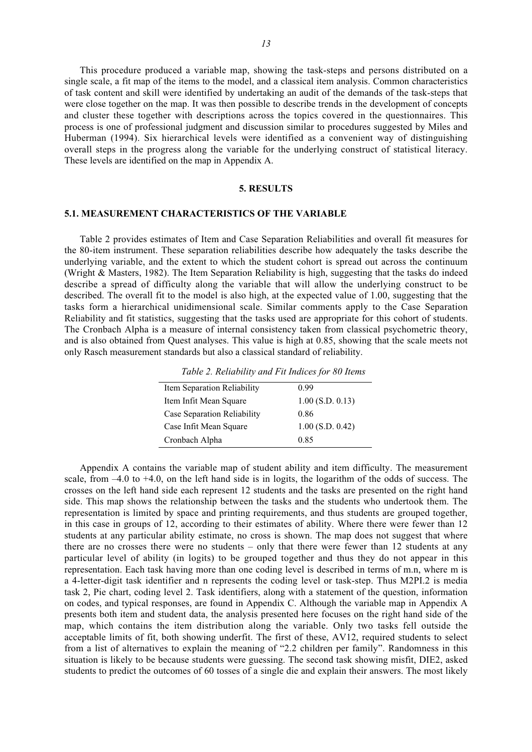This procedure produced a variable map, showing the task-steps and persons distributed on a single scale, a fit map of the items to the model, and a classical item analysis. Common characteristics of task content and skill were identified by undertaking an audit of the demands of the task-steps that were close together on the map. It was then possible to describe trends in the development of concepts and cluster these together with descriptions across the topics covered in the questionnaires. This process is one of professional judgment and discussion similar to procedures suggested by Miles and Huberman (1994). Six hierarchical levels were identified as a convenient way of distinguishing overall steps in the progress along the variable for the underlying construct of statistical literacy. These levels are identified on the map in Appendix A.

## 5. RESULTS

### 5.1. MEASUREMENT CHARACTERISTICS OF THE VARIABLE

Table 2 provides estimates of Item and Case Separation Reliabilities and overall fit measures for the 80-item instrument. These separation reliabilities describe how adequately the tasks describe the underlying variable, and the extent to which the student cohort is spread out across the continuum (Wright & Masters, 1982). The Item Separation Reliability is high, suggesting that the tasks do indeed describe a spread of difficulty along the variable that will allow the underlying construct to be described. The overall fit to the model is also high, at the expected value of 1.00, suggesting that the tasks form a hierarchical unidimensional scale. Similar comments apply to the Case Separation Reliability and fit statistics, suggesting that the tasks used are appropriate for this cohort of students. The Cronbach Alpha is a measure of internal consistency taken from classical psychometric theory, and is also obtained from Quest analyses. This value is high at 0.85, showing that the scale meets not only Rasch measurement standards but also a classical standard of reliability.

*Table 2. Reliability and Fit Indices for 80 Items*

| | |
|---|---|
| Item Separation Reliability | 0.99 |
| Item Infit Mean Square | 1.00 (S.D. 0.13) |
| Case Separation Reliability | 0.86 |
| Case Infit Mean Square | 1.00 (S.D. 0.42) |
| Cronbach Alpha | 0.85 |

Appendix A contains the variable map of student ability and item difficulty. The measurement scale, from –4.0 to +4.0, on the left hand side is in logits, the logarithm of the odds of success. The crosses on the left hand side each represent 12 students and the tasks are presented on the right hand side. This map shows the relationship between the tasks and the students who undertook them. The representation is limited by space and printing requirements, and thus students are grouped together, in this case in groups of 12, according to their estimates of ability. Where there were fewer than 12 students at any particular ability estimate, no cross is shown. The map does not suggest that where there are no crosses there were no students – only that there were fewer than 12 students at any particular level of ability (in logits) to be grouped together and thus they do not appear in this representation. Each task having more than one coding level is described in terms of m.n, where m is a 4-letter-digit task identifier and n represents the coding level or task-step. Thus M2PI.2 is media task 2, Pie chart, coding level 2. Task identifiers, along with a statement of the question, information on codes, and typical responses, are found in Appendix C. Although the variable map in Appendix A presents both item and student data, the analysis presented here focuses on the right hand side of the map, which contains the item distribution along the variable. Only two tasks fell outside the acceptable limits of fit, both showing underfit. The first of these, AV12, required students to select from a list of alternatives to explain the meaning of "2.2 children per family". Randomness in this situation is likely to be because students were guessing. The second task showing misfit, DIE2, asked students to predict the outcomes of 60 tosses of a single die and explain their answers. The most likely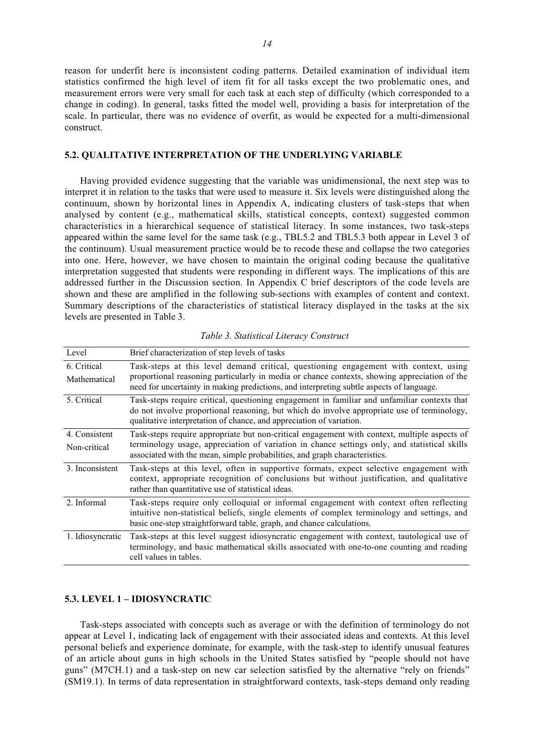reason for underfit here is inconsistent coding patterns. Detailed examination of individual item statistics confirmed the high level of item fit for all tasks except the two problematic ones, and measurement errors were very small for each task at each step of difficulty (which corresponded to a change in coding). In general, tasks fitted the model well, providing a basis for interpretation of the scale. In particular, there was no evidence of overfit, as would be expected for a multi-dimensional construct.

### 5.2. QUALITATIVE INTERPRETATION OF THE UNDERLYING VARIABLE

Having provided evidence suggesting that the variable was unidimensional, the next step was to interpret it in relation to the tasks that were used to measure it. Six levels were distinguished along the continuum, shown by horizontal lines in Appendix A, indicating clusters of task-steps that when analysed by content (e.g., mathematical skills, statistical concepts, context) suggested common characteristics in a hierarchical sequence of statistical literacy. In some instances, two task-steps appeared within the same level for the same task (e.g., TBL5.2 and TBL5.3 both appear in Level 3 of the continuum). Usual measurement practice would be to recode these and collapse the two categories into one. Here, however, we have chosen to maintain the original coding because the qualitative interpretation suggested that students were responding in different ways. The implications of this are addressed further in the Discussion section. In Appendix C brief descriptors of the code levels are shown and these are amplified in the following sub-sections with examples of content and context. Summary descriptions of the characteristics of statistical literacy displayed in the tasks at the six levels are presented in Table 3.

*Table 3. Statistical Literacy Construct*

| Level | Brief characterization of step levels of tasks |
|---|---|
| 6. Critical Mathematical | Task-steps at this level demand critical, questioning engagement with context, using proportional reasoning particularly in media or chance contexts, showing appreciation of the need for uncertainty in making predictions, and interpreting subtle aspects of language. |
| 5. Critical | Task-steps require critical, questioning engagement in familiar and unfamiliar contexts that do not involve proportional reasoning, but which do involve appropriate use of terminology, qualitative interpretation of chance, and appreciation of variation. |
| 4. Consistent Non-critical | Task-steps require appropriate but non-critical engagement with context, multiple aspects of terminology usage, appreciation of variation in chance settings only, and statistical skills associated with the mean, simple probabilities, and graph characteristics. |
| 3. Inconsistent | Task-steps at this level, often in supportive formats, expect selective engagement with context, appropriate recognition of conclusions but without justification, and qualitative rather than quantitative use of statistical ideas. |
| 2. Informal | Task-steps require only colloquial or informal engagement with context often reflecting intuitive non-statistical beliefs, single elements of complex terminology and settings, and basic one-step straightforward table, graph, and chance calculations. |
| 1. Idiosyncratic | Task-steps at this level suggest idiosyncratic engagement with context, tautological use of terminology, and basic mathematical skills associated with one-to-one counting and reading cell values in tables. |

### 5.3. LEVEL 1 – IDIOSYNCRATIC

Task-steps associated with concepts such as average or with the definition of terminology do not appear at Level 1, indicating lack of engagement with their associated ideas and contexts. At this level personal beliefs and experience dominate, for example, with the task-step to identify unusual features of an article about guns in high schools in the United States satisfied by "people should not have guns" (M7CH.1) and a task-step on new car selection satisfied by the alternative "rely on friends" (SM19.1). In terms of data representation in straightforward contexts, task-steps demand only reading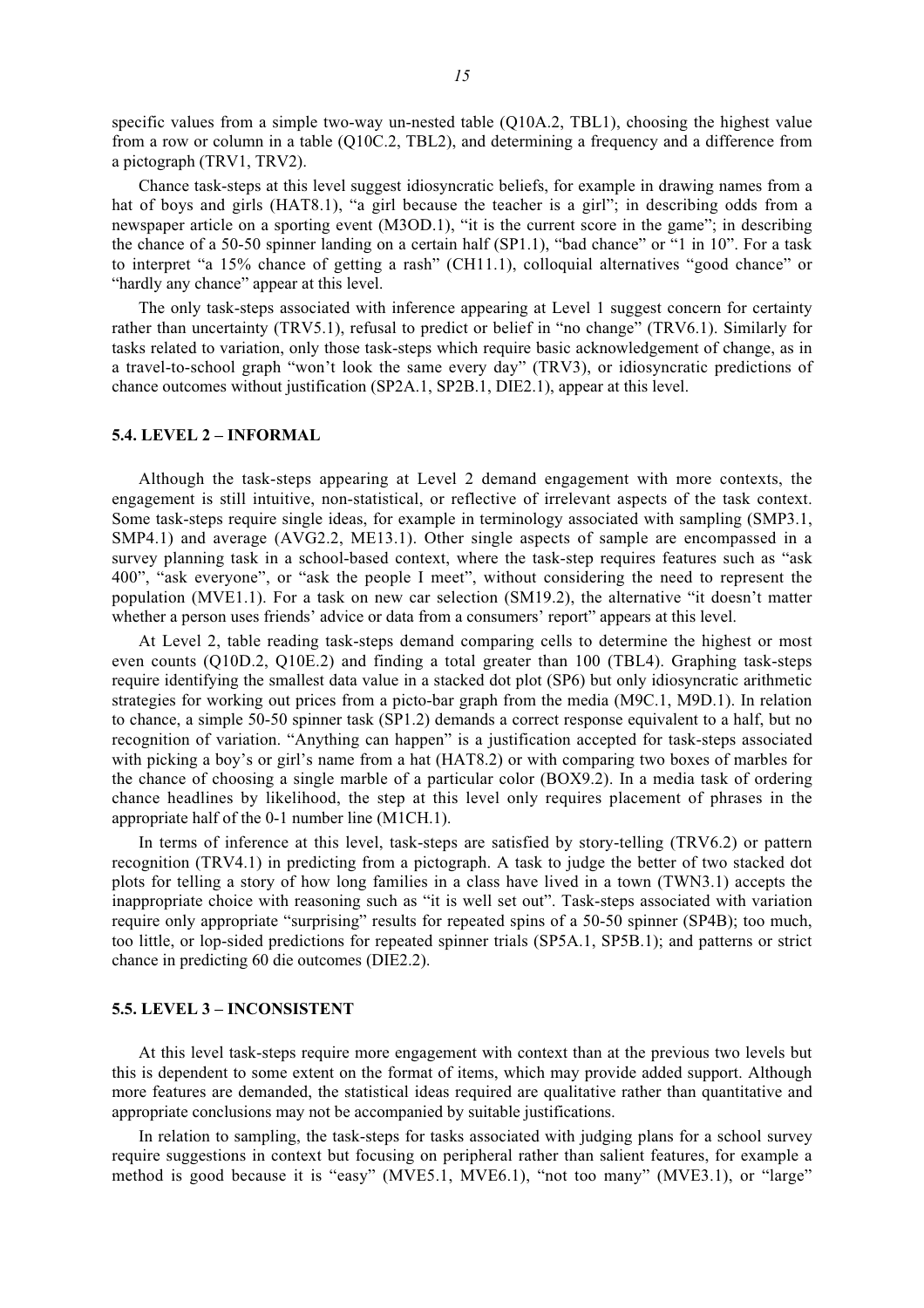specific values from a simple two-way un-nested table (Q10A.2, TBL1), choosing the highest value from a row or column in a table (Q10C.2, TBL2), and determining a frequency and a difference from a pictograph (TRV1, TRV2).

Chance task-steps at this level suggest idiosyncratic beliefs, for example in drawing names from a hat of boys and girls (HAT8.1), "a girl because the teacher is a girl"; in describing odds from a newspaper article on a sporting event (M3OD.1), "it is the current score in the game"; in describing the chance of a 50-50 spinner landing on a certain half (SP1.1), "bad chance" or "1 in 10". For a task to interpret "a 15% chance of getting a rash" (CH11.1), colloquial alternatives "good chance" or "hardly any chance" appear at this level.

The only task-steps associated with inference appearing at Level 1 suggest concern for certainty rather than uncertainty (TRV5.1), refusal to predict or belief in "no change" (TRV6.1). Similarly for tasks related to variation, only those task-steps which require basic acknowledgement of change, as in a travel-to-school graph "won't look the same every day" (TRV3), or idiosyncratic predictions of chance outcomes without justification (SP2A.1, SP2B.1, DIE2.1), appear at this level.

### 5.4. LEVEL 2 – INFORMAL

Although the task-steps appearing at Level 2 demand engagement with more contexts, the engagement is still intuitive, non-statistical, or reflective of irrelevant aspects of the task context. Some task-steps require single ideas, for example in terminology associated with sampling (SMP3.1, SMP4.1) and average (AVG2.2, ME13.1). Other single aspects of sample are encompassed in a survey planning task in a school-based context, where the task-step requires features such as "ask 400", "ask everyone", or "ask the people I meet", without considering the need to represent the population (MVE1.1). For a task on new car selection (SM19.2), the alternative "it doesn't matter whether a person uses friends' advice or data from a consumers' report" appears at this level.

At Level 2, table reading task-steps demand comparing cells to determine the highest or most even counts (Q10D.2, Q10E.2) and finding a total greater than 100 (TBL4). Graphing task-steps require identifying the smallest data value in a stacked dot plot (SP6) but only idiosyncratic arithmetic strategies for working out prices from a picto-bar graph from the media (M9C.1, M9D.1). In relation to chance, a simple 50-50 spinner task (SP1.2) demands a correct response equivalent to a half, but no recognition of variation. "Anything can happen" is a justification accepted for task-steps associated with picking a boy's or girl's name from a hat (HAT8.2) or with comparing two boxes of marbles for the chance of choosing a single marble of a particular color (BOX9.2). In a media task of ordering chance headlines by likelihood, the step at this level only requires placement of phrases in the appropriate half of the 0-1 number line (M1CH.1).

In terms of inference at this level, task-steps are satisfied by story-telling (TRV6.2) or pattern recognition (TRV4.1) in predicting from a pictograph. A task to judge the better of two stacked dot plots for telling a story of how long families in a class have lived in a town (TWN3.1) accepts the inappropriate choice with reasoning such as "it is well set out". Task-steps associated with variation require only appropriate "surprising" results for repeated spins of a 50-50 spinner (SP4B); too much, too little, or lop-sided predictions for repeated spinner trials (SP5A.1, SP5B.1); and patterns or strict chance in predicting 60 die outcomes (DIE2.2).

### 5.5. LEVEL 3 – INCONSISTENT

At this level task-steps require more engagement with context than at the previous two levels but this is dependent to some extent on the format of items, which may provide added support. Although more features are demanded, the statistical ideas required are qualitative rather than quantitative and appropriate conclusions may not be accompanied by suitable justifications.

In relation to sampling, the task-steps for tasks associated with judging plans for a school survey require suggestions in context but focusing on peripheral rather than salient features, for example a method is good because it is "easy" (MVE5.1, MVE6.1), "not too many" (MVE3.1), or "large"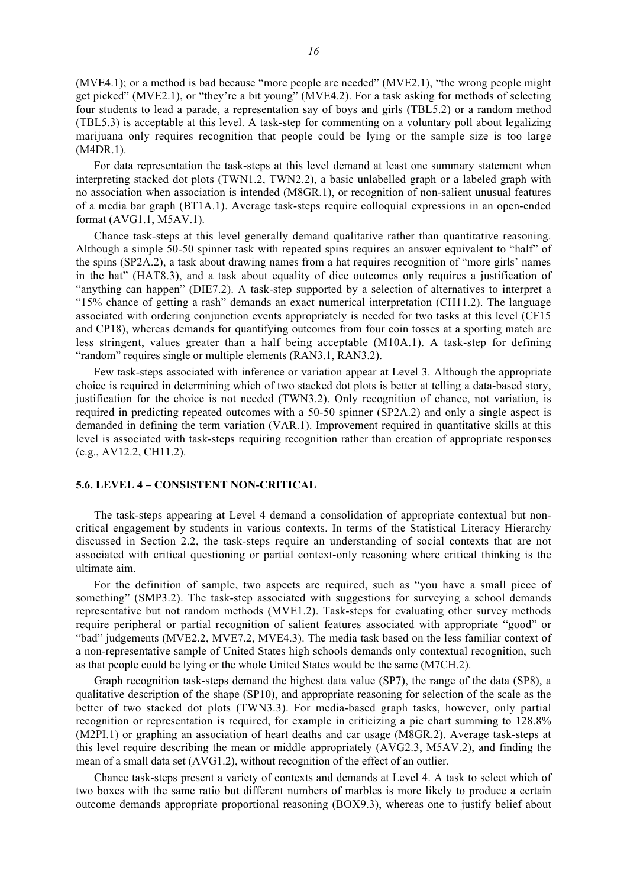(MVE4.1); or a method is bad because "more people are needed" (MVE2.1), "the wrong people might get picked" (MVE2.1), or "they're a bit young" (MVE4.2). For a task asking for methods of selecting four students to lead a parade, a representation say of boys and girls (TBL5.2) or a random method (TBL5.3) is acceptable at this level. A task-step for commenting on a voluntary poll about legalizing marijuana only requires recognition that people could be lying or the sample size is too large (M4DR.1).

For data representation the task-steps at this level demand at least one summary statement when interpreting stacked dot plots (TWN1.2, TWN2.2), a basic unlabelled graph or a labeled graph with no association when association is intended (M8GR.1), or recognition of non-salient unusual features of a media bar graph (BT1A.1). Average task-steps require colloquial expressions in an open-ended format (AVG1.1, M5AV.1).

Chance task-steps at this level generally demand qualitative rather than quantitative reasoning. Although a simple 50-50 spinner task with repeated spins requires an answer equivalent to "half" of the spins (SP2A.2), a task about drawing names from a hat requires recognition of "more girls' names in the hat" (HAT8.3), and a task about equality of dice outcomes only requires a justification of "anything can happen" (DIE7.2). A task-step supported by a selection of alternatives to interpret a "15% chance of getting a rash" demands an exact numerical interpretation (CH11.2). The language associated with ordering conjunction events appropriately is needed for two tasks at this level (CF15 and CP18), whereas demands for quantifying outcomes from four coin tosses at a sporting match are less stringent, values greater than a half being acceptable (M10A.1). A task-step for defining "random" requires single or multiple elements (RAN3.1, RAN3.2).

Few task-steps associated with inference or variation appear at Level 3. Although the appropriate choice is required in determining which of two stacked dot plots is better at telling a data-based story, justification for the choice is not needed (TWN3.2). Only recognition of chance, not variation, is required in predicting repeated outcomes with a 50-50 spinner (SP2A.2) and only a single aspect is demanded in defining the term variation (VAR.1). Improvement required in quantitative skills at this level is associated with task-steps requiring recognition rather than creation of appropriate responses (e.g., AV12.2, CH11.2).

### 5.6. LEVEL 4 – CONSISTENT NON-CRITICAL

The task-steps appearing at Level 4 demand a consolidation of appropriate contextual but non-critical engagement by students in various contexts. In terms of the Statistical Literacy Hierarchy discussed in Section 2.2, the task-steps require an understanding of social contexts that are not associated with critical questioning or partial context-only reasoning where critical thinking is the ultimate aim.

For the definition of sample, two aspects are required, such as "you have a small piece of something" (SMP3.2). The task-step associated with suggestions for surveying a school demands representative but not random methods (MVE1.2). Task-steps for evaluating other survey methods require peripheral or partial recognition of salient features associated with appropriate "good" or "bad" judgements (MVE2.2, MVE7.2, MVE4.3). The media task based on the less familiar context of a non-representative sample of United States high schools demands only contextual recognition, such as that people could be lying or the whole United States would be the same (M7CH.2).

Graph recognition task-steps demand the highest data value (SP7), the range of the data (SP8), a qualitative description of the shape (SP10), and appropriate reasoning for selection of the scale as the better of two stacked dot plots (TWN3.3). For media-based graph tasks, however, only partial recognition or representation is required, for example in criticizing a pie chart summing to 128.8% (M2PI.1) or graphing an association of heart deaths and car usage (M8GR.2). Average task-steps at this level require describing the mean or middle appropriately (AVG2.3, M5AV.2), and finding the mean of a small data set (AVG1.2), without recognition of the effect of an outlier.

Chance task-steps present a variety of contexts and demands at Level 4. A task to select which of two boxes with the same ratio but different numbers of marbles is more likely to produce a certain outcome demands appropriate proportional reasoning (BOX9.3), whereas one to justify belief about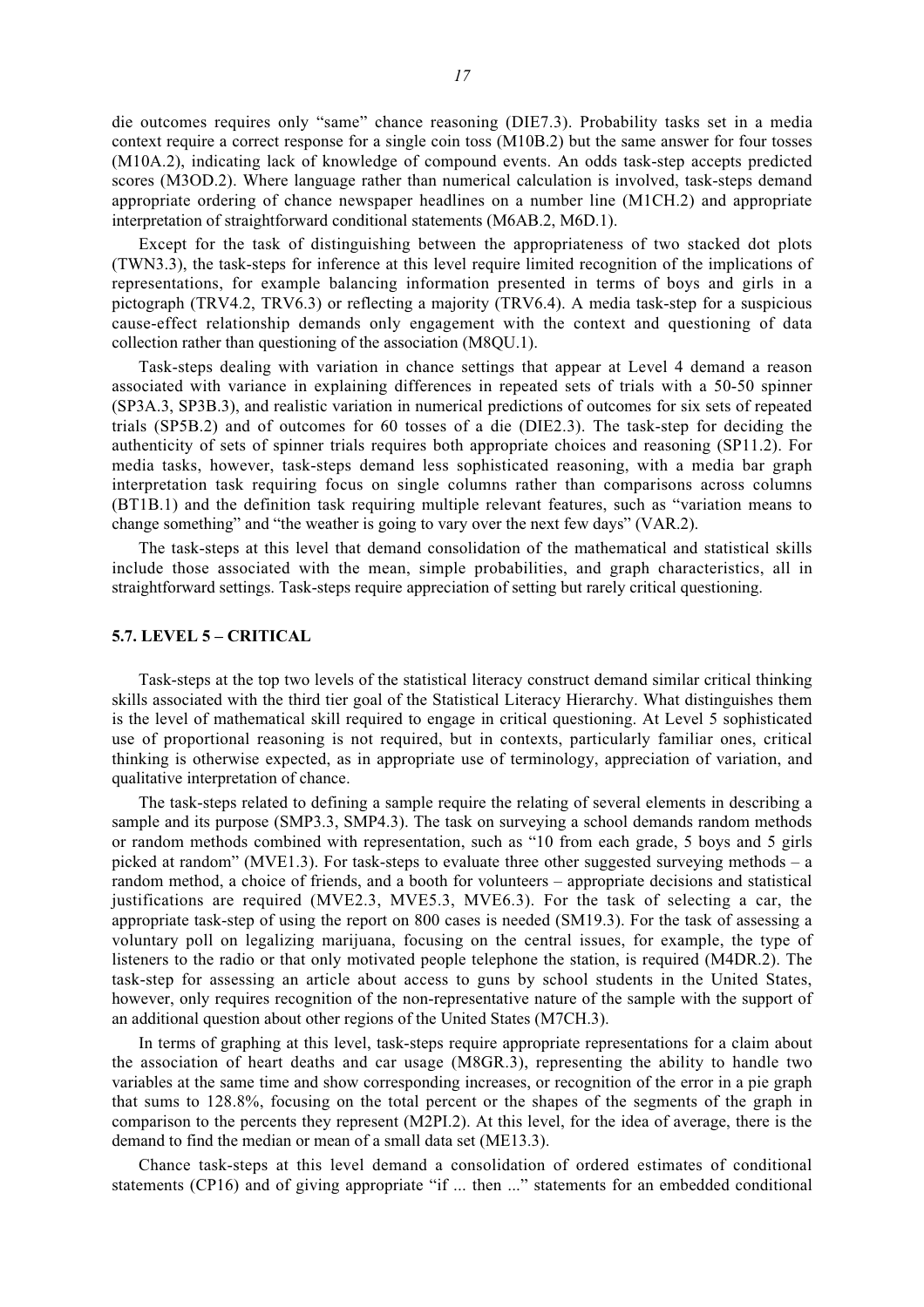die outcomes requires only "same" chance reasoning (DIE7.3). Probability tasks set in a media context require a correct response for a single coin toss (M10B.2) but the same answer for four tosses (M10A.2), indicating lack of knowledge of compound events. An odds task-step accepts predicted scores (M3OD.2). Where language rather than numerical calculation is involved, task-steps demand appropriate ordering of chance newspaper headlines on a number line (M1CH.2) and appropriate interpretation of straightforward conditional statements (M6AB.2, M6D.1).

Except for the task of distinguishing between the appropriateness of two stacked dot plots (TWN3.3), the task-steps for inference at this level require limited recognition of the implications of representations, for example balancing information presented in terms of boys and girls in a pictograph (TRV4.2, TRV6.3) or reflecting a majority (TRV6.4). A media task-step for a suspicious cause-effect relationship demands only engagement with the context and questioning of data collection rather than questioning of the association (M8QU.1).

Task-steps dealing with variation in chance settings that appear at Level 4 demand a reason associated with variance in explaining differences in repeated sets of trials with a 50-50 spinner (SP3A.3, SP3B.3), and realistic variation in numerical predictions of outcomes for six sets of repeated trials (SP5B.2) and of outcomes for 60 tosses of a die (DIE2.3). The task-step for deciding the authenticity of sets of spinner trials requires both appropriate choices and reasoning (SP11.2). For media tasks, however, task-steps demand less sophisticated reasoning, with a media bar graph interpretation task requiring focus on single columns rather than comparisons across columns (BT1B.1) and the definition task requiring multiple relevant features, such as "variation means to change something" and "the weather is going to vary over the next few days" (VAR.2).

The task-steps at this level that demand consolidation of the mathematical and statistical skills include those associated with the mean, simple probabilities, and graph characteristics, all in straightforward settings. Task-steps require appreciation of setting but rarely critical questioning.

### 5.7. LEVEL 5 – CRITICAL

Task-steps at the top two levels of the statistical literacy construct demand similar critical thinking skills associated with the third tier goal of the Statistical Literacy Hierarchy. What distinguishes them is the level of mathematical skill required to engage in critical questioning. At Level 5 sophisticated use of proportional reasoning is not required, but in contexts, particularly familiar ones, critical thinking is otherwise expected, as in appropriate use of terminology, appreciation of variation, and qualitative interpretation of chance.

The task-steps related to defining a sample require the relating of several elements in describing a sample and its purpose (SMP3.3, SMP4.3). The task on surveying a school demands random methods or random methods combined with representation, such as "10 from each grade, 5 boys and 5 girls picked at random" (MVE1.3). For task-steps to evaluate three other suggested surveying methods – a random method, a choice of friends, and a booth for volunteers – appropriate decisions and statistical justifications are required (MVE2.3, MVE5.3, MVE6.3). For the task of selecting a car, the appropriate task-step of using the report on 800 cases is needed (SM19.3). For the task of assessing a voluntary poll on legalizing marijuana, focusing on the central issues, for example, the type of listeners to the radio or that only motivated people telephone the station, is required (M4DR.2). The task-step for assessing an article about access to guns by school students in the United States, however, only requires recognition of the non-representative nature of the sample with the support of an additional question about other regions of the United States (M7CH.3).

In terms of graphing at this level, task-steps require appropriate representations for a claim about the association of heart deaths and car usage (M8GR.3), representing the ability to handle two variables at the same time and show corresponding increases, or recognition of the error in a pie graph that sums to 128.8%, focusing on the total percent or the shapes of the segments of the graph in comparison to the percents they represent (M2PI.2). At this level, for the idea of average, there is the demand to find the median or mean of a small data set (ME13.3).

Chance task-steps at this level demand a consolidation of ordered estimates of conditional statements (CP16) and of giving appropriate "if ... then ..." statements for an embedded conditional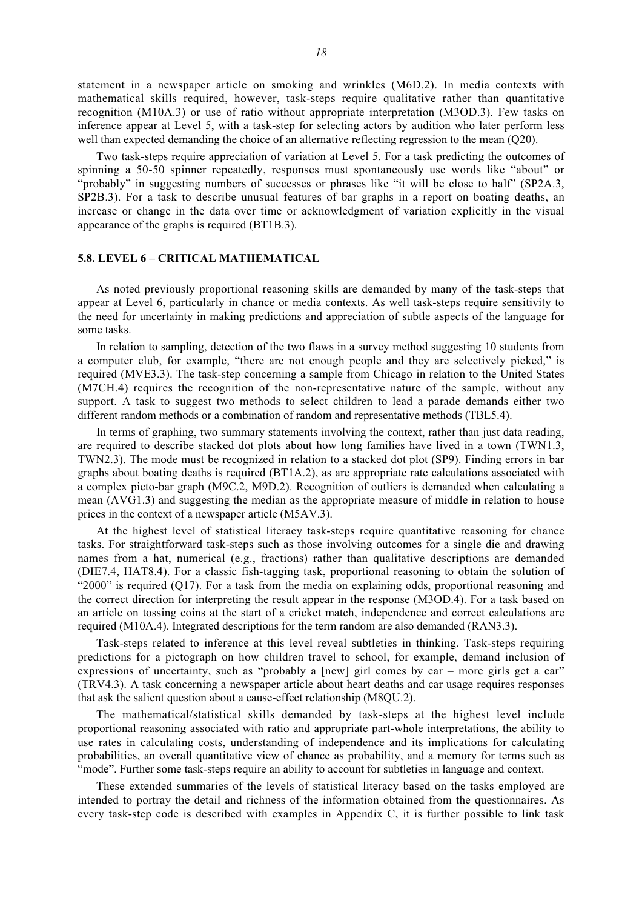statement in a newspaper article on smoking and wrinkles (M6D.2). In media contexts with mathematical skills required, however, task-steps require qualitative rather than quantitative recognition (M10A.3) or use of ratio without appropriate interpretation (M3OD.3). Few tasks on inference appear at Level 5, with a task-step for selecting actors by audition who later perform less well than expected demanding the choice of an alternative reflecting regression to the mean (Q20).

Two task-steps require appreciation of variation at Level 5. For a task predicting the outcomes of spinning a 50-50 spinner repeatedly, responses must spontaneously use words like "about" or "probably" in suggesting numbers of successes or phrases like "it will be close to half" (SP2A.3, SP2B.3). For a task to describe unusual features of bar graphs in a report on boating deaths, an increase or change in the data over time or acknowledgment of variation explicitly in the visual appearance of the graphs is required (BT1B.3).

### 5.8. LEVEL 6 – CRITICAL MATHEMATICAL

As noted previously proportional reasoning skills are demanded by many of the task-steps that appear at Level 6, particularly in chance or media contexts. As well task-steps require sensitivity to the need for uncertainty in making predictions and appreciation of subtle aspects of the language for some tasks.

In relation to sampling, detection of the two flaws in a survey method suggesting 10 students from a computer club, for example, "there are not enough people and they are selectively picked," is required (MVE3.3). The task-step concerning a sample from Chicago in relation to the United States (M7CH.4) requires the recognition of the non-representative nature of the sample, without any support. A task to suggest two methods to select children to lead a parade demands either two different random methods or a combination of random and representative methods (TBL5.4).

In terms of graphing, two summary statements involving the context, rather than just data reading, are required to describe stacked dot plots about how long families have lived in a town (TWN1.3, TWN2.3). The mode must be recognized in relation to a stacked dot plot (SP9). Finding errors in bar graphs about boating deaths is required (BT1A.2), as are appropriate rate calculations associated with a complex picto-bar graph (M9C.2, M9D.2). Recognition of outliers is demanded when calculating a mean (AVG1.3) and suggesting the median as the appropriate measure of middle in relation to house prices in the context of a newspaper article (M5AV.3).

At the highest level of statistical literacy task-steps require quantitative reasoning for chance tasks. For straightforward task-steps such as those involving outcomes for a single die and drawing names from a hat, numerical (e.g., fractions) rather than qualitative descriptions are demanded (DIE7.4, HAT8.4). For a classic fish-tagging task, proportional reasoning to obtain the solution of "2000" is required (Q17). For a task from the media on explaining odds, proportional reasoning and the correct direction for interpreting the result appear in the response (M3OD.4). For a task based on an article on tossing coins at the start of a cricket match, independence and correct calculations are required (M10A.4). Integrated descriptions for the term random are also demanded (RAN3.3).

Task-steps related to inference at this level reveal subtleties in thinking. Task-steps requiring predictions for a pictograph on how children travel to school, for example, demand inclusion of expressions of uncertainty, such as "probably a [new] girl comes by car – more girls get a car" (TRV4.3). A task concerning a newspaper article about heart deaths and car usage requires responses that ask the salient question about a cause-effect relationship (M8QU.2).

The mathematical/statistical skills demanded by task-steps at the highest level include proportional reasoning associated with ratio and appropriate part-whole interpretations, the ability to use rates in calculating costs, understanding of independence and its implications for calculating probabilities, an overall quantitative view of chance as probability, and a memory for terms such as "mode". Further some task-steps require an ability to account for subtleties in language and context.

These extended summaries of the levels of statistical literacy based on the tasks employed are intended to portray the detail and richness of the information obtained from the questionnaires. As every task-step code is described with examples in Appendix C, it is further possible to link task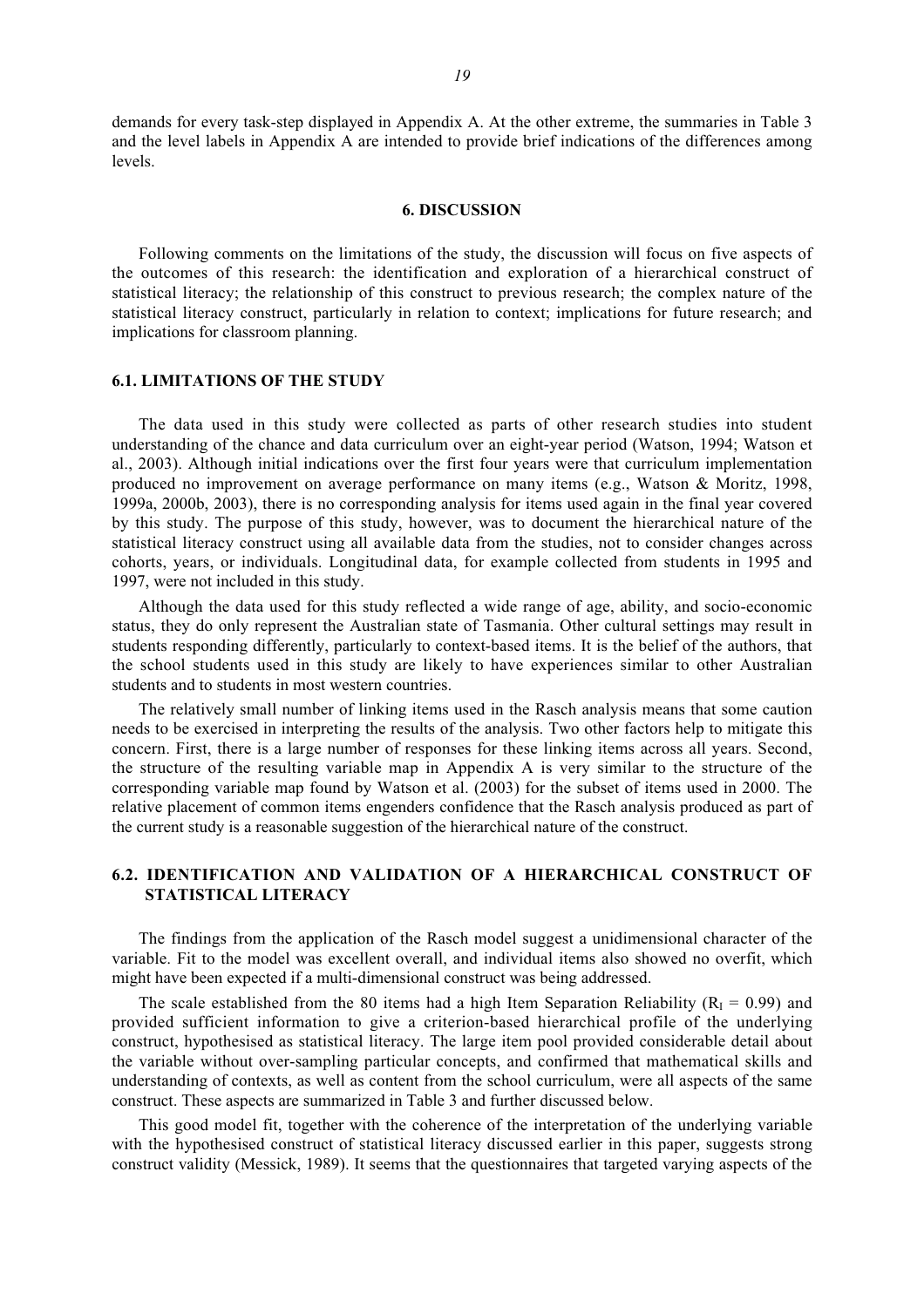demands for every task-step displayed in Appendix A. At the other extreme, the summaries in Table 3 and the level labels in Appendix A are intended to provide brief indications of the differences among levels.

## 6. DISCUSSION

Following comments on the limitations of the study, the discussion will focus on five aspects of the outcomes of this research: the identification and exploration of a hierarchical construct of statistical literacy; the relationship of this construct to previous research; the complex nature of the statistical literacy construct, particularly in relation to context; implications for future research; and implications for classroom planning.

### 6.1. LIMITATIONS OF THE STUDY

The data used in this study were collected as parts of other research studies into student understanding of the chance and data curriculum over an eight-year period (Watson, 1994; Watson et al., 2003). Although initial indications over the first four years were that curriculum implementation produced no improvement on average performance on many items (e.g., Watson & Moritz, 1998, 1999a, 2000b, 2003), there is no corresponding analysis for items used again in the final year covered by this study. The purpose of this study, however, was to document the hierarchical nature of the statistical literacy construct using all available data from the studies, not to consider changes across cohorts, years, or individuals. Longitudinal data, for example collected from students in 1995 and 1997, were not included in this study.

Although the data used for this study reflected a wide range of age, ability, and socio-economic status, they do only represent the Australian state of Tasmania. Other cultural settings may result in students responding differently, particularly to context-based items. It is the belief of the authors, that the school students used in this study are likely to have experiences similar to other Australian students and to students in most western countries.

The relatively small number of linking items used in the Rasch analysis means that some caution needs to be exercised in interpreting the results of the analysis. Two other factors help to mitigate this concern. First, there is a large number of responses for these linking items across all years. Second, the structure of the resulting variable map in Appendix A is very similar to the structure of the corresponding variable map found by Watson et al. (2003) for the subset of items used in 2000. The relative placement of common items engenders confidence that the Rasch analysis produced as part of the current study is a reasonable suggestion of the hierarchical nature of the construct.

### 6.2. IDENTIFICATION AND VALIDATION OF A HIERARCHICAL CONSTRUCT OF STATISTICAL LITERACY

The findings from the application of the Rasch model suggest a unidimensional character of the variable. Fit to the model was excellent overall, and individual items also showed no overfit, which might have been expected if a multi-dimensional construct was being addressed.

The scale established from the 80 items had a high Item Separation Reliability ($R_I = 0.99$) and provided sufficient information to give a criterion-based hierarchical profile of the underlying construct, hypothesised as statistical literacy. The large item pool provided considerable detail about the variable without over-sampling particular concepts, and confirmed that mathematical skills and understanding of contexts, as well as content from the school curriculum, were all aspects of the same construct. These aspects are summarized in Table 3 and further discussed below.

This good model fit, together with the coherence of the interpretation of the underlying variable with the hypothesised construct of statistical literacy discussed earlier in this paper, suggests strong construct validity (Messick, 1989). It seems that the questionnaires that targeted varying aspects of the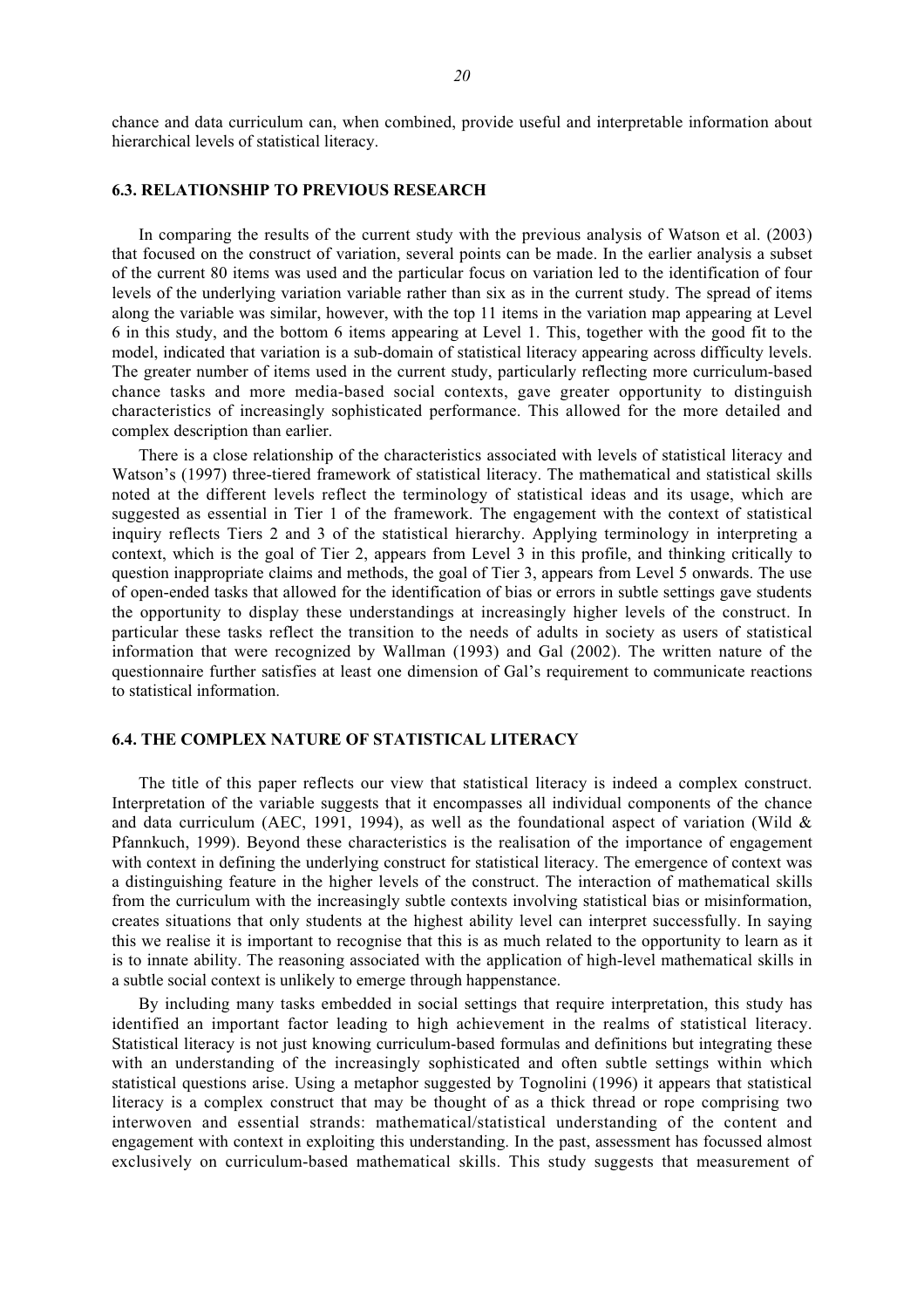chance and data curriculum can, when combined, provide useful and interpretable information about hierarchical levels of statistical literacy.

### 6.3. RELATIONSHIP TO PREVIOUS RESEARCH

In comparing the results of the current study with the previous analysis of Watson et al. (2003) that focused on the construct of variation, several points can be made. In the earlier analysis a subset of the current 80 items was used and the particular focus on variation led to the identification of four levels of the underlying variation variable rather than six as in the current study. The spread of items along the variable was similar, however, with the top 11 items in the variation map appearing at Level 6 in this study, and the bottom 6 items appearing at Level 1. This, together with the good fit to the model, indicated that variation is a sub-domain of statistical literacy appearing across difficulty levels. The greater number of items used in the current study, particularly reflecting more curriculum-based chance tasks and more media-based social contexts, gave greater opportunity to distinguish characteristics of increasingly sophisticated performance. This allowed for the more detailed and complex description than earlier.

There is a close relationship of the characteristics associated with levels of statistical literacy and Watson's (1997) three-tiered framework of statistical literacy. The mathematical and statistical skills noted at the different levels reflect the terminology of statistical ideas and its usage, which are suggested as essential in Tier 1 of the framework. The engagement with the context of statistical inquiry reflects Tiers 2 and 3 of the statistical hierarchy. Applying terminology in interpreting a context, which is the goal of Tier 2, appears from Level 3 in this profile, and thinking critically to question inappropriate claims and methods, the goal of Tier 3, appears from Level 5 onwards. The use of open-ended tasks that allowed for the identification of bias or errors in subtle settings gave students the opportunity to display these understandings at increasingly higher levels of the construct. In particular these tasks reflect the transition to the needs of adults in society as users of statistical information that were recognized by Wallman (1993) and Gal (2002). The written nature of the questionnaire further satisfies at least one dimension of Gal's requirement to communicate reactions to statistical information.

### 6.4. THE COMPLEX NATURE OF STATISTICAL LITERACY

The title of this paper reflects our view that statistical literacy is indeed a complex construct. Interpretation of the variable suggests that it encompasses all individual components of the chance and data curriculum (AEC, 1991, 1994), as well as the foundational aspect of variation (Wild & Pfannkuch, 1999). Beyond these characteristics is the realisation of the importance of engagement with context in defining the underlying construct for statistical literacy. The emergence of context was a distinguishing feature in the higher levels of the construct. The interaction of mathematical skills from the curriculum with the increasingly subtle contexts involving statistical bias or misinformation, creates situations that only students at the highest ability level can interpret successfully. In saying this we realise it is important to recognise that this is as much related to the opportunity to learn as it is to innate ability. The reasoning associated with the application of high-level mathematical skills in a subtle social context is unlikely to emerge through happenstance.

By including many tasks embedded in social settings that require interpretation, this study has identified an important factor leading to high achievement in the realms of statistical literacy. Statistical literacy is not just knowing curriculum-based formulas and definitions but integrating these with an understanding of the increasingly sophisticated and often subtle settings within which statistical questions arise. Using a metaphor suggested by Tognolini (1996) it appears that statistical literacy is a complex construct that may be thought of as a thick thread or rope comprising two interwoven and essential strands: mathematical/statistical understanding of the content and engagement with context in exploiting this understanding. In the past, assessment has focussed almost exclusively on curriculum-based mathematical skills. This study suggests that measurement of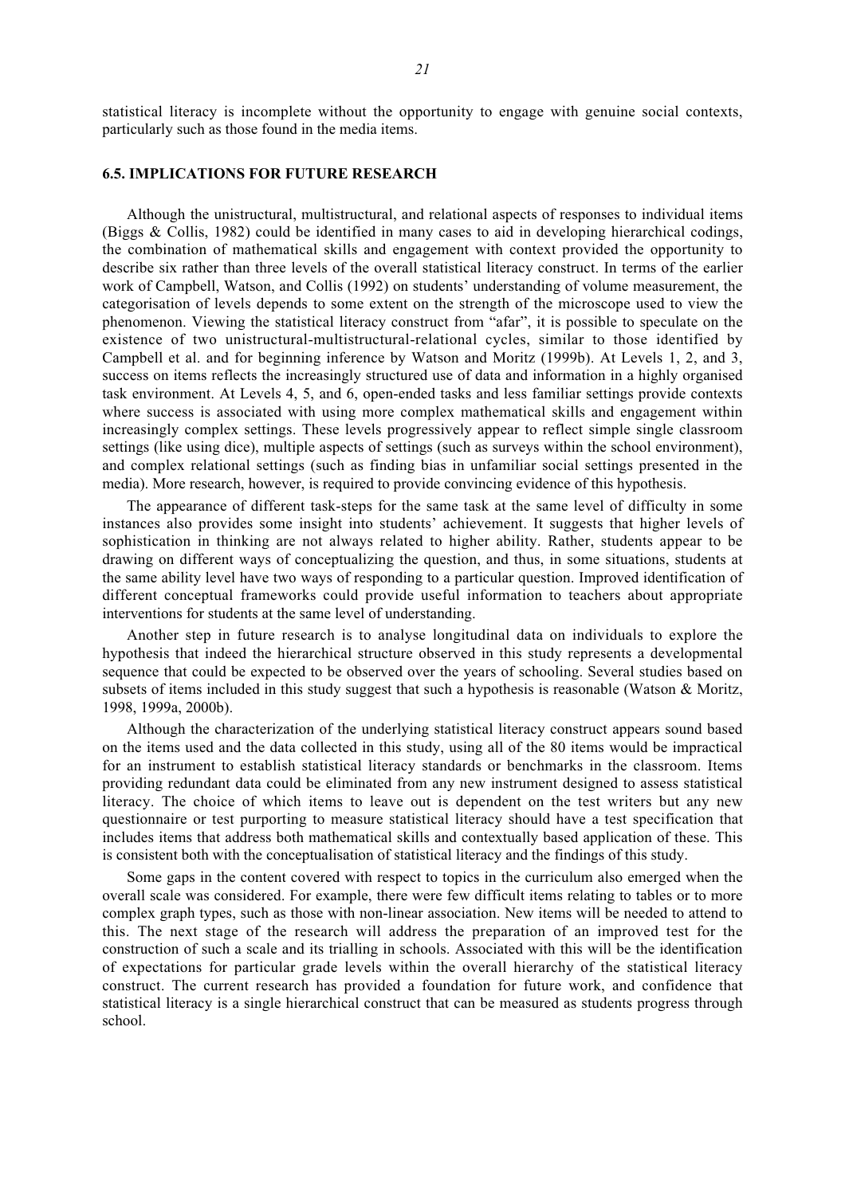statistical literacy is incomplete without the opportunity to engage with genuine social contexts, particularly such as those found in the media items.

### 6.5. IMPLICATIONS FOR FUTURE RESEARCH

Although the unistructural, multistructural, and relational aspects of responses to individual items (Biggs & Collis, 1982) could be identified in many cases to aid in developing hierarchical codings, the combination of mathematical skills and engagement with context provided the opportunity to describe six rather than three levels of the overall statistical literacy construct. In terms of the earlier work of Campbell, Watson, and Collis (1992) on students' understanding of volume measurement, the categorisation of levels depends to some extent on the strength of the microscope used to view the phenomenon. Viewing the statistical literacy construct from "afar", it is possible to speculate on the existence of two unistructural-multistructural-relational cycles, similar to those identified by Campbell et al. and for beginning inference by Watson and Moritz (1999b). At Levels 1, 2, and 3, success on items reflects the increasingly structured use of data and information in a highly organised task environment. At Levels 4, 5, and 6, open-ended tasks and less familiar settings provide contexts where success is associated with using more complex mathematical skills and engagement within increasingly complex settings. These levels progressively appear to reflect simple single classroom settings (like using dice), multiple aspects of settings (such as surveys within the school environment), and complex relational settings (such as finding bias in unfamiliar social settings presented in the media). More research, however, is required to provide convincing evidence of this hypothesis.

The appearance of different task-steps for the same task at the same level of difficulty in some instances also provides some insight into students' achievement. It suggests that higher levels of sophistication in thinking are not always related to higher ability. Rather, students appear to be drawing on different ways of conceptualizing the question, and thus, in some situations, students at the same ability level have two ways of responding to a particular question. Improved identification of different conceptual frameworks could provide useful information to teachers about appropriate interventions for students at the same level of understanding.

Another step in future research is to analyse longitudinal data on individuals to explore the hypothesis that indeed the hierarchical structure observed in this study represents a developmental sequence that could be expected to be observed over the years of schooling. Several studies based on subsets of items included in this study suggest that such a hypothesis is reasonable (Watson & Moritz, 1998, 1999a, 2000b).

Although the characterization of the underlying statistical literacy construct appears sound based on the items used and the data collected in this study, using all of the 80 items would be impractical for an instrument to establish statistical literacy standards or benchmarks in the classroom. Items providing redundant data could be eliminated from any new instrument designed to assess statistical literacy. The choice of which items to leave out is dependent on the test writers but any new questionnaire or test purporting to measure statistical literacy should have a test specification that includes items that address both mathematical skills and contextually based application of these. This is consistent both with the conceptualisation of statistical literacy and the findings of this study.

Some gaps in the content covered with respect to topics in the curriculum also emerged when the overall scale was considered. For example, there were few difficult items relating to tables or to more complex graph types, such as those with non-linear association. New items will be needed to attend to this. The next stage of the research will address the preparation of an improved test for the construction of such a scale and its trialling in schools. Associated with this will be the identification of expectations for particular grade levels within the overall hierarchy of the statistical literacy construct. The current research has provided a foundation for future work, and confidence that statistical literacy is a single hierarchical construct that can be measured as students progress through school.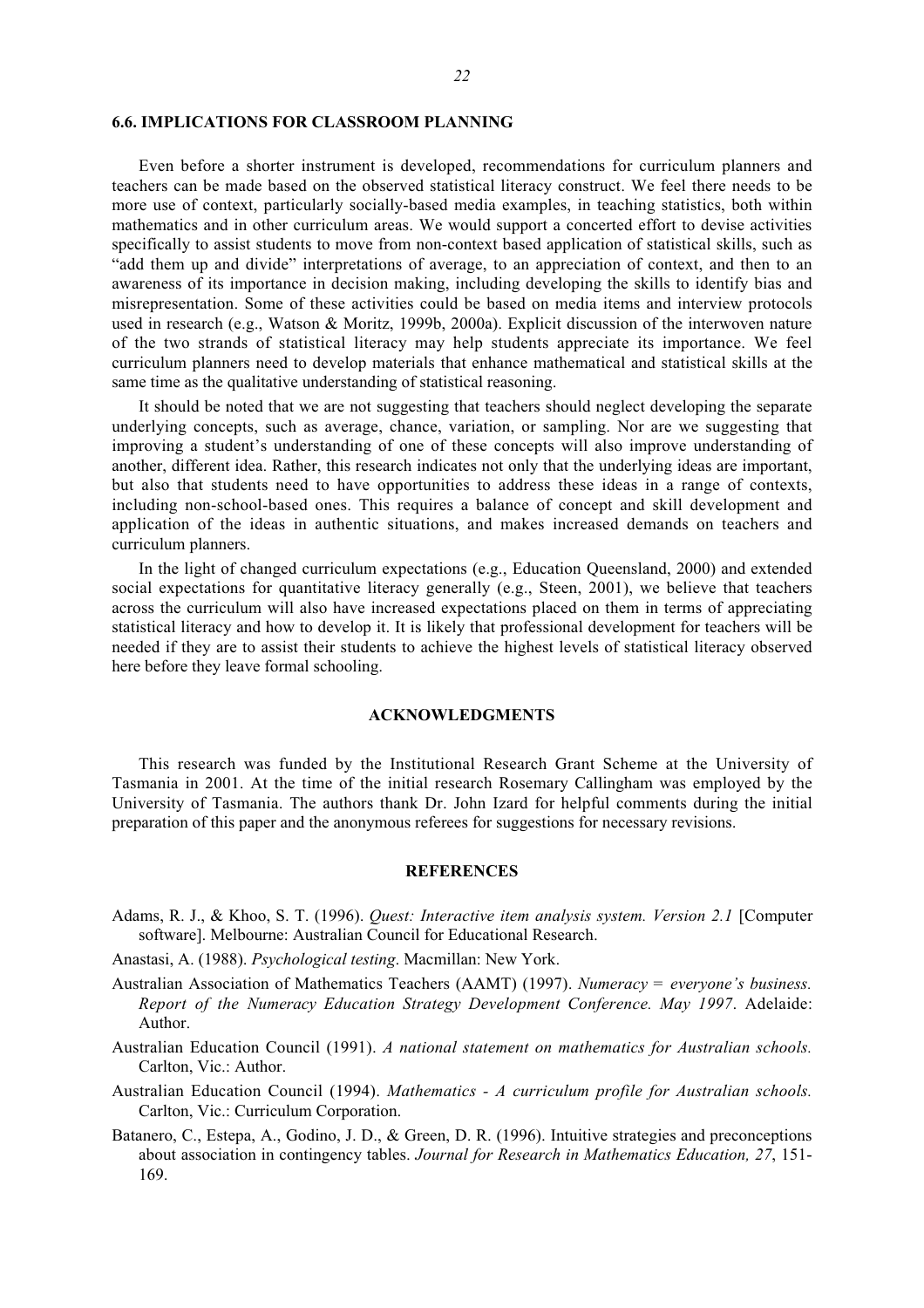### 6.6. IMPLICATIONS FOR CLASSROOM PLANNING

Even before a shorter instrument is developed, recommendations for curriculum planners and teachers can be made based on the observed statistical literacy construct. We feel there needs to be more use of context, particularly socially-based media examples, in teaching statistics, both within mathematics and in other curriculum areas. We would support a concerted effort to devise activities specifically to assist students to move from non-context based application of statistical skills, such as "add them up and divide" interpretations of average, to an appreciation of context, and then to an awareness of its importance in decision making, including developing the skills to identify bias and misrepresentation. Some of these activities could be based on media items and interview protocols used in research (e.g., Watson & Moritz, 1999b, 2000a). Explicit discussion of the interwoven nature of the two strands of statistical literacy may help students appreciate its importance. We feel curriculum planners need to develop materials that enhance mathematical and statistical skills at the same time as the qualitative understanding of statistical reasoning.

It should be noted that we are not suggesting that teachers should neglect developing the separate underlying concepts, such as average, chance, variation, or sampling. Nor are we suggesting that improving a student's understanding of one of these concepts will also improve understanding of another, different idea. Rather, this research indicates not only that the underlying ideas are important, but also that students need to have opportunities to address these ideas in a range of contexts, including non-school-based ones. This requires a balance of concept and skill development and application of the ideas in authentic situations, and makes increased demands on teachers and curriculum planners.

In the light of changed curriculum expectations (e.g., Education Queensland, 2000) and extended social expectations for quantitative literacy generally (e.g., Steen, 2001), we believe that teachers across the curriculum will also have increased expectations placed on them in terms of appreciating statistical literacy and how to develop it. It is likely that professional development for teachers will be needed if they are to assist their students to achieve the highest levels of statistical literacy observed here before they leave formal schooling.

## ACKNOWLEDGMENTS

This research was funded by the Institutional Research Grant Scheme at the University of Tasmania in 2001. At the time of the initial research Rosemary Callingham was employed by the University of Tasmania. The authors thank Dr. John Izard for helpful comments during the initial preparation of this paper and the anonymous referees for suggestions for necessary revisions.

## REFERENCES

Adams, R. J., & Khoo, S. T. (1996). *Quest: Interactive item analysis system. Version 2.1* [Computer software]. Melbourne: Australian Council for Educational Research.

Anastasi, A. (1988). *Psychological testing*. Macmillan: New York.

Australian Association of Mathematics Teachers (AAMT) (1997). *Numeracy = everyone's business. Report of the Numeracy Education Strategy Development Conference. May 1997*. Adelaide: Author.

Australian Education Council (1991). *A national statement on mathematics for Australian schools.* Carlton, Vic.: Author.

Australian Education Council (1994). *Mathematics - A curriculum profile for Australian schools.* Carlton, Vic.: Curriculum Corporation.

Batanero, C., Estepa, A., Godino, J. D., & Green, D. R. (1996). Intuitive strategies and preconceptions about association in contingency tables. *Journal for Research in Mathematics Education, 27*, 151-169.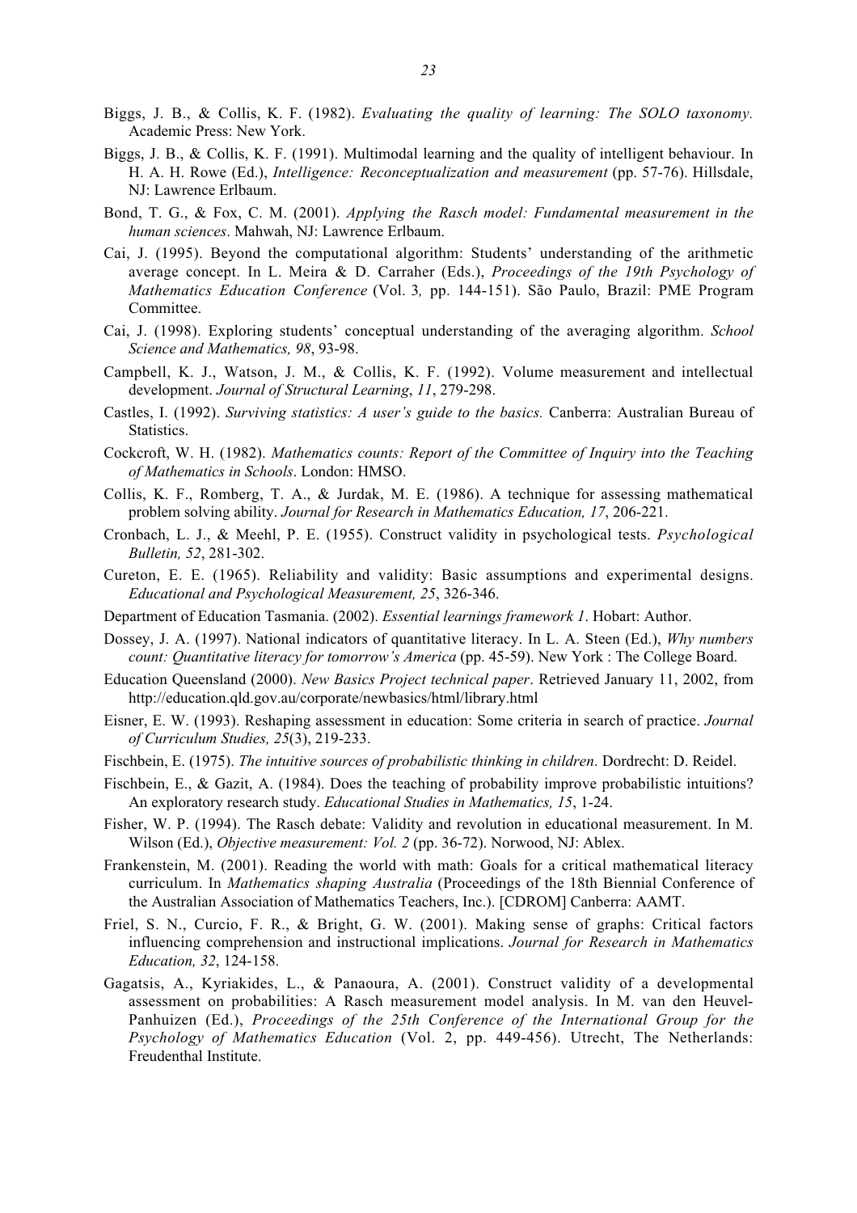Biggs, J. B., & Collis, K. F. (1982). *Evaluating the quality of learning: The SOLO taxonomy.* Academic Press: New York.

Biggs, J. B., & Collis, K. F. (1991). Multimodal learning and the quality of intelligent behaviour. In H. A. H. Rowe (Ed.), *Intelligence: Reconceptualization and measurement* (pp. 57-76). Hillsdale, NJ: Lawrence Erlbaum.

Bond, T. G., & Fox, C. M. (2001). *Applying the Rasch model: Fundamental measurement in the human sciences*. Mahwah, NJ: Lawrence Erlbaum.

Cai, J. (1995). Beyond the computational algorithm: Students' understanding of the arithmetic average concept. In L. Meira & D. Carraher (Eds.), *Proceedings of the 19th Psychology of Mathematics Education Conference* (Vol. 3*,* pp. 144-151). São Paulo, Brazil: PME Program Committee.

Cai, J. (1998). Exploring students' conceptual understanding of the averaging algorithm. *School Science and Mathematics, 98*, 93-98.

Campbell, K. J., Watson, J. M., & Collis, K. F. (1992). Volume measurement and intellectual development. *Journal of Structural Learning*, *11*, 279-298.

Castles, I. (1992). *Surviving statistics: A user's guide to the basics.* Canberra: Australian Bureau of Statistics.

Cockcroft, W. H. (1982). *Mathematics counts: Report of the Committee of Inquiry into the Teaching of Mathematics in Schools*. London: HMSO.

Collis, K. F., Romberg, T. A., & Jurdak, M. E. (1986). A technique for assessing mathematical problem solving ability. *Journal for Research in Mathematics Education, 17*, 206-221.

Cronbach, L. J., & Meehl, P. E. (1955). Construct validity in psychological tests. *Psychological Bulletin, 52*, 281-302.

Cureton, E. E. (1965). Reliability and validity: Basic assumptions and experimental designs. *Educational and Psychological Measurement, 25*, 326-346.

Department of Education Tasmania. (2002). *Essential learnings framework 1*. Hobart: Author.

Dossey, J. A. (1997). National indicators of quantitative literacy. In L. A. Steen (Ed.), *Why numbers count: Quantitative literacy for tomorrow's America* (pp. 45-59). New York : The College Board.

Education Queensland (2000). *New Basics Project technical paper*. Retrieved January 11, 2002, from http://education.qld.gov.au/corporate/newbasics/html/library.html

Eisner, E. W. (1993). Reshaping assessment in education: Some criteria in search of practice. *Journal of Curriculum Studies, 25*(3), 219-233.

Fischbein, E. (1975). *The intuitive sources of probabilistic thinking in children*. Dordrecht: D. Reidel.

Fischbein, E., & Gazit, A. (1984). Does the teaching of probability improve probabilistic intuitions? An exploratory research study. *Educational Studies in Mathematics, 15*, 1-24.

Fisher, W. P. (1994). The Rasch debate: Validity and revolution in educational measurement. In M. Wilson (Ed.), *Objective measurement: Vol. 2* (pp. 36-72). Norwood, NJ: Ablex.

Frankenstein, M. (2001). Reading the world with math: Goals for a critical mathematical literacy curriculum. In *Mathematics shaping Australia* (Proceedings of the 18th Biennial Conference of the Australian Association of Mathematics Teachers, Inc.). [CDROM] Canberra: AAMT.

Friel, S. N., Curcio, F. R., & Bright, G. W. (2001). Making sense of graphs: Critical factors influencing comprehension and instructional implications. *Journal for Research in Mathematics Education, 32*, 124-158.

Gagatsis, A., Kyriakides, L., & Panaoura, A. (2001). Construct validity of a developmental assessment on probabilities: A Rasch measurement model analysis. In M. van den Heuvel-Panhuizen (Ed.), *Proceedings of the 25th Conference of the International Group for the Psychology of Mathematics Education* (Vol. 2, pp. 449-456). Utrecht, The Netherlands: Freudenthal Institute.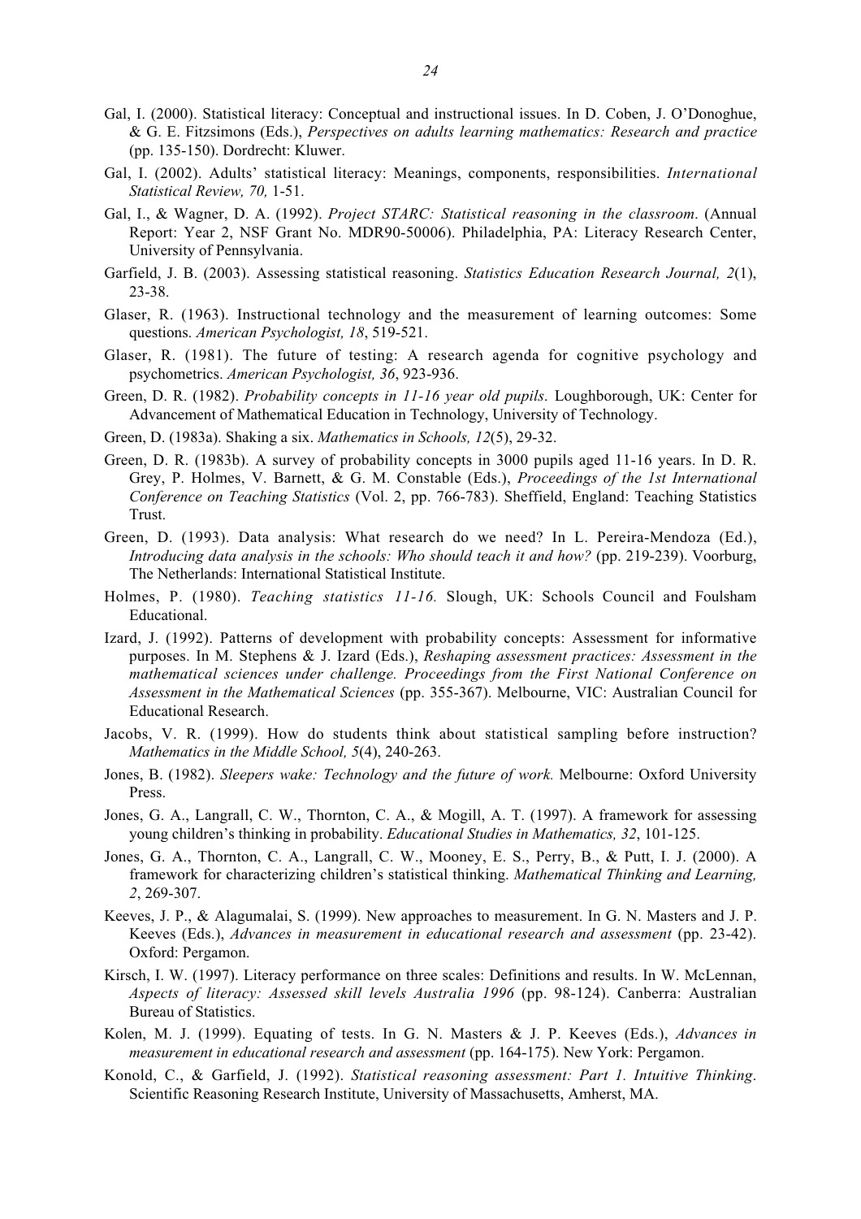Gal, I. (2000). Statistical literacy: Conceptual and instructional issues. In D. Coben, J. O'Donoghue, & G. E. Fitzsimons (Eds.), *Perspectives on adults learning mathematics: Research and practice* (pp. 135-150). Dordrecht: Kluwer.

Gal, I. (2002). Adults' statistical literacy: Meanings, components, responsibilities. *International Statistical Review, 70,* 1-51.

Gal, I., & Wagner, D. A. (1992). *Project STARC: Statistical reasoning in the classroom*. (Annual Report: Year 2, NSF Grant No. MDR90-50006). Philadelphia, PA: Literacy Research Center, University of Pennsylvania.

Garfield, J. B. (2003). Assessing statistical reasoning. *Statistics Education Research Journal, 2*(1), 23-38.

Glaser, R. (1963). Instructional technology and the measurement of learning outcomes: Some questions. *American Psychologist, 18*, 519-521.

Glaser, R. (1981). The future of testing: A research agenda for cognitive psychology and psychometrics. *American Psychologist, 36*, 923-936.

Green, D. R. (1982). *Probability concepts in 11-16 year old pupils*. Loughborough, UK: Center for Advancement of Mathematical Education in Technology, University of Technology.

Green, D. (1983a). Shaking a six. *Mathematics in Schools, 12*(5), 29-32.

Green, D. R. (1983b). A survey of probability concepts in 3000 pupils aged 11-16 years. In D. R. Grey, P. Holmes, V. Barnett, & G. M. Constable (Eds.), *Proceedings of the 1st International Conference on Teaching Statistics* (Vol. 2, pp. 766-783). Sheffield, England: Teaching Statistics Trust.

Green, D. (1993). Data analysis: What research do we need? In L. Pereira-Mendoza (Ed.), *Introducing data analysis in the schools: Who should teach it and how?* (pp. 219-239). Voorburg, The Netherlands: International Statistical Institute.

Holmes, P. (1980). *Teaching statistics 11-16.* Slough, UK: Schools Council and Foulsham Educational.

Izard, J. (1992). Patterns of development with probability concepts: Assessment for informative purposes. In M. Stephens & J. Izard (Eds.), *Reshaping assessment practices: Assessment in the mathematical sciences under challenge. Proceedings from the First National Conference on Assessment in the Mathematical Sciences* (pp. 355-367). Melbourne, VIC: Australian Council for Educational Research.

Jacobs, V. R. (1999). How do students think about statistical sampling before instruction? *Mathematics in the Middle School, 5*(4), 240-263.

Jones, B. (1982). *Sleepers wake: Technology and the future of work.* Melbourne: Oxford University Press.

Jones, G. A., Langrall, C. W., Thornton, C. A., & Mogill, A. T. (1997). A framework for assessing young children's thinking in probability. *Educational Studies in Mathematics, 32*, 101-125.

Jones, G. A., Thornton, C. A., Langrall, C. W., Mooney, E. S., Perry, B., & Putt, I. J. (2000). A framework for characterizing children's statistical thinking. *Mathematical Thinking and Learning, 2*, 269-307.

Keeves, J. P., & Alagumalai, S. (1999). New approaches to measurement. In G. N. Masters and J. P. Keeves (Eds.), *Advances in measurement in educational research and assessment* (pp. 23-42). Oxford: Pergamon.

Kirsch, I. W. (1997). Literacy performance on three scales: Definitions and results. In W. McLennan, *Aspects of literacy: Assessed skill levels Australia 1996* (pp. 98-124). Canberra: Australian Bureau of Statistics.

Kolen, M. J. (1999). Equating of tests. In G. N. Masters & J. P. Keeves (Eds.), *Advances in measurement in educational research and assessment* (pp. 164-175). New York: Pergamon.

Konold, C., & Garfield, J. (1992). *Statistical reasoning assessment: Part 1. Intuitive Thinking*. Scientific Reasoning Research Institute, University of Massachusetts, Amherst, MA.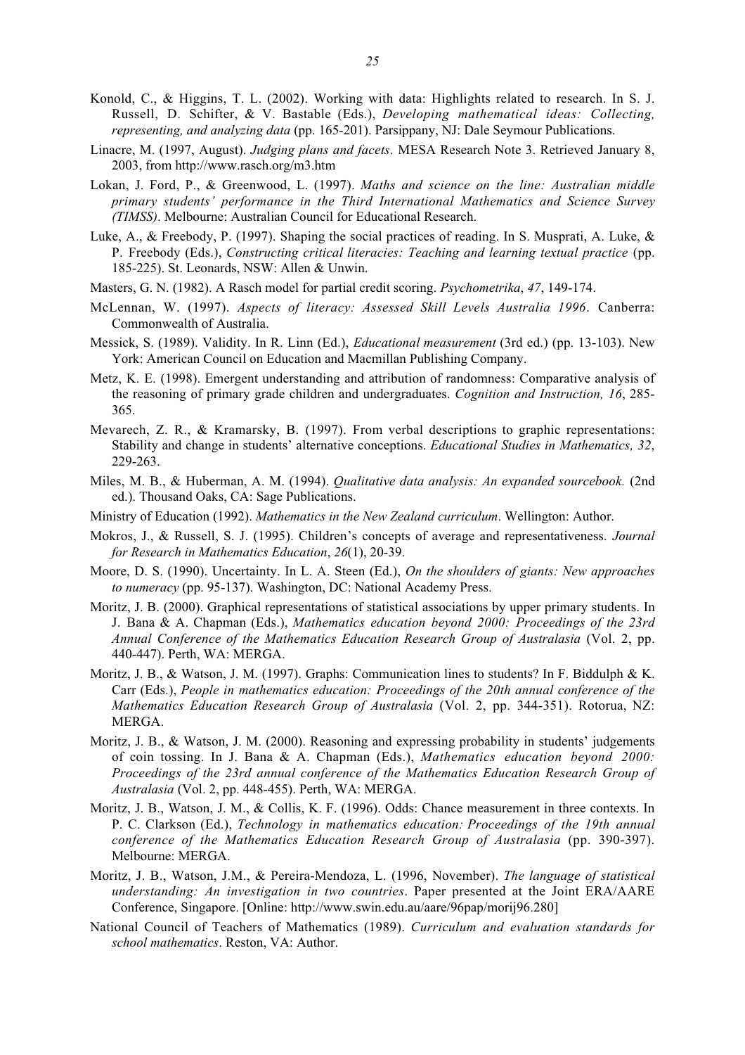Konold, C., & Higgins, T. L. (2002). Working with data: Highlights related to research. In S. J. Russell, D. Schifter, & V. Bastable (Eds.), *Developing mathematical ideas: Collecting, representing, and analyzing data* (pp. 165-201). Parsippany, NJ: Dale Seymour Publications.

Linacre, M. (1997, August). *Judging plans and facets*. MESA Research Note 3. Retrieved January 8, 2003, from http://www.rasch.org/m3.htm

Lokan, J. Ford, P., & Greenwood, L. (1997). *Maths and science on the line: Australian middle primary students' performance in the Third International Mathematics and Science Survey (TIMSS)*. Melbourne: Australian Council for Educational Research.

Luke, A., & Freebody, P. (1997). Shaping the social practices of reading. In S. Musprati, A. Luke, & P. Freebody (Eds.), *Constructing critical literacies: Teaching and learning textual practice* (pp. 185-225). St. Leonards, NSW: Allen & Unwin.

Masters, G. N. (1982). A Rasch model for partial credit scoring. *Psychometrika*, *47*, 149-174.

McLennan, W. (1997). *Aspects of literacy: Assessed Skill Levels Australia 1996*. Canberra: Commonwealth of Australia.

Messick, S. (1989). Validity. In R. Linn (Ed.), *Educational measurement* (3rd ed.) (pp. 13-103). New York: American Council on Education and Macmillan Publishing Company.

Metz, K. E. (1998). Emergent understanding and attribution of randomness: Comparative analysis of the reasoning of primary grade children and undergraduates. *Cognition and Instruction, 16*, 285-365.

Mevarech, Z. R., & Kramarsky, B. (1997). From verbal descriptions to graphic representations: Stability and change in students' alternative conceptions. *Educational Studies in Mathematics, 32*, 229-263.

Miles, M. B., & Huberman, A. M. (1994). *Qualitative data analysis: An expanded sourcebook.* (2nd ed.). Thousand Oaks, CA: Sage Publications.

Ministry of Education (1992). *Mathematics in the New Zealand curriculum*. Wellington: Author.

Mokros, J., & Russell, S. J. (1995). Children's concepts of average and representativeness. *Journal for Research in Mathematics Education*, *26*(1), 20-39.

Moore, D. S. (1990). Uncertainty. In L. A. Steen (Ed.), *On the shoulders of giants: New approaches to numeracy* (pp. 95-137). Washington, DC: National Academy Press.

Moritz, J. B. (2000). Graphical representations of statistical associations by upper primary students. In J. Bana & A. Chapman (Eds.), *Mathematics education beyond 2000: Proceedings of the 23rd Annual Conference of the Mathematics Education Research Group of Australasia* (Vol. 2, pp. 440-447). Perth, WA: MERGA.

Moritz, J. B., & Watson, J. M. (1997). Graphs: Communication lines to students? In F. Biddulph & K. Carr (Eds.), *People in mathematics education: Proceedings of the 20th annual conference of the Mathematics Education Research Group of Australasia* (Vol. 2, pp. 344-351). Rotorua, NZ: MERGA.

Moritz, J. B., & Watson, J. M. (2000). Reasoning and expressing probability in students' judgements of coin tossing. In J. Bana & A. Chapman (Eds.), *Mathematics education beyond 2000: Proceedings of the 23rd annual conference of the Mathematics Education Research Group of Australasia* (Vol. 2, pp. 448-455). Perth, WA: MERGA.

Moritz, J. B., Watson, J. M., & Collis, K. F. (1996). Odds: Chance measurement in three contexts. In P. C. Clarkson (Ed.), *Technology in mathematics education: Proceedings of the 19th annual conference of the Mathematics Education Research Group of Australasia* (pp. 390-397). Melbourne: MERGA.

Moritz, J. B., Watson, J.M., & Pereira-Mendoza, L. (1996, November). *The language of statistical understanding: An investigation in two countries*. Paper presented at the Joint ERA/AARE Conference, Singapore. [Online: http://www.swin.edu.au/aare/96pap/morij96.280]

National Council of Teachers of Mathematics (1989). *Curriculum and evaluation standards for school mathematics*. Reston, VA: Author.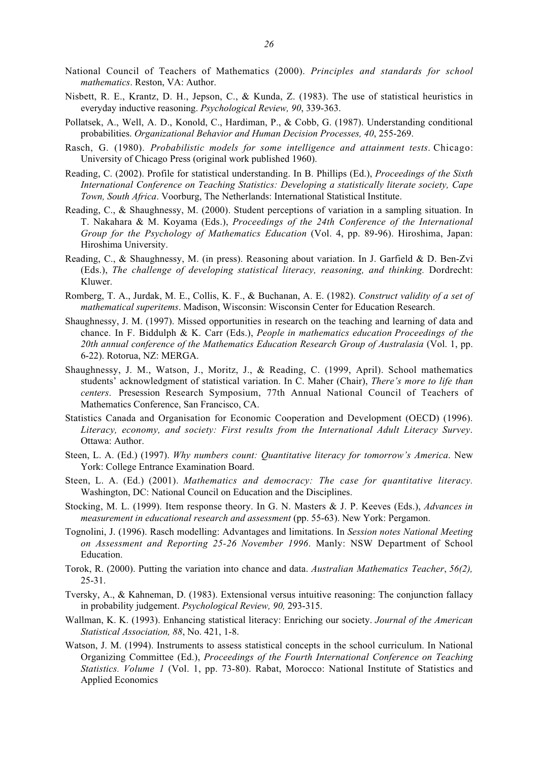National Council of Teachers of Mathematics (2000). *Principles and standards for school mathematics*. Reston, VA: Author.

Nisbett, R. E., Krantz, D. H., Jepson, C., & Kunda, Z. (1983). The use of statistical heuristics in everyday inductive reasoning. *Psychological Review, 90*, 339-363.

Pollatsek, A., Well, A. D., Konold, C., Hardiman, P., & Cobb, G. (1987). Understanding conditional probabilities. *Organizational Behavior and Human Decision Processes, 40*, 255-269.

Rasch, G. (1980). *Probabilistic models for some intelligence and attainment tests*. Chicago: University of Chicago Press (original work published 1960).

Reading, C. (2002). Profile for statistical understanding. In B. Phillips (Ed.), *Proceedings of the Sixth International Conference on Teaching Statistics: Developing a statistically literate society, Cape Town, South Africa*. Voorburg, The Netherlands: International Statistical Institute.

Reading, C., & Shaughnessy, M. (2000). Student perceptions of variation in a sampling situation. In T. Nakahara & M. Koyama (Eds.), *Proceedings of the 24th Conference of the International Group for the Psychology of Mathematics Education* (Vol. 4, pp. 89-96). Hiroshima, Japan: Hiroshima University.

Reading, C., & Shaughnessy, M. (in press). Reasoning about variation. In J. Garfield & D. Ben-Zvi (Eds.), *The challenge of developing statistical literacy, reasoning, and thinking.* Dordrecht: Kluwer.

Romberg, T. A., Jurdak, M. E., Collis, K. F., & Buchanan, A. E. (1982). *Construct validity of a set of mathematical superitems*. Madison, Wisconsin: Wisconsin Center for Education Research.

Shaughnessy, J. M. (1997). Missed opportunities in research on the teaching and learning of data and chance. In F. Biddulph & K. Carr (Eds.), *People in mathematics education Proceedings of the 20th annual conference of the Mathematics Education Research Group of Australasia* (Vol. 1, pp. 6-22). Rotorua, NZ: MERGA.

Shaughnessy, J. M., Watson, J., Moritz, J., & Reading, C. (1999, April). School mathematics students' acknowledgment of statistical variation. In C. Maher (Chair), *There's more to life than centers*. Presession Research Symposium, 77th Annual National Council of Teachers of Mathematics Conference, San Francisco, CA.

Statistics Canada and Organisation for Economic Cooperation and Development (OECD) (1996). *Literacy, economy, and society: First results from the International Adult Literacy Survey*. Ottawa: Author.

Steen, L. A. (Ed.) (1997). *Why numbers count: Quantitative literacy for tomorrow's America*. New York: College Entrance Examination Board.

Steen, L. A. (Ed.) (2001). *Mathematics and democracy: The case for quantitative literacy.* Washington, DC: National Council on Education and the Disciplines.

Stocking, M. L. (1999). Item response theory. In G. N. Masters & J. P. Keeves (Eds.), *Advances in measurement in educational research and assessment* (pp. 55-63). New York: Pergamon.

Tognolini, J. (1996). Rasch modelling: Advantages and limitations. In *Session notes National Meeting on Assessment and Reporting 25-26 November 1996*. Manly: NSW Department of School Education.

Torok, R. (2000). Putting the variation into chance and data. *Australian Mathematics Teacher*, *56(2),* 25-31.

Tversky, A., & Kahneman, D. (1983). Extensional versus intuitive reasoning: The conjunction fallacy in probability judgement. *Psychological Review, 90,* 293-315.

Wallman, K. K. (1993). Enhancing statistical literacy: Enriching our society. *Journal of the American Statistical Association, 88*, No. 421, 1-8.

Watson, J. M. (1994). Instruments to assess statistical concepts in the school curriculum. In National Organizing Committee (Ed.), *Proceedings of the Fourth International Conference on Teaching Statistics. Volume 1* (Vol. 1, pp. 73-80). Rabat, Morocco: National Institute of Statistics and Applied Economics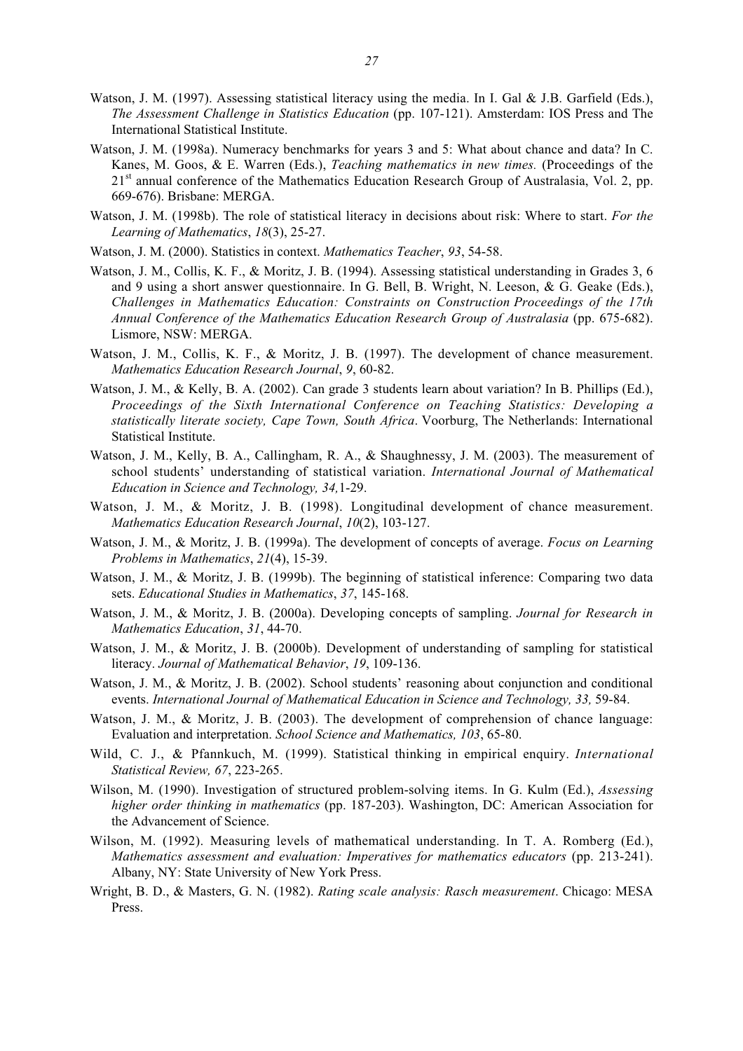Watson, J. M. (1997). Assessing statistical literacy using the media. In I. Gal & J.B. Garfield (Eds.), *The Assessment Challenge in Statistics Education* (pp. 107-121). Amsterdam: IOS Press and The International Statistical Institute.

Watson, J. M. (1998a). Numeracy benchmarks for years 3 and 5: What about chance and data? In C. Kanes, M. Goos, & E. Warren (Eds.), *Teaching mathematics in new times.* (Proceedings of the 21st annual conference of the Mathematics Education Research Group of Australasia, Vol. 2, pp. 669-676). Brisbane: MERGA.

Watson, J. M. (1998b). The role of statistical literacy in decisions about risk: Where to start. *For the Learning of Mathematics*, *18*(3), 25-27.

Watson, J. M. (2000). Statistics in context. *Mathematics Teacher*, *93*, 54-58.

Watson, J. M., Collis, K. F., & Moritz, J. B. (1994). Assessing statistical understanding in Grades 3, 6 and 9 using a short answer questionnaire. In G. Bell, B. Wright, N. Leeson, & G. Geake (Eds.), *Challenges in Mathematics Education: Constraints on Construction Proceedings of the 17th Annual Conference of the Mathematics Education Research Group of Australasia* (pp. 675-682). Lismore, NSW: MERGA.

Watson, J. M., Collis, K. F., & Moritz, J. B. (1997). The development of chance measurement. *Mathematics Education Research Journal*, *9*, 60-82.

Watson, J. M., & Kelly, B. A. (2002). Can grade 3 students learn about variation? In B. Phillips (Ed.), *Proceedings of the Sixth International Conference on Teaching Statistics: Developing a statistically literate society, Cape Town, South Africa*. Voorburg, The Netherlands: International Statistical Institute.

Watson, J. M., Kelly, B. A., Callingham, R. A., & Shaughnessy, J. M. (2003). The measurement of school students' understanding of statistical variation. *International Journal of Mathematical Education in Science and Technology, 34,*1-29.

Watson, J. M., & Moritz, J. B. (1998). Longitudinal development of chance measurement. *Mathematics Education Research Journal*, *10*(2), 103-127.

Watson, J. M., & Moritz, J. B. (1999a). The development of concepts of average. *Focus on Learning Problems in Mathematics*, *21*(4), 15-39.

Watson, J. M., & Moritz, J. B. (1999b). The beginning of statistical inference: Comparing two data sets. *Educational Studies in Mathematics*, *37*, 145-168.

Watson, J. M., & Moritz, J. B. (2000a). Developing concepts of sampling. *Journal for Research in Mathematics Education*, *31*, 44-70.

Watson, J. M., & Moritz, J. B. (2000b). Development of understanding of sampling for statistical literacy. *Journal of Mathematical Behavior*, *19*, 109-136.

Watson, J. M., & Moritz, J. B. (2002). School students' reasoning about conjunction and conditional events. *International Journal of Mathematical Education in Science and Technology, 33,* 59-84.

Watson, J. M., & Moritz, J. B. (2003). The development of comprehension of chance language: Evaluation and interpretation. *School Science and Mathematics, 103*, 65-80.

Wild, C. J., & Pfannkuch, M. (1999). Statistical thinking in empirical enquiry. *International Statistical Review, 67*, 223-265.

Wilson, M. (1990). Investigation of structured problem-solving items. In G. Kulm (Ed.), *Assessing higher order thinking in mathematics* (pp. 187-203). Washington, DC: American Association for the Advancement of Science.

Wilson, M. (1992). Measuring levels of mathematical understanding. In T. A. Romberg (Ed.), *Mathematics assessment and evaluation: Imperatives for mathematics educators* (pp. 213-241). Albany, NY: State University of New York Press.

Wright, B. D., & Masters, G. N. (1982). *Rating scale analysis: Rasch measurement*. Chicago: MESA Press.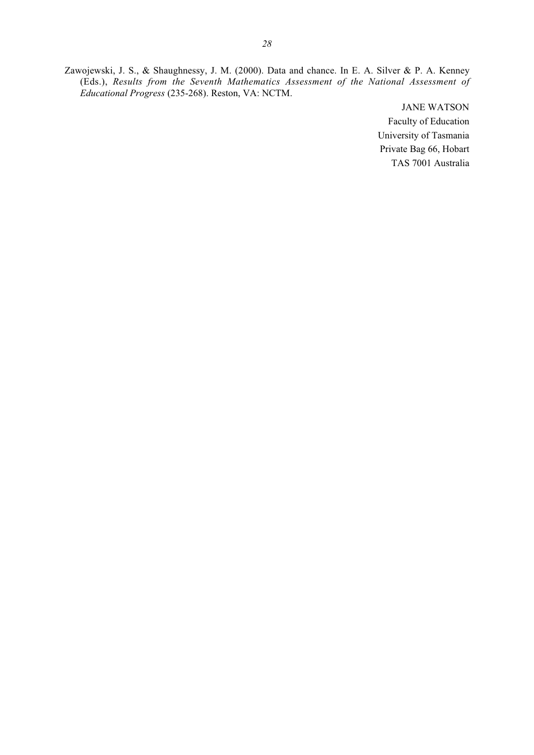Zawojewski, J. S., & Shaughnessy, J. M. (2000). Data and chance. In E. A. Silver & P. A. Kenney (Eds.), *Results from the Seventh Mathematics Assessment of the National Assessment of Educational Progress* (235-268). Reston, VA: NCTM.

JANE WATSON
Faculty of Education
University of Tasmania
Private Bag 66, Hobart
TAS 7001 Australia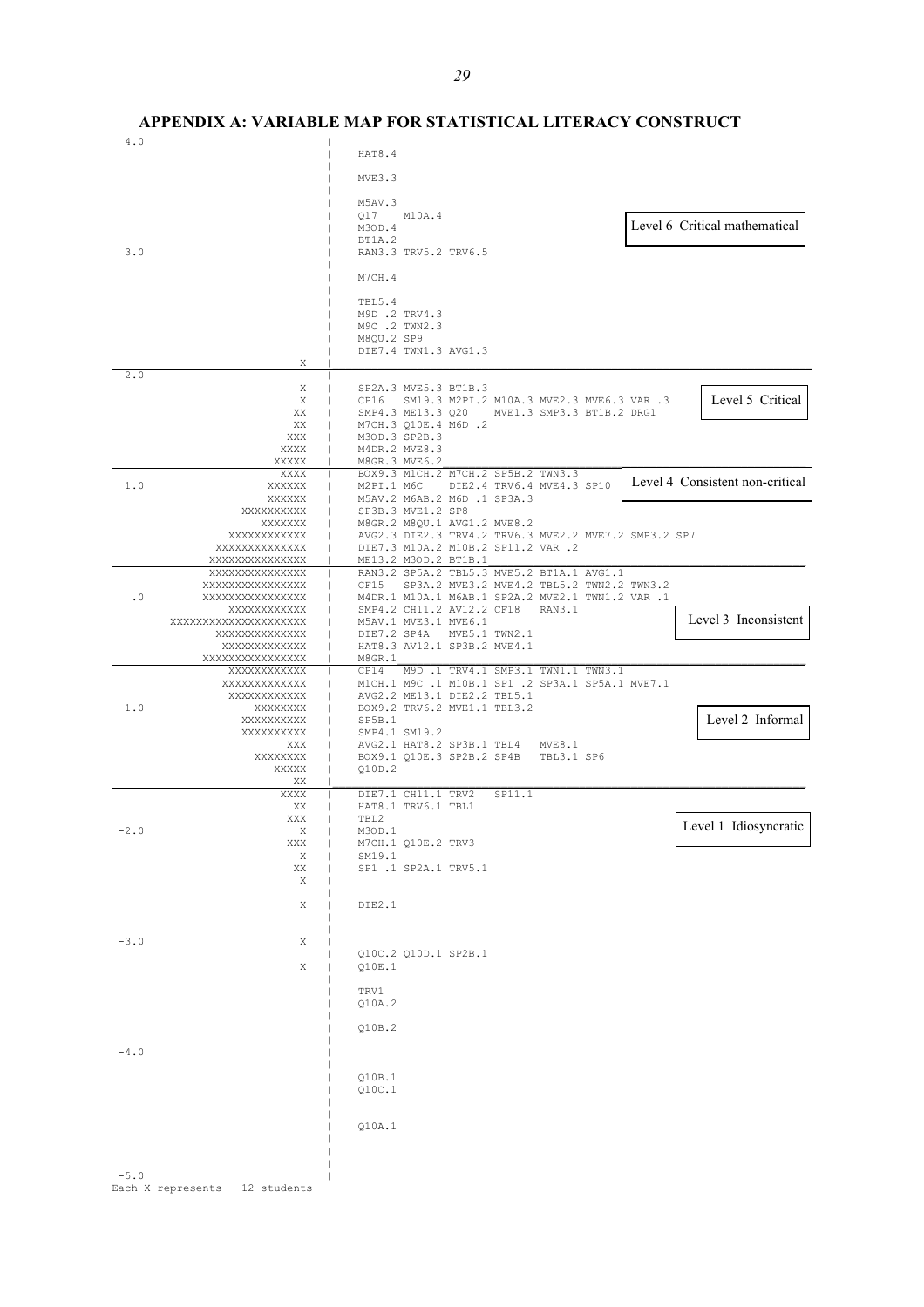## APPENDIX A: VARIABLE MAP FOR STATISTICAL LITERACY CONSTRUCT

```
 4.0                          |
                              |   HAT8.4
                              |
                              |   MVE3.3
                              |
                              |   M5AV.3
                              |   Q17    M10A.4
                              |   M3OD.4                                          Level 6  Critical mathematical
                              |   BT1A.2
 3.0                          |   RAN3.3 TRV5.2 TRV6.5
                              |
                              |   M7CH.4
                              |
                              |   TBL5.4
                              |   M9D .2 TRV4.3
                              |   M9C .2 TWN2.3
                              |   M8QU.2 SP9
                              |   DIE7.4 TWN1.3 AVG1.3
                             X|_______________________________________________________________________
 2.0                          |
                            X |   SP2A.3 MVE5.3 BT1B.3
                            X |   CP16   SM19.3 M2PI.2 M10A.3 MVE2.3 MVE6.3 VAR .3      Level 5  Critical
                           XX |   SMP4.3 ME13.3 Q20    MVE1.3 SMP3.3 BT1B.2 DRG1
                           XX |   M7CH.3 Q10E.4 M6D .2
                          XXX |   M3OD.3 SP2B.3
                         XXXX |   M4DR.2 MVE8.3
                        XXXXX |   M8GR.3 MVE6.2
                         XXXX |   BOX9.3 M1CH.2 M7CH.2 SP5B.2 TWN3.3
 1.0                   XXXXXX |   M2PI.1 M6C    DIE2.4 TRV6.4 MVE4.3 SP10     Level 4  Consistent non-critical
                       XXXXXX |   M5AV.2 M6AB.2 M6D .1 SP3A.3
                   XXXXXXXXXX |   SP3B.3 MVE1.2 SP8
                      XXXXXXX |   M8GR.2 M8QU.1 AVG1.2 MVE8.2
                  XXXXXXXXXXX |   AVG2.3 DIE2.3 TRV4.2 TRV6.3 MVE2.2 MVE7.2 SMP3.2 SP7
                XXXXXXXXXXXXX |   DIE7.3 M10A.2 M10B.2 SP11.2 VAR .2
               XXXXXXXXXXXXXX |   ME13.2 M3OD.2 BT1B.1
               XXXXXXXXXXXXXX |   RAN3.2 SP5A.2 TBL5.3 MVE5.2 BT1A.1 AVG1.1
              XXXXXXXXXXXXXXX |   CF15   SP3A.2 MVE3.2 MVE4.2 TBL5.2 TWN2.2 TWN3.2
 .0           XXXXXXXXXXXXXXX |   M4DR.1 M10A.1 M6AB.1 SP2A.2 MVE2.1 TWN1.2 VAR .1
                  XXXXXXXXXXX |   SMP4.2 CH11.2 AV12.2 CF18   RAN3.1
         XXXXXXXXXXXXXXXXXXXX |   M5AV.1 MVE3.1 MVE6.1                          Level 3  Inconsistent
               XXXXXXXXXXXXXX |   DIE7.2 SP4A   MVE5.1 TWN2.1
                 XXXXXXXXXXXX |   HAT8.3 AV12.1 SP3B.2 MVE4.1
              XXXXXXXXXXXXXXX |   M8GR.1
                 XXXXXXXXXXXX |   CP14   M9D .1 TRV4.1 SMP3.1 TWN1.1 TWN3.1
                XXXXXXXXXXXXX |   M1CH.1 M9C .1 M10B.1 SP1 .2 SP3A.1 SP5A.1 MVE7.1
                 XXXXXXXXXXXX |   AVG2.2 ME13.1 DIE2.2 TBL5.1
-1.0                 XXXXXXXX |   BOX9.2 TRV6.2 MVE1.1 TBL3.2
                   XXXXXXXXXX |   SP5B.1                                        Level 2  Informal
                   XXXXXXXXXX |   SMP4.1 SM19.2
                          XXX |   AVG2.1 HAT8.2 SP3B.1 TBL4   MVE8.1
                     XXXXXXXX |   BOX9.1 Q10E.3 SP2B.2 SP4B   TBL3.1 SP6
                        XXXXX |   Q10D.2
                           XX |_______________________________________________________________________
                         XXXX |   DIE7.1 CH11.1 TRV2   SP11.1
                           XX |   HAT8.1 TRV6.1 TBL1
                          XXX |   TBL2                                          Level 1  Idiosyncratic
-2.0                        X |   M3OD.1
                          XXX |   M7CH.1 Q10E.2 TRV3
                            X |   SM19.1
                           XX |   SP1 .1 SP2A.1 TRV5.1
                            X |
                              |
                            X |   DIE2.1
                              |
                              |
-3.0                        X |
                              |   Q10C.2 Q10D.1 SP2B.1
                            X |   Q10E.1
                              |
                              |   TRV1
                              |   Q10A.2
                              |
                              |   Q10B.2
                              |
-4.0                          |
                              |
                              |   Q10B.1
                              |   Q10C.1
                              |
                              |
                              |   Q10A.1
                              |
                              |
                              |
-5.0                          |
Each X represents   12 students
```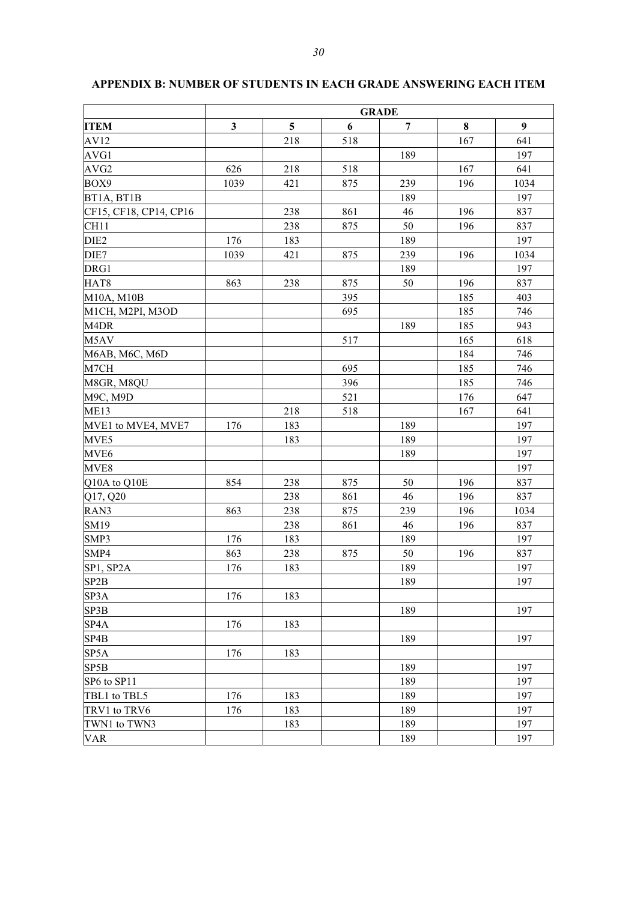**APPENDIX B: NUMBER OF STUDENTS IN EACH GRADE ANSWERING EACH ITEM**

| | GRADE | | | | | |
|---|---|---|---|---|---|---|
| **ITEM** | **3** | **5** | **6** | **7** | **8** | **9** |
| AV12 | | 218 | 518 | | 167 | 641 |
| AVG1 | | | | 189 | | 197 |
| AVG2 | 626 | 218 | 518 | | 167 | 641 |
| BOX9 | 1039 | 421 | 875 | 239 | 196 | 1034 |
| BT1A, BT1B | | | | 189 | | 197 |
| CF15, CF18, CP14, CP16 | | 238 | 861 | 46 | 196 | 837 |
| CH11 | | 238 | 875 | 50 | 196 | 837 |
| DIE2 | 176 | 183 | | 189 | | 197 |
| DIE7 | 1039 | 421 | 875 | 239 | 196 | 1034 |
| DRG1 | | | | 189 | | 197 |
| HAT8 | 863 | 238 | 875 | 50 | 196 | 837 |
| M10A, M10B | | | 395 | | 185 | 403 |
| M1CH, M2PI, M3OD | | | 695 | | 185 | 746 |
| M4DR | | | | 189 | 185 | 943 |
| M5AV | | | 517 | | 165 | 618 |
| M6AB, M6C, M6D | | | | | 184 | 746 |
| M7CH | | | 695 | | 185 | 746 |
| M8GR, M8QU | | | 396 | | 185 | 746 |
| M9C, M9D | | | 521 | | 176 | 647 |
| ME13 | | 218 | 518 | | 167 | 641 |
| MVE1 to MVE4, MVE7 | 176 | 183 | | 189 | | 197 |
| MVE5 | | 183 | | 189 | | 197 |
| MVE6 | | | | 189 | | 197 |
| MVE8 | | | | | | 197 |
| Q10A to Q10E | 854 | 238 | 875 | 50 | 196 | 837 |
| Q17, Q20 | | 238 | 861 | 46 | 196 | 837 |
| RAN3 | 863 | 238 | 875 | 239 | 196 | 1034 |
| SM19 | | 238 | 861 | 46 | 196 | 837 |
| SMP3 | 176 | 183 | | 189 | | 197 |
| SMP4 | 863 | 238 | 875 | 50 | 196 | 837 |
| SP1, SP2A | 176 | 183 | | 189 | | 197 |
| SP2B | | | | 189 | | 197 |
| SP3A | 176 | 183 | | | | |
| SP3B | | | | 189 | | 197 |
| SP4A | 176 | 183 | | | | |
| SP4B | | | | 189 | | 197 |
| SP5A | 176 | 183 | | | | |
| SP5B | | | | 189 | | 197 |
| SP6 to SP11 | | | | 189 | | 197 |
| TBL1 to TBL5 | 176 | 183 | | 189 | | 197 |
| TRV1 to TRV6 | 176 | 183 | | 189 | | 197 |
| TWN1 to TWN3 | | 183 | | 189 | | 197 |
| VAR | | | | 189 | | 197 |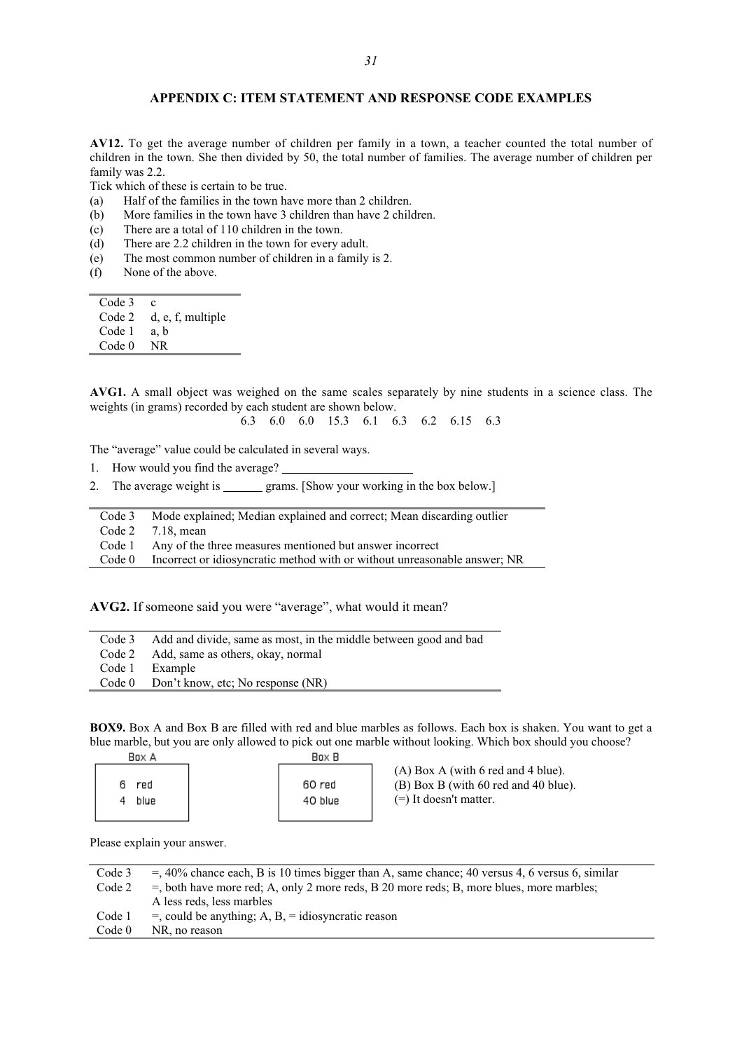## APPENDIX C: ITEM STATEMENT AND RESPONSE CODE EXAMPLES

**AV12.** To get the average number of children per family in a town, a teacher counted the total number of children in the town. She then divided by 50, the total number of families. The average number of children per family was 2.2.

Tick which of these is certain to be true.

(a) Half of the families in the town have more than 2 children.
(b) More families in the town have 3 children than have 2 children.
(c) There are a total of 110 children in the town.
(d) There are 2.2 children in the town for every adult.
(e) The most common number of children in a family is 2.
(f) None of the above.

| | |
|---|---|
| Code 3 | c |
| Code 2 | d, e, f, multiple |
| Code 1 | a, b |
| Code 0 | NR |

**AVG1.** A small object was weighed on the same scales separately by nine students in a science class. The weights (in grams) recorded by each student are shown below.

6.3  6.0  6.0  15.3  6.1  6.3  6.2  6.15  6.3

The "average" value could be calculated in several ways.

1. How would you find the average? ______________________
2. The average weight is _______ grams. [Show your working in the box below.]

| | |
|---|---|
| Code 3 | Mode explained; Median explained and correct; Mean discarding outlier |
| Code 2 | 7.18, mean |
| Code 1 | Any of the three measures mentioned but answer incorrect |
| Code 0 | Incorrect or idiosyncratic method with or without unreasonable answer; NR |

**AVG2.** If someone said you were "average", what would it mean?

| | |
|---|---|
| Code 3 | Add and divide, same as most, in the middle between good and bad |
| Code 2 | Add, same as others, okay, normal |
| Code 1 | Example |
| Code 0 | Don't know, etc; No response (NR) |

**BOX9.** Box A and Box B are filled with red and blue marbles as follows. Each box is shaken. You want to get a blue marble, but you are only allowed to pick out one marble without looking. Which box should you choose?

| Box A | Box B |
|---|---|
| 6 red<br>4 blue | 60 red<br>40 blue |

(A) Box A (with 6 red and 4 blue).
(B) Box B (with 60 red and 40 blue).
(=) It doesn't matter.

Please explain your answer.

| | |
|---|---|
| Code 3 | =, 40% chance each, B is 10 times bigger than A, same chance; 40 versus 4, 6 versus 6, similar |
| Code 2 | =, both have more red; A, only 2 more reds, B 20 more reds; B, more blues, more marbles; A less reds, less marbles |
| Code 1 | =, could be anything; A, B, = idiosyncratic reason |
| Code 0 | NR, no reason |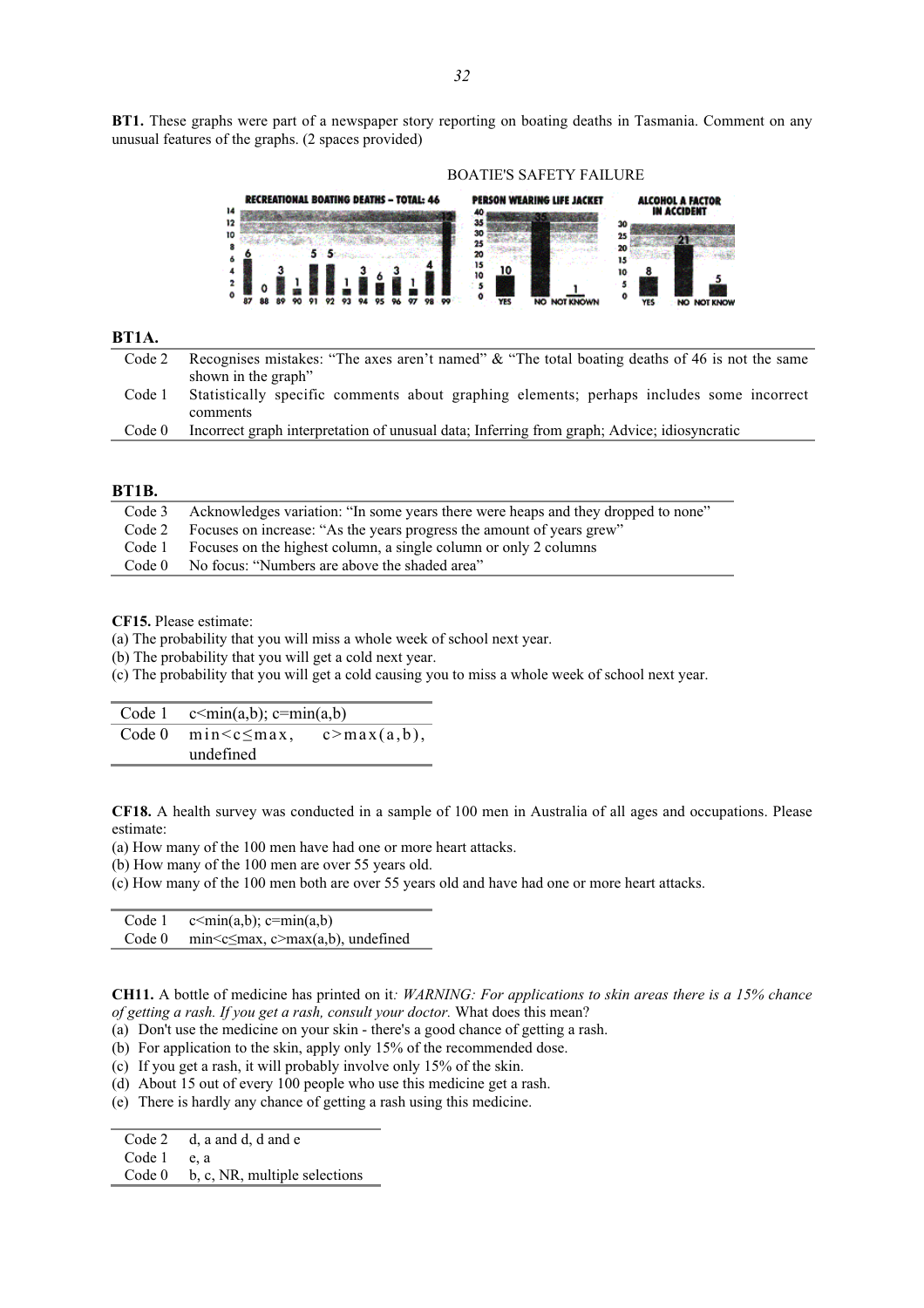**BT1.** These graphs were part of a newspaper story reporting on boating deaths in Tasmania. Comment on any unusual features of the graphs. (2 spaces provided)

BOATIE'S SAFETY FAILURE

**BT1A.**

| | |
|---|---|
| Code 2 | Recognises mistakes: "The axes aren't named" & "The total boating deaths of 46 is not the same shown in the graph" |
| Code 1 | Statistically specific comments about graphing elements; perhaps includes some incorrect comments |
| Code 0 | Incorrect graph interpretation of unusual data; Inferring from graph; Advice; idiosyncratic |

**BT1B.**

| | |
|---|---|
| Code 3 | Acknowledges variation: "In some years there were heaps and they dropped to none" |
| Code 2 | Focuses on increase: "As the years progress the amount of years grew" |
| Code 1 | Focuses on the highest column, a single column or only 2 columns |
| Code 0 | No focus: "Numbers are above the shaded area" |

**CF15.** Please estimate:
(a) The probability that you will miss a whole week of school next year.
(b) The probability that you will get a cold next year.
(c) The probability that you will get a cold causing you to miss a whole week of school next year.

| | |
|---|---|
| Code 1 | c<min(a,b); c=min(a,b) |
| Code 0 | min<c≤max, c>max(a,b), undefined |

**CF18.** A health survey was conducted in a sample of 100 men in Australia of all ages and occupations. Please estimate:
(a) How many of the 100 men have had one or more heart attacks.
(b) How many of the 100 men are over 55 years old.
(c) How many of the 100 men both are over 55 years old and have had one or more heart attacks.

| | |
|---|---|
| Code 1 | c<min(a,b); c=min(a,b) |
| Code 0 | min<c≤max, c>max(a,b), undefined |

**CH11.** A bottle of medicine has printed on it*: WARNING: For applications to skin areas there is a 15% chance of getting a rash. If you get a rash, consult your doctor.* What does this mean?
(a) Don't use the medicine on your skin - there's a good chance of getting a rash.
(b) For application to the skin, apply only 15% of the recommended dose.
(c) If you get a rash, it will probably involve only 15% of the skin.
(d) About 15 out of every 100 people who use this medicine get a rash.
(e) There is hardly any chance of getting a rash using this medicine.

| | |
|---|---|
| Code 2 | d, a and d, d and e |
| Code 1 | e, a |
| Code 0 | b, c, NR, multiple selections |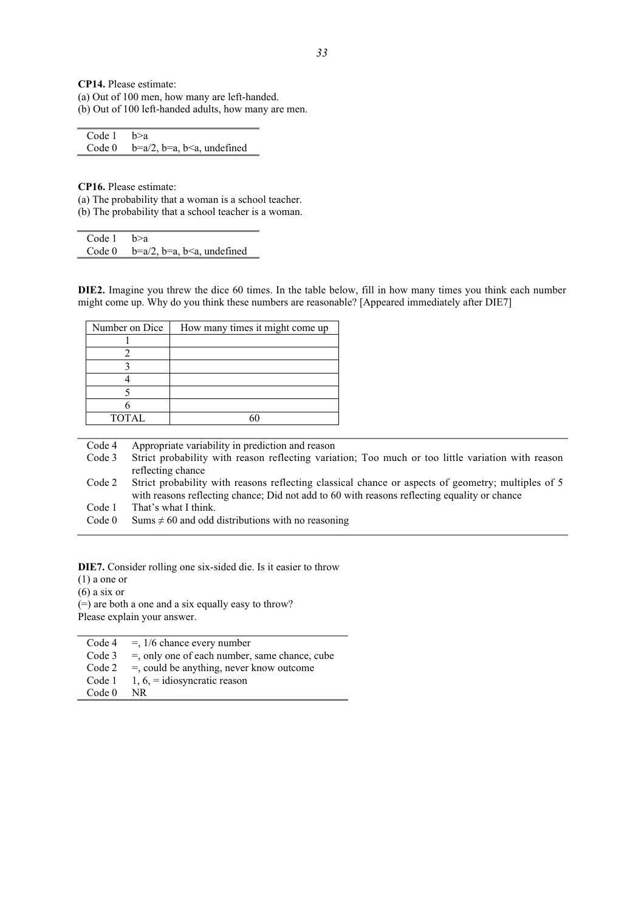**CP14.** Please estimate:
(a) Out of 100 men, how many are left-handed.
(b) Out of 100 left-handed adults, how many are men.

| | |
|---|---|
| Code 1 | b>a |
| Code 0 | b=a/2, b=a, b<a, undefined |

**CP16.** Please estimate:
(a) The probability that a woman is a school teacher.
(b) The probability that a school teacher is a woman.

| | |
|---|---|
| Code 1 | b>a |
| Code 0 | b=a/2, b=a, b<a, undefined |

**DIE2.** Imagine you threw the dice 60 times. In the table below, fill in how many times you think each number might come up. Why do you think these numbers are reasonable? [Appeared immediately after DIE7]

| Number on Dice | How many times it might come up |
|---|---|
| 1 | |
| 2 | |
| 3 | |
| 4 | |
| 5 | |
| 6 | |
| TOTAL | 60 |

| | |
|---|---|
| Code 4 | Appropriate variability in prediction and reason |
| Code 3 | Strict probability with reason reflecting variation; Too much or too little variation with reason reflecting chance |
| Code 2 | Strict probability with reasons reflecting classical chance or aspects of geometry; multiples of 5 with reasons reflecting chance; Did not add to 60 with reasons reflecting equality or chance |
| Code 1 | That's what I think. |
| Code 0 | Sums ≠ 60 and odd distributions with no reasoning |

**DIE7.** Consider rolling one six-sided die. Is it easier to throw
(1) a one or
(6) a six or
(=) are both a one and a six equally easy to throw?
Please explain your answer.

| | |
|---|---|
| Code 4 | =, 1/6 chance every number |
| Code 3 | =, only one of each number, same chance, cube |
| Code 2 | =, could be anything, never know outcome |
| Code 1 | 1, 6, = idiosyncratic reason |
| Code 0 | NR |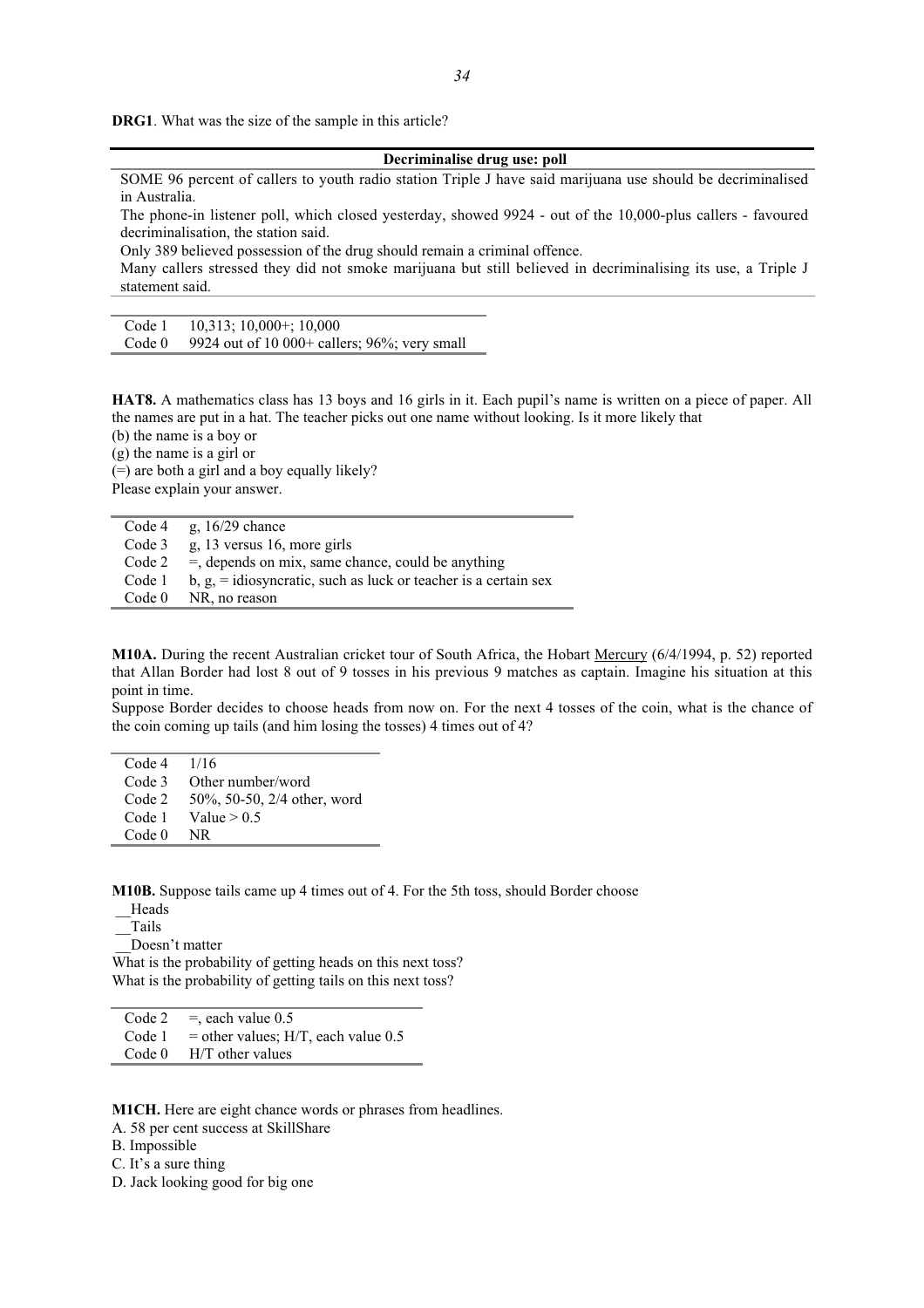**DRG1**. What was the size of the sample in this article?

| Decriminalise drug use: poll |
|---|
| SOME 96 percent of callers to youth radio station Triple J have said marijuana use should be decriminalised in Australia. |
| The phone-in listener poll, which closed yesterday, showed 9924 - out of the 10,000-plus callers - favoured decriminalisation, the station said. |
| Only 389 believed possession of the drug should remain a criminal offence. |
| Many callers stressed they did not smoke marijuana but still believed in decriminalising its use, a Triple J statement said. |

| | |
|---|---|
| Code 1 | 10,313; 10,000+; 10,000 |
| Code 0 | 9924 out of 10 000+ callers; 96%; very small |

**HAT8.** A mathematics class has 13 boys and 16 girls in it. Each pupil's name is written on a piece of paper. All the names are put in a hat. The teacher picks out one name without looking. Is it more likely that
(b) the name is a boy or
(g) the name is a girl or
(=) are both a girl and a boy equally likely?
Please explain your answer.

| | |
|---|---|
| Code 4 | g, 16/29 chance |
| Code 3 | g, 13 versus 16, more girls |
| Code 2 | =, depends on mix, same chance, could be anything |
| Code 1 | b, g, = idiosyncratic, such as luck or teacher is a certain sex |
| Code 0 | NR, no reason |

**M10A.** During the recent Australian cricket tour of South Africa, the Hobart Mercury (6/4/1994, p. 52) reported that Allan Border had lost 8 out of 9 tosses in his previous 9 matches as captain. Imagine his situation at this point in time.
Suppose Border decides to choose heads from now on. For the next 4 tosses of the coin, what is the chance of the coin coming up tails (and him losing the tosses) 4 times out of 4?

| | |
|---|---|
| Code 4 | 1/16 |
| Code 3 | Other number/word |
| Code 2 | 50%, 50-50, 2/4 other, word |
| Code 1 | Value > 0.5 |
| Code 0 | NR |

**M10B.** Suppose tails came up 4 times out of 4. For the 5th toss, should Border choose
__Heads
__Tails
__Doesn't matter
What is the probability of getting heads on this next toss?
What is the probability of getting tails on this next toss?

| | |
|---|---|
| Code 2 | =, each value 0.5 |
| Code 1 | = other values; H/T, each value 0.5 |
| Code 0 | H/T other values |

**M1CH.** Here are eight chance words or phrases from headlines.
A. 58 per cent success at SkillShare
B. Impossible
C. It's a sure thing
D. Jack looking good for big one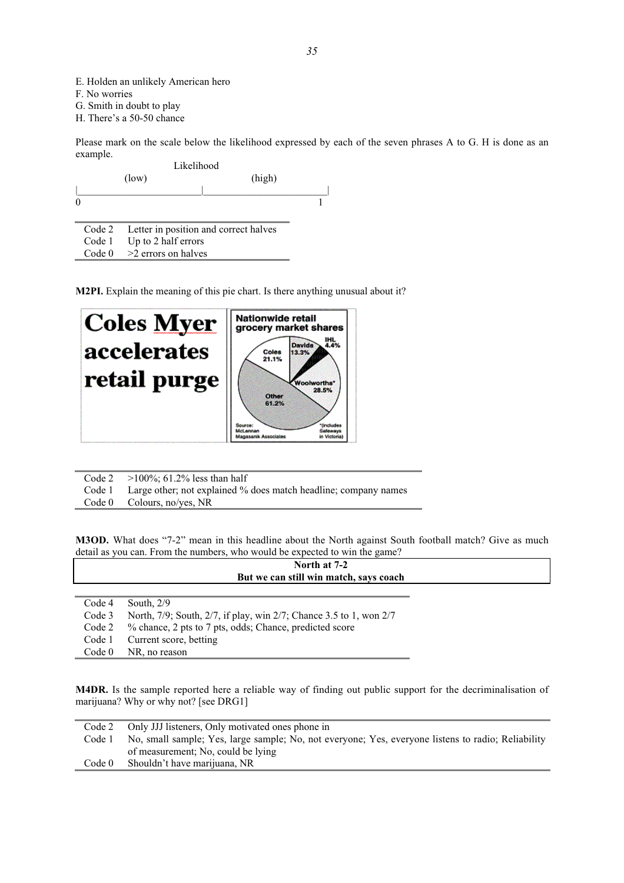E. Holden an unlikely American hero
F. No worries
G. Smith in doubt to play
H. There's a 50-50 chance

Please mark on the scale below the likelihood expressed by each of the seven phrases A to G. H is done as an example.

```
                    Likelihood
          (low)                    (high)
|_______________________|_______________________|
0                                               1
```

| | |
|---|---|
| Code 2 | Letter in position and correct halves |
| Code 1 | Up to 2 half errors |
| Code 0 | >2 errors on halves |

**M2PI.** Explain the meaning of this pie chart. Is there anything unusual about it?

**Coles Myer accelerates retail purge**

Nationwide retail grocery market shares

Coles 21.1%; Davids 13.3%; IHL 4.4%; Woolworths* 28.5%; Other 61.2%

Source: McLennan Magasanik Associates

*(includes Safeways in Victoria)

| | |
|---|---|
| Code 2 | >100%; 61.2% less than half |
| Code 1 | Large other; not explained % does match headline; company names |
| Code 0 | Colours, no/yes, NR |

**M3OD.** What does "7-2" mean in this headline about the North against South football match? Give as much detail as you can. From the numbers, who would be expected to win the game?

**North at 7-2**
**But we can still win match, says coach**

| | |
|---|---|
| Code 4 | South, 2/9 |
| Code 3 | North, 7/9; South, 2/7, if play, win 2/7; Chance 3.5 to 1, won 2/7 |
| Code 2 | % chance, 2 pts to 7 pts, odds; Chance, predicted score |
| Code 1 | Current score, betting |
| Code 0 | NR, no reason |

**M4DR.** Is the sample reported here a reliable way of finding out public support for the decriminalisation of marijuana? Why or why not? [see DRG1]

| | |
|---|---|
| Code 2 | Only JJJ listeners, Only motivated ones phone in |
| Code 1 | No, small sample; Yes, large sample; No, not everyone; Yes, everyone listens to radio; Reliability of measurement; No, could be lying |
| Code 0 | Shouldn't have marijuana, NR |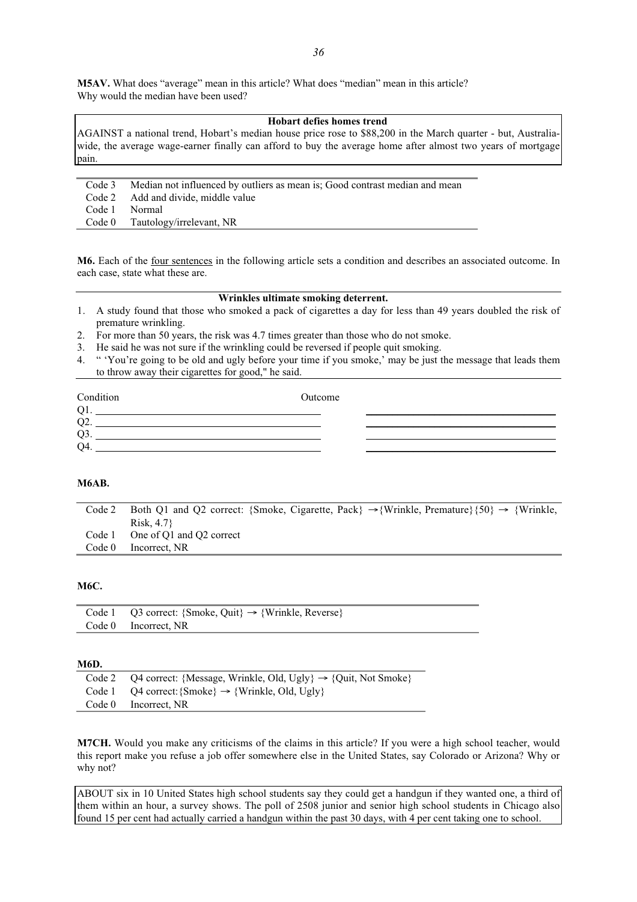**M5AV.** What does "average" mean in this article? What does "median" mean in this article? Why would the median have been used?

| **Hobart defies homes trend** |
|---|
| AGAINST a national trend, Hobart's median house price rose to $88,200 in the March quarter - but, Australia-wide, the average wage-earner finally can afford to buy the average home after almost two years of mortgage pain. |

| | |
|---|---|
| Code 3 | Median not influenced by outliers as mean is; Good contrast median and mean |
| Code 2 | Add and divide, middle value |
| Code 1 | Normal |
| Code 0 | Tautology/irrelevant, NR |

**M6.** Each of the four sentences in the following article sets a condition and describes an associated outcome. In each case, state what these are.

**Wrinkles ultimate smoking deterrent.**

1. A study found that those who smoked a pack of cigarettes a day for less than 49 years doubled the risk of premature wrinkling.
2. For more than 50 years, the risk was 4.7 times greater than those who do not smoke.
3. He said he was not sure if the wrinkling could be reversed if people quit smoking.
4. " 'You're going to be old and ugly before your time if you smoke,' may be just the message that leads them to throw away their cigarettes for good," he said.

| Condition | Outcome |
|---|---|
| Q1. ______ | ______ |
| Q2. ______ | ______ |
| Q3. ______ | ______ |
| Q4. ______ | ______ |

**M6AB.**

| | |
|---|---|
| Code 2 | Both Q1 and Q2 correct: {Smoke, Cigarette, Pack} → {Wrinkle, Premature}{50} → {Wrinkle, Risk, 4.7} |
| Code 1 | One of Q1 and Q2 correct |
| Code 0 | Incorrect, NR |

**M6C.**

| | |
|---|---|
| Code 1 | Q3 correct: {Smoke, Quit} → {Wrinkle, Reverse} |
| Code 0 | Incorrect, NR |

**M6D.**

| | |
|---|---|
| Code 2 | Q4 correct: {Message, Wrinkle, Old, Ugly} → {Quit, Not Smoke} |
| Code 1 | Q4 correct: {Smoke} → {Wrinkle, Old, Ugly} |
| Code 0 | Incorrect, NR |

**M7CH.** Would you make any criticisms of the claims in this article? If you were a high school teacher, would this report make you refuse a job offer somewhere else in the United States, say Colorado or Arizona? Why or why not?

| ABOUT six in 10 United States high school students say they could get a handgun if they wanted one, a third of them within an hour, a survey shows. The poll of 2508 junior and senior high school students in Chicago also found 15 per cent had actually carried a handgun within the past 30 days, with 4 per cent taking one to school. |
|---|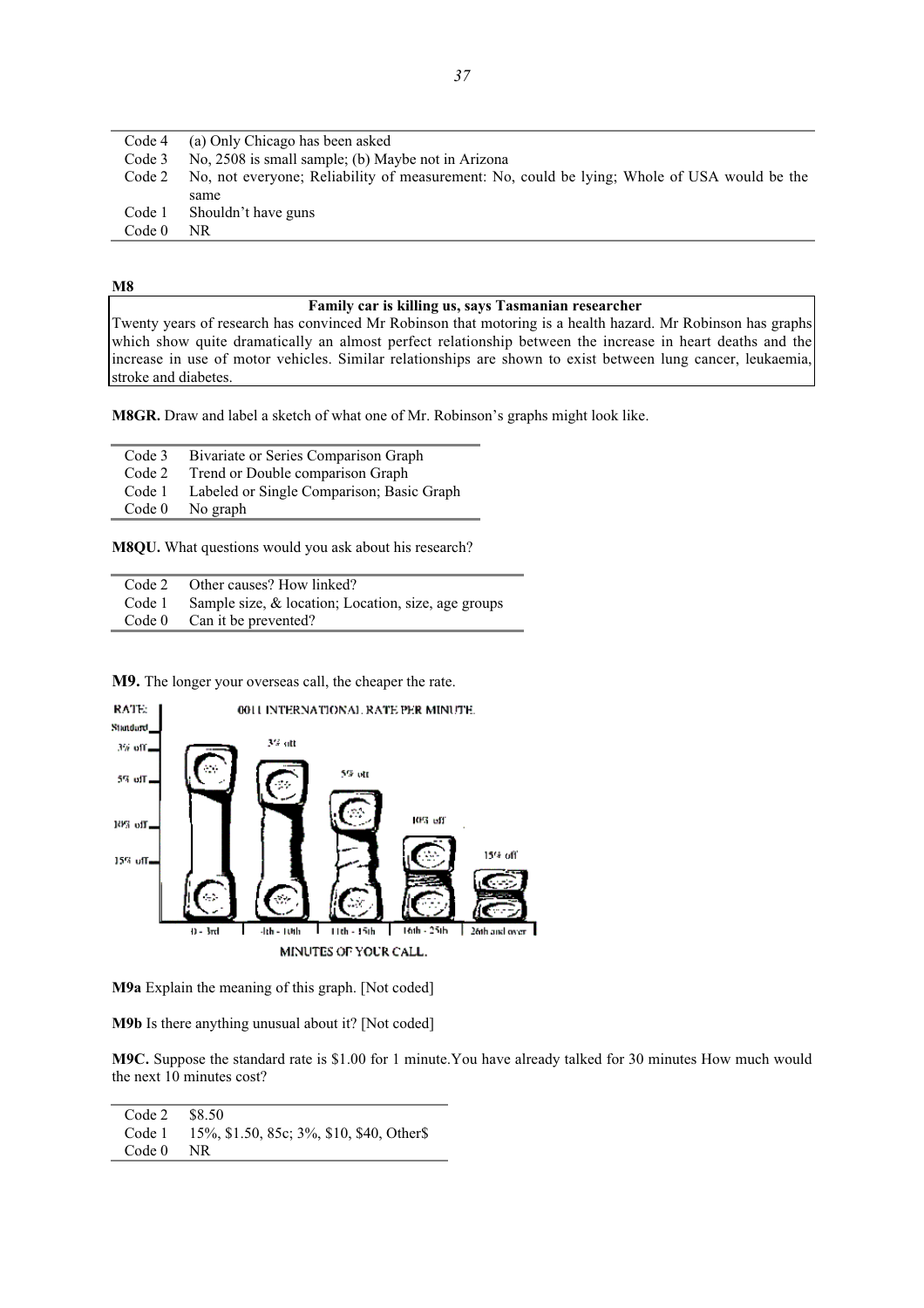| | |
|---|---|
| Code 4 | (a) Only Chicago has been asked |
| Code 3 | No, 2508 is small sample; (b) Maybe not in Arizona |
| Code 2 | No, not everyone; Reliability of measurement: No, could be lying; Whole of USA would be the same |
| Code 1 | Shouldn't have guns |
| Code 0 | NR |

**M8**

| Family car is killing us, says Tasmanian researcher |
|---|
| Twenty years of research has convinced Mr Robinson that motoring is a health hazard. Mr Robinson has graphs which show quite dramatically an almost perfect relationship between the increase in heart deaths and the increase in use of motor vehicles. Similar relationships are shown to exist between lung cancer, leukaemia, stroke and diabetes. |

**M8GR.** Draw and label a sketch of what one of Mr. Robinson's graphs might look like.

| | |
|---|---|
| Code 3 | Bivariate or Series Comparison Graph |
| Code 2 | Trend or Double comparison Graph |
| Code 1 | Labeled or Single Comparison; Basic Graph |
| Code 0 | No graph |

**M8QU.** What questions would you ask about his research?

| | |
|---|---|
| Code 2 | Other causes? How linked? |
| Code 1 | Sample size, & location; Location, size, age groups |
| Code 0 | Can it be prevented? |

**M9.** The longer your overseas call, the cheaper the rate.

RATE: Standard, 3% off, 5% off, 10% off, 15% off

0011 INTERNATIONAL RATE PER MINUTE.

3% off, 5% off, 10% off, 15% off

0 - 3rd | 4th - 10th | 11th - 15th | 16th - 25th | 26th and over

MINUTES OF YOUR CALL.

**M9a** Explain the meaning of this graph. [Not coded]

**M9b** Is there anything unusual about it? [Not coded]

**M9C.** Suppose the standard rate is $1.00 for 1 minute.You have already talked for 30 minutes How much would the next 10 minutes cost?

| | |
|---|---|
| Code 2 | $8.50 |
| Code 1 | 15%, $1.50, 85c; 3%, $10, $40, Other$ |
| Code 0 | NR |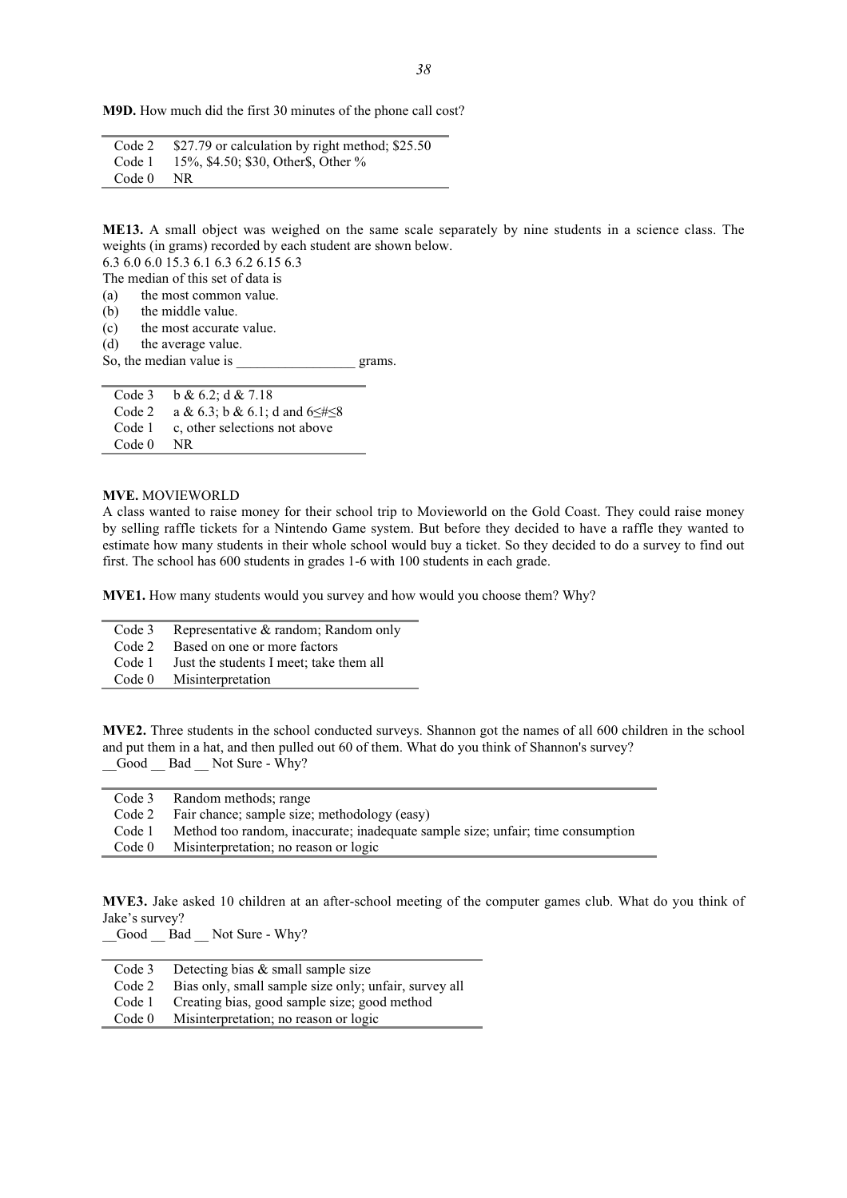**M9D.** How much did the first 30 minutes of the phone call cost?

| | |
|---|---|
| Code 2 | $27.79 or calculation by right method; $25.50 |
| Code 1 | 15%, $4.50; $30, Other$, Other % |
| Code 0 | NR |

**ME13.** A small object was weighed on the same scale separately by nine students in a science class. The weights (in grams) recorded by each student are shown below.
6.3 6.0 6.0 15.3 6.1 6.3 6.2 6.15 6.3
The median of this set of data is
(a) the most common value.
(b) the middle value.
(c) the most accurate value.
(d) the average value.
So, the median value is _________________ grams.

| | |
|---|---|
| Code 3 | b & 6.2; d & 7.18 |
| Code 2 | a & 6.3; b & 6.1; d and 6≤#≤8 |
| Code 1 | c, other selections not above |
| Code 0 | NR |

**MVE.** MOVIEWORLD
A class wanted to raise money for their school trip to Movieworld on the Gold Coast. They could raise money by selling raffle tickets for a Nintendo Game system. But before they decided to have a raffle they wanted to estimate how many students in their whole school would buy a ticket. So they decided to do a survey to find out first. The school has 600 students in grades 1-6 with 100 students in each grade.

**MVE1.** How many students would you survey and how would you choose them? Why?

| | |
|---|---|
| Code 3 | Representative & random; Random only |
| Code 2 | Based on one or more factors |
| Code 1 | Just the students I meet; take them all |
| Code 0 | Misinterpretation |

**MVE2.** Three students in the school conducted surveys. Shannon got the names of all 600 children in the school and put them in a hat, and then pulled out 60 of them. What do you think of Shannon's survey?
__Good __ Bad __ Not Sure - Why?

| | |
|---|---|
| Code 3 | Random methods; range |
| Code 2 | Fair chance; sample size; methodology (easy) |
| Code 1 | Method too random, inaccurate; inadequate sample size; unfair; time consumption |
| Code 0 | Misinterpretation; no reason or logic |

**MVE3.** Jake asked 10 children at an after-school meeting of the computer games club. What do you think of Jake's survey?
__Good __ Bad __ Not Sure - Why?

| | |
|---|---|
| Code 3 | Detecting bias & small sample size |
| Code 2 | Bias only, small sample size only; unfair, survey all |
| Code 1 | Creating bias, good sample size; good method |
| Code 0 | Misinterpretation; no reason or logic |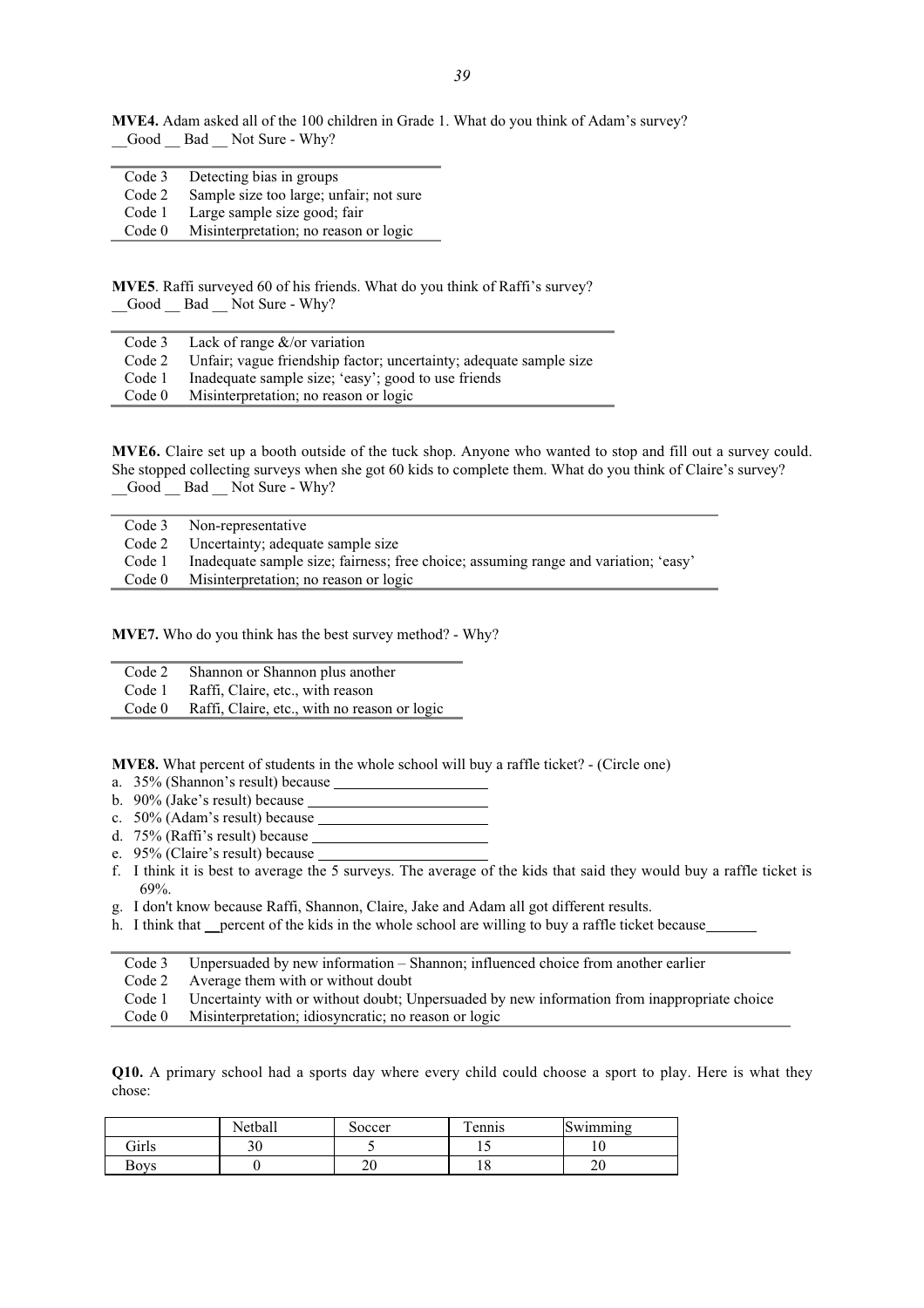**MVE4.** Adam asked all of the 100 children in Grade 1. What do you think of Adam's survey?
__Good __ Bad __ Not Sure - Why?

| | |
|---|---|
| Code 3 | Detecting bias in groups |
| Code 2 | Sample size too large; unfair; not sure |
| Code 1 | Large sample size good; fair |
| Code 0 | Misinterpretation; no reason or logic |

**MVE5**. Raffi surveyed 60 of his friends. What do you think of Raffi's survey?
__Good __ Bad __ Not Sure - Why?

| | |
|---|---|
| Code 3 | Lack of range &/or variation |
| Code 2 | Unfair; vague friendship factor; uncertainty; adequate sample size |
| Code 1 | Inadequate sample size; 'easy'; good to use friends |
| Code 0 | Misinterpretation; no reason or logic |

**MVE6.** Claire set up a booth outside of the tuck shop. Anyone who wanted to stop and fill out a survey could. She stopped collecting surveys when she got 60 kids to complete them. What do you think of Claire's survey?
__Good __ Bad __ Not Sure - Why?

| | |
|---|---|
| Code 3 | Non-representative |
| Code 2 | Uncertainty; adequate sample size |
| Code 1 | Inadequate sample size; fairness; free choice; assuming range and variation; 'easy' |
| Code 0 | Misinterpretation; no reason or logic |

**MVE7.** Who do you think has the best survey method? - Why?

| | |
|---|---|
| Code 2 | Shannon or Shannon plus another |
| Code 1 | Raffi, Claire, etc., with reason |
| Code 0 | Raffi, Claire, etc., with no reason or logic |

**MVE8.** What percent of students in the whole school will buy a raffle ticket? - (Circle one)

a. 35% (Shannon's result) because ____________________
b. 90% (Jake's result) because ____________________
c. 50% (Adam's result) because ____________________
d. 75% (Raffi's result) because ____________________
e. 95% (Claire's result) because ____________________
f. I think it is best to average the 5 surveys. The average of the kids that said they would buy a raffle ticket is 69%.
g. I don't know because Raffi, Shannon, Claire, Jake and Adam all got different results.
h. I think that __percent of the kids in the whole school are willing to buy a raffle ticket because_______

| | |
|---|---|
| Code 3 | Unpersuaded by new information – Shannon; influenced choice from another earlier |
| Code 2 | Average them with or without doubt |
| Code 1 | Uncertainty with or without doubt; Unpersuaded by new information from inappropriate choice |
| Code 0 | Misinterpretation; idiosyncratic; no reason or logic |

**Q10.** A primary school had a sports day where every child could choose a sport to play. Here is what they chose:

| | Netball | Soccer | Tennis | Swimming |
|---|---|---|---|---|
| Girls | 30 | 5 | 15 | 10 |
| Boys | 0 | 20 | 18 | 20 |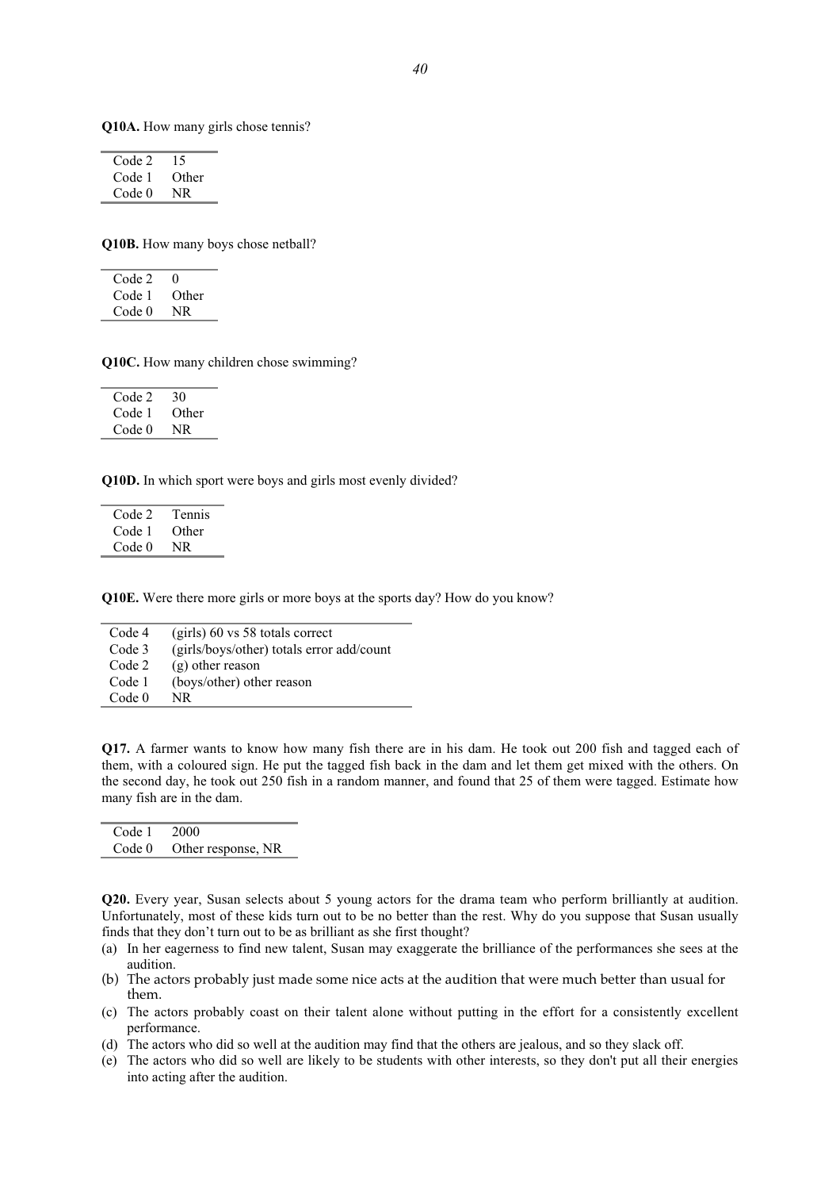**Q10A.** How many girls chose tennis?

| | |
|---|---|
| Code 2 | 15 |
| Code 1 | Other |
| Code 0 | NR |

**Q10B.** How many boys chose netball?

| | |
|---|---|
| Code 2 | 0 |
| Code 1 | Other |
| Code 0 | NR |

**Q10C.** How many children chose swimming?

| | |
|---|---|
| Code 2 | 30 |
| Code 1 | Other |
| Code 0 | NR |

**Q10D.** In which sport were boys and girls most evenly divided?

| | |
|---|---|
| Code 2 | Tennis |
| Code 1 | Other |
| Code 0 | NR |

**Q10E.** Were there more girls or more boys at the sports day? How do you know?

| | |
|---|---|
| Code 4 | (girls) 60 vs 58 totals correct |
| Code 3 | (girls/boys/other) totals error add/count |
| Code 2 | (g) other reason |
| Code 1 | (boys/other) other reason |
| Code 0 | NR |

**Q17.** A farmer wants to know how many fish there are in his dam. He took out 200 fish and tagged each of them, with a coloured sign. He put the tagged fish back in the dam and let them get mixed with the others. On the second day, he took out 250 fish in a random manner, and found that 25 of them were tagged. Estimate how many fish are in the dam.

| | |
|---|---|
| Code 1 | 2000 |
| Code 0 | Other response, NR |

**Q20.** Every year, Susan selects about 5 young actors for the drama team who perform brilliantly at audition. Unfortunately, most of these kids turn out to be no better than the rest. Why do you suppose that Susan usually finds that they don't turn out to be as brilliant as she first thought?

(a) In her eagerness to find new talent, Susan may exaggerate the brilliance of the performances she sees at the audition.
(b) The actors probably just made some nice acts at the audition that were much better than usual for them.
(c) The actors probably coast on their talent alone without putting in the effort for a consistently excellent performance.
(d) The actors who did so well at the audition may find that the others are jealous, and so they slack off.
(e) The actors who did so well are likely to be students with other interests, so they don't put all their energies into acting after the audition.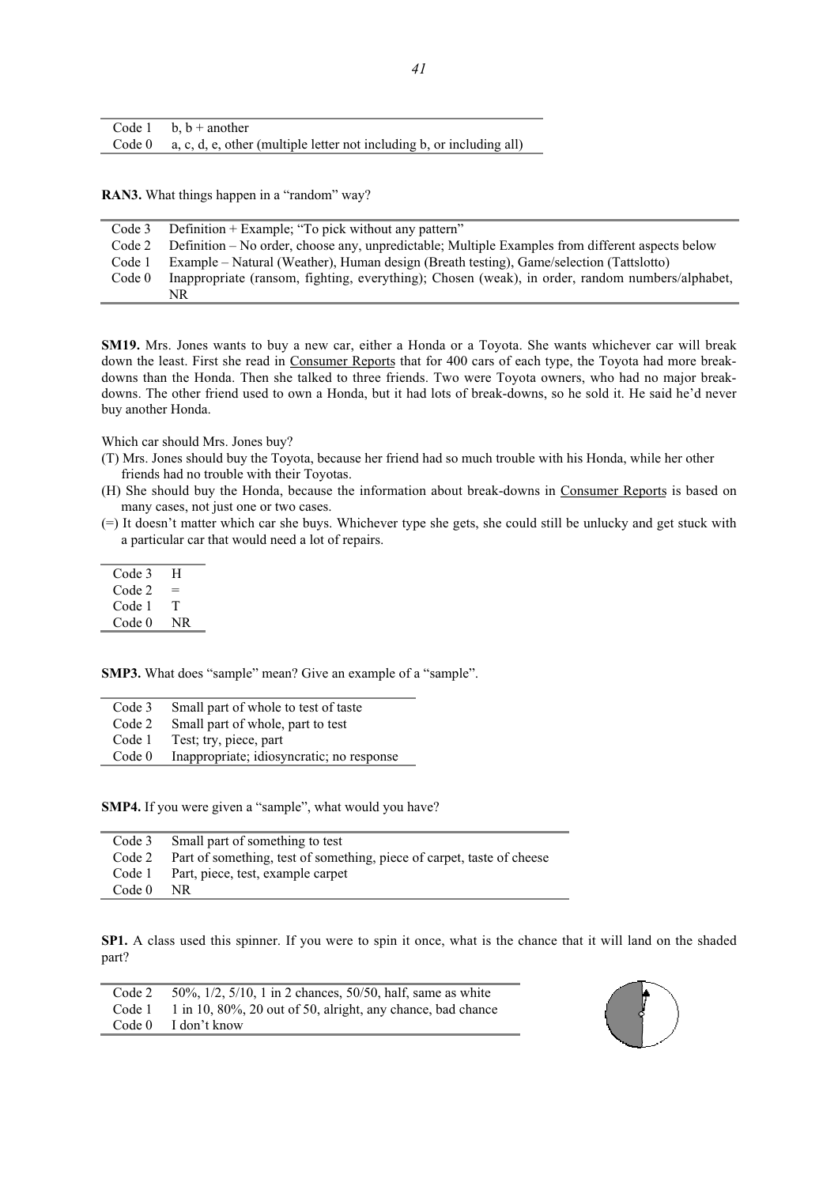| | |
|---|---|
| Code 1 | b, b + another |
| Code 0 | a, c, d, e, other (multiple letter not including b, or including all) |

**RAN3.** What things happen in a "random" way?

| | |
|---|---|
| Code 3 | Definition + Example; "To pick without any pattern" |
| Code 2 | Definition – No order, choose any, unpredictable; Multiple Examples from different aspects below |
| Code 1 | Example – Natural (Weather), Human design (Breath testing), Game/selection (Tattslotto) |
| Code 0 | Inappropriate (ransom, fighting, everything); Chosen (weak), in order, random numbers/alphabet, NR |

**SM19.** Mrs. Jones wants to buy a new car, either a Honda or a Toyota. She wants whichever car will break down the least. First she read in Consumer Reports that for 400 cars of each type, the Toyota had more break-downs than the Honda. Then she talked to three friends. Two were Toyota owners, who had no major break-downs. The other friend used to own a Honda, but it had lots of break-downs, so he sold it. He said he'd never buy another Honda.

Which car should Mrs. Jones buy?

(T) Mrs. Jones should buy the Toyota, because her friend had so much trouble with his Honda, while her other friends had no trouble with their Toyotas.

(H) She should buy the Honda, because the information about break-downs in Consumer Reports is based on many cases, not just one or two cases.

(=) It doesn't matter which car she buys. Whichever type she gets, she could still be unlucky and get stuck with a particular car that would need a lot of repairs.

| | |
|---|---|
| Code 3 | H |
| Code 2 | = |
| Code 1 | T |
| Code 0 | NR |

**SMP3.** What does "sample" mean? Give an example of a "sample".

| | |
|---|---|
| Code 3 | Small part of whole to test of taste |
| Code 2 | Small part of whole, part to test |
| Code 1 | Test; try, piece, part |
| Code 0 | Inappropriate; idiosyncratic; no response |

**SMP4.** If you were given a "sample", what would you have?

| | |
|---|---|
| Code 3 | Small part of something to test |
| Code 2 | Part of something, test of something, piece of carpet, taste of cheese |
| Code 1 | Part, piece, test, example carpet |
| Code 0 | NR |

**SP1.** A class used this spinner. If you were to spin it once, what is the chance that it will land on the shaded part?

| | |
|---|---|
| Code 2 | 50%, 1/2, 5/10, 1 in 2 chances, 50/50, half, same as white |
| Code 1 | 1 in 10, 80%, 20 out of 50, alright, any chance, bad chance |
| Code 0 | I don't know |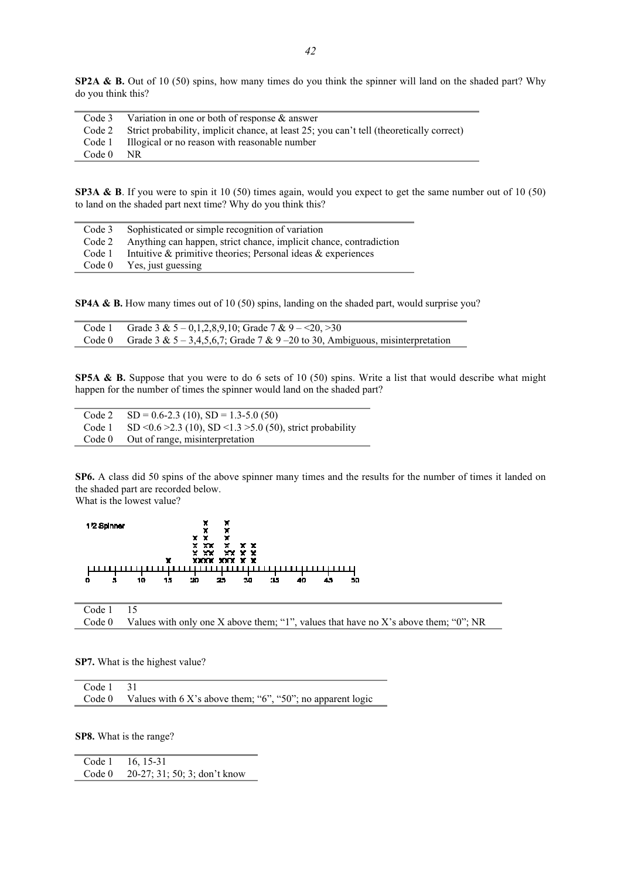**SP2A & B.** Out of 10 (50) spins, how many times do you think the spinner will land on the shaded part? Why do you think this?

| | |
|---|---|
| Code 3 | Variation in one or both of response & answer |
| Code 2 | Strict probability, implicit chance, at least 25; you can't tell (theoretically correct) |
| Code 1 | Illogical or no reason with reasonable number |
| Code 0 | NR |

**SP3A & B**. If you were to spin it 10 (50) times again, would you expect to get the same number out of 10 (50) to land on the shaded part next time? Why do you think this?

| | |
|---|---|
| Code 3 | Sophisticated or simple recognition of variation |
| Code 2 | Anything can happen, strict chance, implicit chance, contradiction |
| Code 1 | Intuitive & primitive theories; Personal ideas & experiences |
| Code 0 | Yes, just guessing |

**SP4A & B.** How many times out of 10 (50) spins, landing on the shaded part, would surprise you?

| | |
|---|---|
| Code 1 | Grade 3 & 5 – 0,1,2,8,9,10; Grade 7 & 9 – <20, >30 |
| Code 0 | Grade 3 & 5 – 3,4,5,6,7; Grade 7 & 9 –20 to 30, Ambiguous, misinterpretation |

**SP5A & B.** Suppose that you were to do 6 sets of 10 (50) spins. Write a list that would describe what might happen for the number of times the spinner would land on the shaded part?

| | |
|---|---|
| Code 2 | SD = 0.6-2.3 (10), SD = 1.3-5.0 (50) |
| Code 1 | SD <0.6 >2.3 (10), SD <1.3 >5.0 (50), strict probability |
| Code 0 | Out of range, misinterpretation |

**SP6.** A class did 50 spins of the above spinner many times and the results for the number of times it landed on the shaded part are recorded below.
What is the lowest value?

| | |
|---|---|
| Code 1 | 15 |
| Code 0 | Values with only one X above them; "1", values that have no X's above them; "0"; NR |

**SP7.** What is the highest value?

| | |
|---|---|
| Code 1 | 31 |
| Code 0 | Values with 6 X's above them; "6", "50"; no apparent logic |

**SP8.** What is the range?

| | |
|---|---|
| Code 1 | 16, 15-31 |
| Code 0 | 20-27; 31; 50; 3; don't know |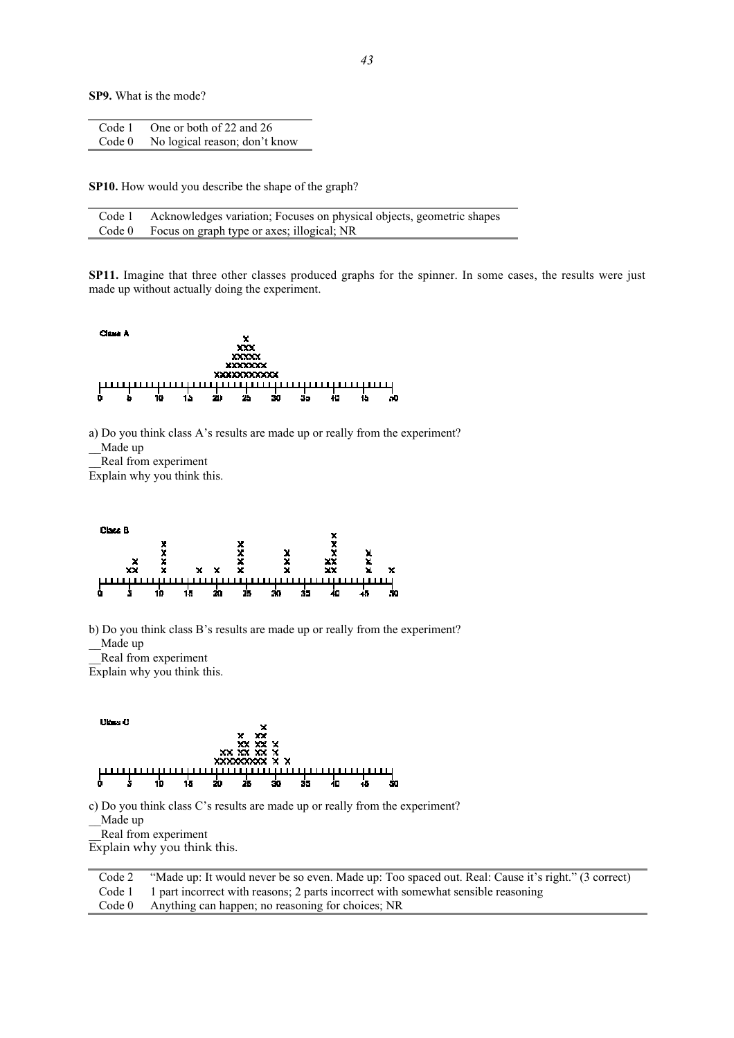**SP9.** What is the mode?

| | |
|---|---|
| Code 1 | One or both of 22 and 26 |
| Code 0 | No logical reason; don't know |

**SP10.** How would you describe the shape of the graph?

| | |
|---|---|
| Code 1 | Acknowledges variation; Focuses on physical objects, geometric shapes |
| Code 0 | Focus on graph type or axes; illogical; NR |

**SP11.** Imagine that three other classes produced graphs for the spinner. In some cases, the results were just made up without actually doing the experiment.

a) Do you think class A's results are made up or really from the experiment?

__Made up

__Real from experiment

Explain why you think this.

b) Do you think class B's results are made up or really from the experiment?

__Made up

__Real from experiment

Explain why you think this.

c) Do you think class C's results are made up or really from the experiment?

__Made up

__Real from experiment

Explain why you think this.

| | |
|---|---|
| Code 2 | "Made up: It would never be so even. Made up: Too spaced out. Real: Cause it's right." (3 correct) |
| Code 1 | 1 part incorrect with reasons; 2 parts incorrect with somewhat sensible reasoning |
| Code 0 | Anything can happen; no reasoning for choices; NR |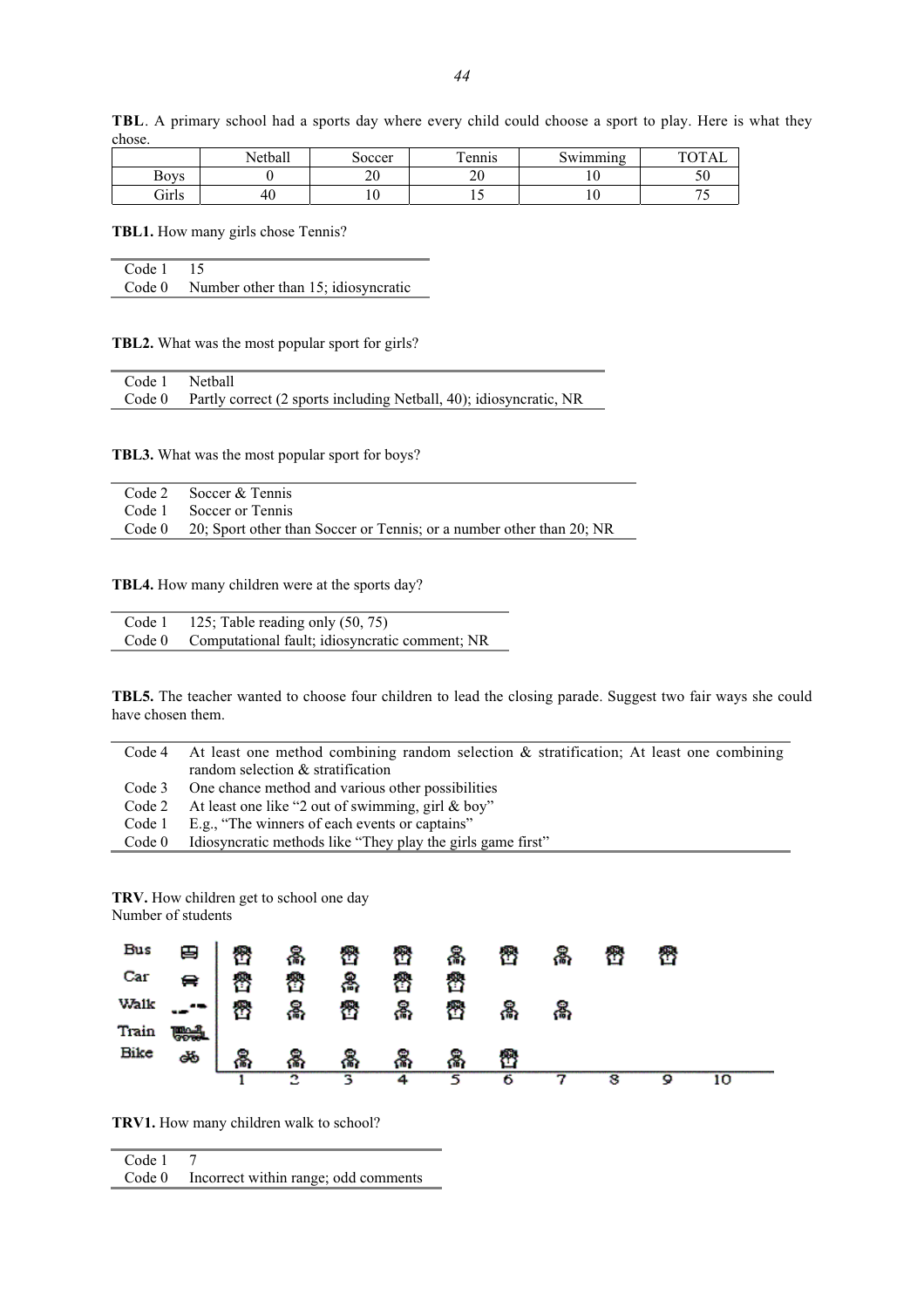**TBL**. A primary school had a sports day where every child could choose a sport to play. Here is what they chose.

| | Netball | Soccer | Tennis | Swimming | TOTAL |
|---|---|---|---|---|---|
| Boys | 0 | 20 | 20 | 10 | 50 |
| Girls | 40 | 10 | 15 | 10 | 75 |

**TBL1.** How many girls chose Tennis?

| | |
|---|---|
| Code 1 | 15 |
| Code 0 | Number other than 15; idiosyncratic |

**TBL2.** What was the most popular sport for girls?

| | |
|---|---|
| Code 1 | Netball |
| Code 0 | Partly correct (2 sports including Netball, 40); idiosyncratic, NR |

**TBL3.** What was the most popular sport for boys?

| | |
|---|---|
| Code 2 | Soccer & Tennis |
| Code 1 | Soccer or Tennis |
| Code 0 | 20; Sport other than Soccer or Tennis; or a number other than 20; NR |

**TBL4.** How many children were at the sports day?

| | |
|---|---|
| Code 1 | 125; Table reading only (50, 75) |
| Code 0 | Computational fault; idiosyncratic comment; NR |

**TBL5.** The teacher wanted to choose four children to lead the closing parade. Suggest two fair ways she could have chosen them.

| | |
|---|---|
| Code 4 | At least one method combining random selection & stratification; At least one combining random selection & stratification |
| Code 3 | One chance method and various other possibilities |
| Code 2 | At least one like "2 out of swimming, girl & boy" |
| Code 1 | E.g., "The winners of each events or captains" |
| Code 0 | Idiosyncratic methods like "They play the girls game first" |

**TRV.** How children get to school one day
Number of students

| | 1 | 2 | 3 | 4 | 5 | 6 | 7 | 8 | 9 | 10 |
|---|---|---|---|---|---|---|---|---|---|---|
| Bus | ☺ | ☺ | ☺ | ☺ | ☺ | ☺ | ☺ | ☺ | ☺ | |
| Car | ☺ | ☺ | ☺ | ☺ | ☺ | | | | | |
| Walk | ☺ | ☺ | ☺ | ☺ | ☺ | ☺ | ☺ | | | |
| Train | | | | | | | | | | |
| Bike | ☺ | ☺ | ☺ | ☺ | ☺ | ☺ | | | | |

**TRV1.** How many children walk to school?

| | |
|---|---|
| Code 1 | 7 |
| Code 0 | Incorrect within range; odd comments |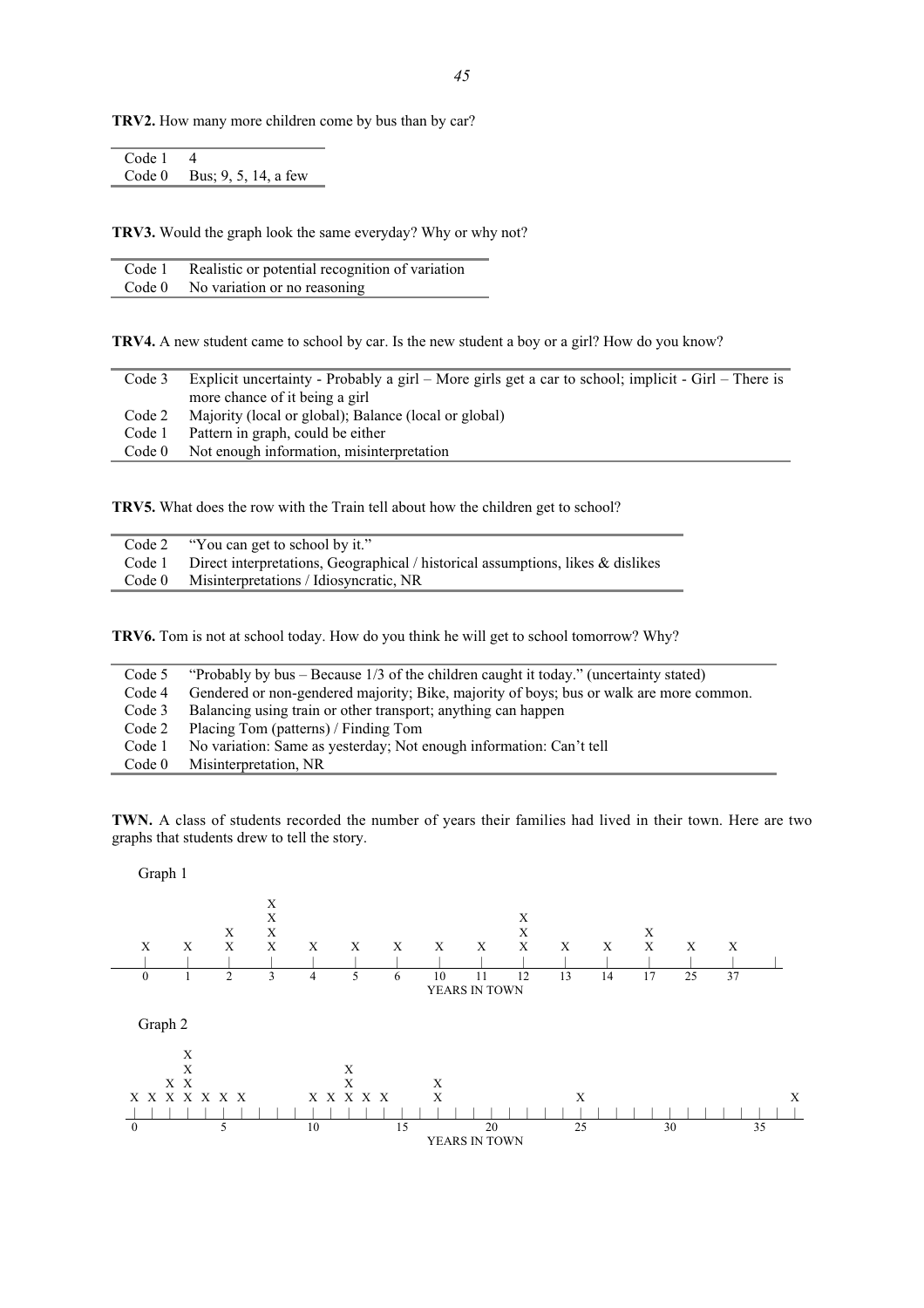**TRV2.** How many more children come by bus than by car?

| | |
|---|---|
| Code 1 | 4 |
| Code 0 | Bus; 9, 5, 14, a few |

**TRV3.** Would the graph look the same everyday? Why or why not?

| | |
|---|---|
| Code 1 | Realistic or potential recognition of variation |
| Code 0 | No variation or no reasoning |

**TRV4.** A new student came to school by car. Is the new student a boy or a girl? How do you know?

| | |
|---|---|
| Code 3 | Explicit uncertainty - Probably a girl – More girls get a car to school; implicit - Girl – There is more chance of it being a girl |
| Code 2 | Majority (local or global); Balance (local or global) |
| Code 1 | Pattern in graph, could be either |
| Code 0 | Not enough information, misinterpretation |

**TRV5.** What does the row with the Train tell about how the children get to school?

| | |
|---|---|
| Code 2 | "You can get to school by it." |
| Code 1 | Direct interpretations, Geographical / historical assumptions, likes & dislikes |
| Code 0 | Misinterpretations / Idiosyncratic, NR |

**TRV6.** Tom is not at school today. How do you think he will get to school tomorrow? Why?

| | |
|---|---|
| Code 5 | "Probably by bus – Because 1/3 of the children caught it today." (uncertainty stated) |
| Code 4 | Gendered or non-gendered majority; Bike, majority of boys; bus or walk are more common. |
| Code 3 | Balancing using train or other transport; anything can happen |
| Code 2 | Placing Tom (patterns) / Finding Tom |
| Code 1 | No variation: Same as yesterday; Not enough information: Can't tell |
| Code 0 | Misinterpretation, NR |

**TWN.** A class of students recorded the number of years their families had lived in their town. Here are two graphs that students drew to tell the story.

Graph 1

```
                  X
                  X                                  X
             X    X                                  X              X
   X    X    X    X    X    X    X    X    X         X    X    X    X    X    X
   |    |    |    |    |    |    |    |    |         |    |    |    |    |    |    |
   0    1    2    3    4    5    6    10   11        12   13   14   17   25   37
                                   YEARS IN TOWN
```

Graph 2

```
       X
       X                   X
     X X                   X             X
 X X X X X X X         X X X X X         X                       X                              X
 |_|_|_|_|_|_|_|_|_|_|_|_|_|_|_|_|_|_|_|_|_|_|_|_|_|_|_|_|_|_|_|_|_|_|_|_|_|_|
 0         5         10        15        20        25        30        35
                                   YEARS IN TOWN
```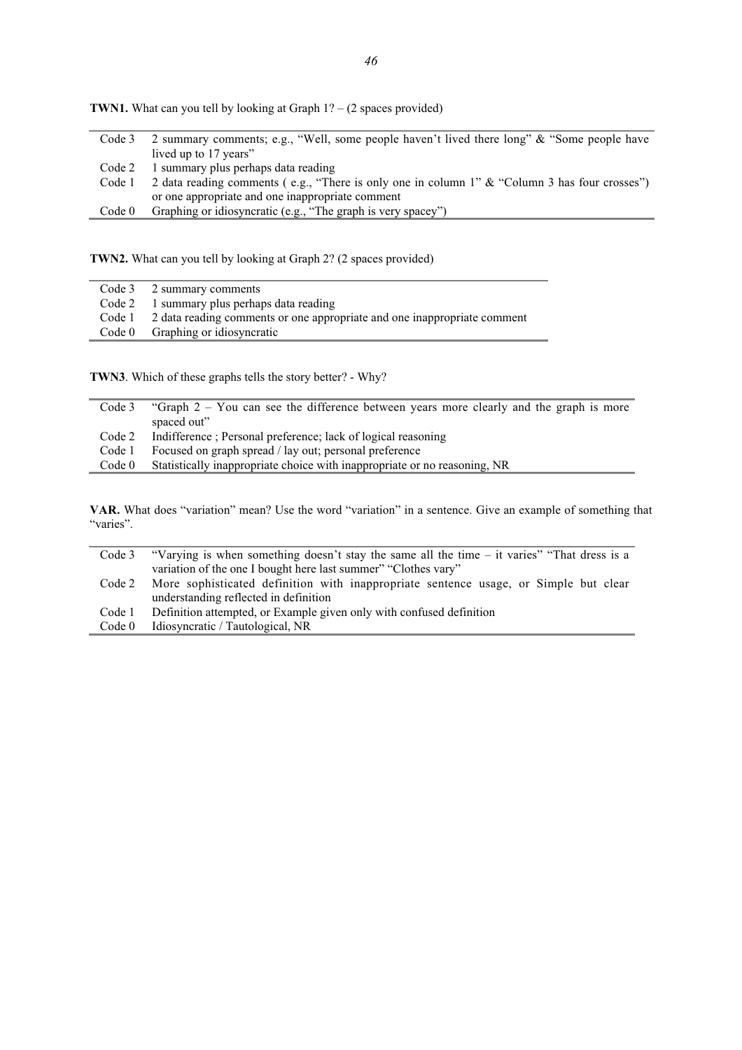**TWN1.** What can you tell by looking at Graph 1? – (2 spaces provided)

| | |
|---|---|
| Code 3 | 2 summary comments; e.g., "Well, some people haven't lived there long" & "Some people have lived up to 17 years" |
| Code 2 | 1 summary plus perhaps data reading |
| Code 1 | 2 data reading comments ( e.g., "There is only one in column 1" & "Column 3 has four crosses") or one appropriate and one inappropriate comment |
| Code 0 | Graphing or idiosyncratic (e.g., "The graph is very spacey") |

**TWN2.** What can you tell by looking at Graph 2? (2 spaces provided)

| | |
|---|---|
| Code 3 | 2 summary comments |
| Code 2 | 1 summary plus perhaps data reading |
| Code 1 | 2 data reading comments or one appropriate and one inappropriate comment |
| Code 0 | Graphing or idiosyncratic |

**TWN3**. Which of these graphs tells the story better? - Why?

| | |
|---|---|
| Code 3 | "Graph 2 – You can see the difference between years more clearly and the graph is more spaced out" |
| Code 2 | Indifference ; Personal preference; lack of logical reasoning |
| Code 1 | Focused on graph spread / lay out; personal preference |
| Code 0 | Statistically inappropriate choice with inappropriate or no reasoning, NR |

**VAR.** What does "variation" mean? Use the word "variation" in a sentence. Give an example of something that "varies".

| | |
|---|---|
| Code 3 | "Varying is when something doesn't stay the same all the time – it varies" "That dress is a variation of the one I bought here last summer" "Clothes vary" |
| Code 2 | More sophisticated definition with inappropriate sentence usage, or Simple but clear understanding reflected in definition |
| Code 1 | Definition attempted, or Example given only with confused definition |
| Code 0 | Idiosyncratic / Tautological, NR |